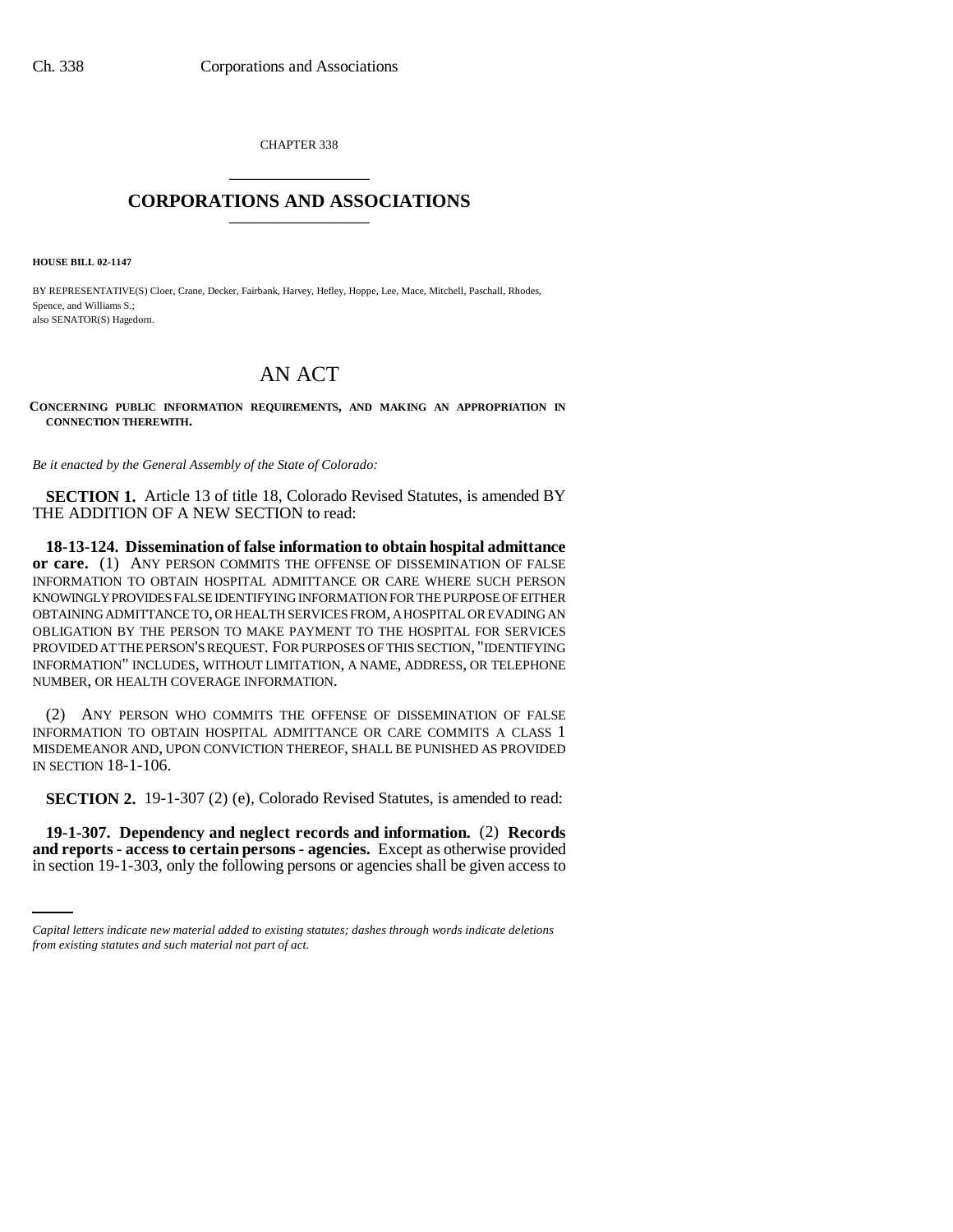CHAPTER 338

# CORPORATIONS AND ASSOCIATIONS

**HOUSE BILL 02-1147**

BY REPRESENTATIVE(S) Cloer, Crane, Decker, Fairbank, Harvey, Hefley, Hoppe, Lee, Mace, Mitchell, Paschall, Rhodes, Spence, and Williams S.;
also SENATOR(S) Hagedorn.

## AN ACT

**CONCERNING PUBLIC INFORMATION REQUIREMENTS, AND MAKING AN APPROPRIATION IN CONNECTION THEREWITH.**

*Be it enacted by the General Assembly of the State of Colorado:*

**SECTION 1.** Article 13 of title 18, Colorado Revised Statutes, is amended BY THE ADDITION OF A NEW SECTION to read:

**18-13-124. Dissemination of false information to obtain hospital admittance or care.** (1) ANY PERSON COMMITS THE OFFENSE OF DISSEMINATION OF FALSE INFORMATION TO OBTAIN HOSPITAL ADMITTANCE OR CARE WHERE SUCH PERSON KNOWINGLY PROVIDES FALSE IDENTIFYING INFORMATION FOR THE PURPOSE OF EITHER OBTAINING ADMITTANCE TO, OR HEALTH SERVICES FROM, A HOSPITAL OR EVADING AN OBLIGATION BY THE PERSON TO MAKE PAYMENT TO THE HOSPITAL FOR SERVICES PROVIDED AT THE PERSON'S REQUEST. FOR PURPOSES OF THIS SECTION, "IDENTIFYING INFORMATION" INCLUDES, WITHOUT LIMITATION, A NAME, ADDRESS, OR TELEPHONE NUMBER, OR HEALTH COVERAGE INFORMATION.

(2) ANY PERSON WHO COMMITS THE OFFENSE OF DISSEMINATION OF FALSE INFORMATION TO OBTAIN HOSPITAL ADMITTANCE OR CARE COMMITS A CLASS 1 MISDEMEANOR AND, UPON CONVICTION THEREOF, SHALL BE PUNISHED AS PROVIDED IN SECTION 18-1-106.

**SECTION 2.** 19-1-307 (2) (e), Colorado Revised Statutes, is amended to read:

**19-1-307. Dependency and neglect records and information.** (2) **Records and reports - access to certain persons - agencies.** Except as otherwise provided in section 19-1-303, only the following persons or agencies shall be given access to

*Capital letters indicate new material added to existing statutes; dashes through words indicate deletions from existing statutes and such material not part of act.*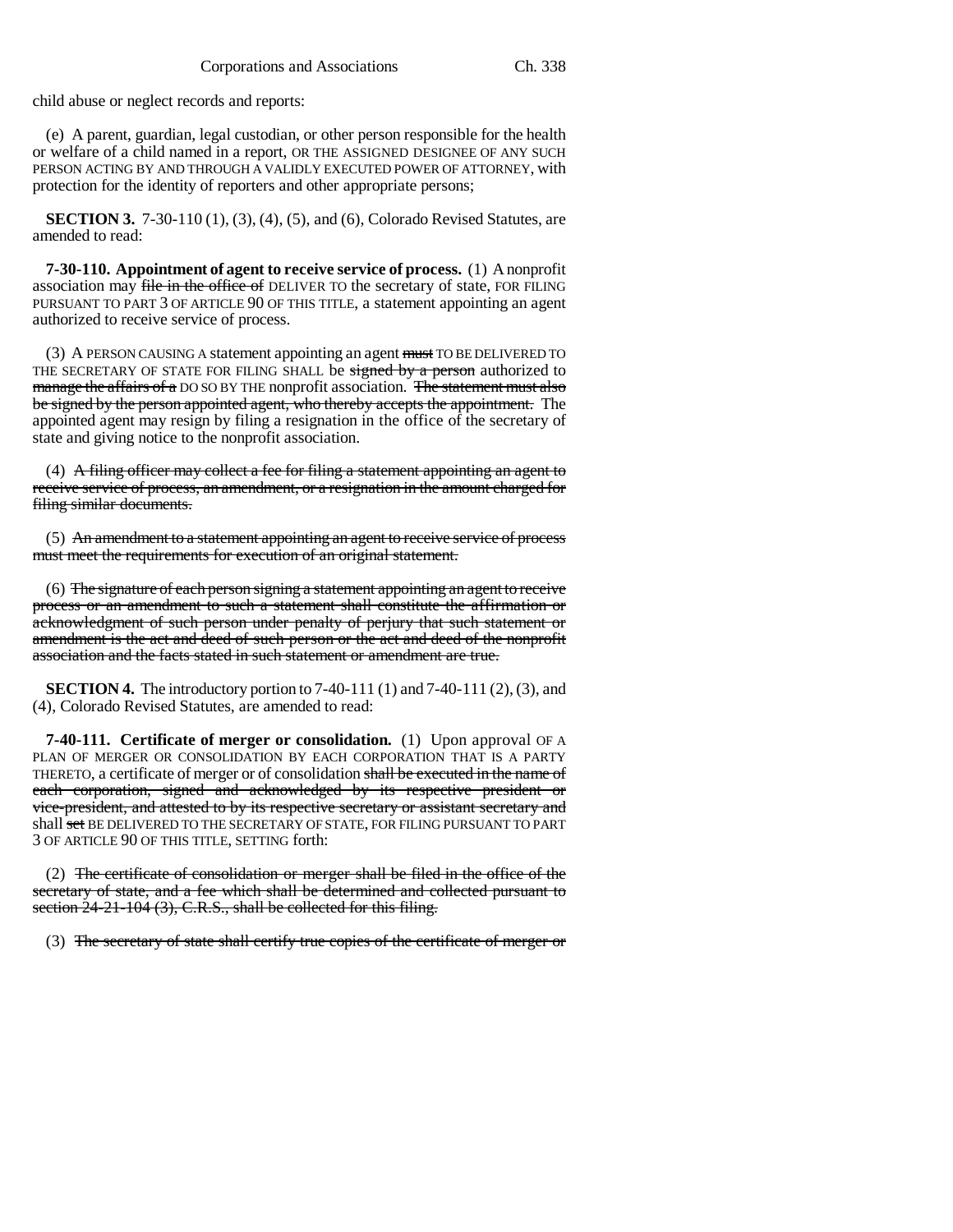child abuse or neglect records and reports:

(e) A parent, guardian, legal custodian, or other person responsible for the health or welfare of a child named in a report, OR THE ASSIGNED DESIGNEE OF ANY SUCH PERSON ACTING BY AND THROUGH A VALIDLY EXECUTED POWER OF ATTORNEY, with protection for the identity of reporters and other appropriate persons;

**SECTION 3.** 7-30-110 (1), (3), (4), (5), and (6), Colorado Revised Statutes, are amended to read:

**7-30-110. Appointment of agent to receive service of process.** (1) A nonprofit association may ~~file in the office of~~ DELIVER TO the secretary of state, FOR FILING PURSUANT TO PART 3 OF ARTICLE 90 OF THIS TITLE, a statement appointing an agent authorized to receive service of process.

(3) A PERSON CAUSING A statement appointing an agent ~~must~~ TO BE DELIVERED TO THE SECRETARY OF STATE FOR FILING SHALL be ~~signed by a person~~ authorized to ~~manage the affairs of a~~ DO SO BY THE nonprofit association. ~~The statement must also be signed by the person appointed agent, who thereby accepts the appointment.~~ The appointed agent may resign by filing a resignation in the office of the secretary of state and giving notice to the nonprofit association.

(4) ~~A filing officer may collect a fee for filing a statement appointing an agent to receive service of process, an amendment, or a resignation in the amount charged for filing similar documents.~~

(5) ~~An amendment to a statement appointing an agent to receive service of process must meet the requirements for execution of an original statement.~~

(6) ~~The signature of each person signing a statement appointing an agent to receive process or an amendment to such a statement shall constitute the affirmation or acknowledgment of such person under penalty of perjury that such statement or amendment is the act and deed of such person or the act and deed of the nonprofit association and the facts stated in such statement or amendment are true.~~

**SECTION 4.** The introductory portion to 7-40-111 (1) and 7-40-111 (2), (3), and (4), Colorado Revised Statutes, are amended to read:

**7-40-111. Certificate of merger or consolidation.** (1) Upon approval OF A PLAN OF MERGER OR CONSOLIDATION BY EACH CORPORATION THAT IS A PARTY THERETO, a certificate of merger or of consolidation ~~shall be executed in the name of each corporation, signed and acknowledged by its respective president or vice-president, and attested to by its respective secretary or assistant secretary and~~ shall ~~set~~ BE DELIVERED TO THE SECRETARY OF STATE, FOR FILING PURSUANT TO PART 3 OF ARTICLE 90 OF THIS TITLE, SETTING forth:

(2) ~~The certificate of consolidation or merger shall be filed in the office of the secretary of state, and a fee which shall be determined and collected pursuant to section 24-21-104 (3), C.R.S., shall be collected for this filing.~~

(3) ~~The secretary of state shall certify true copies of the certificate of merger or~~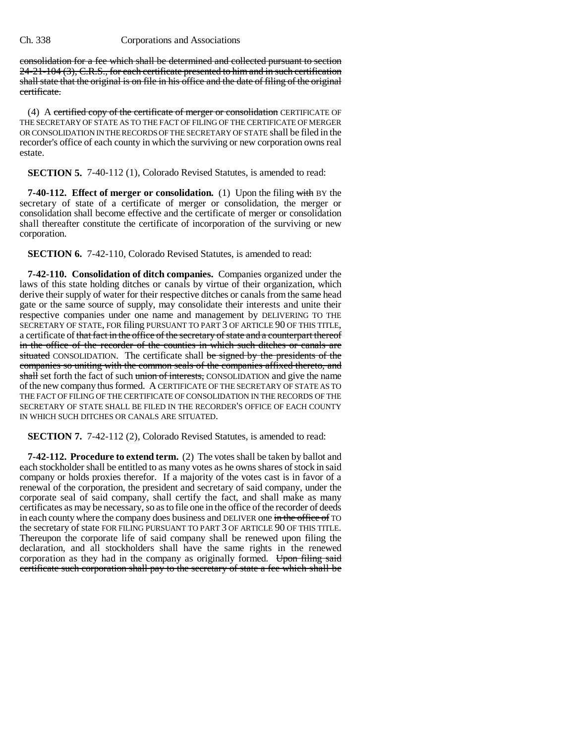consolidation for a fee which shall be determined and collected pursuant to section 24-21-104 (3), C.R.S., for each certificate presented to him and in such certification shall state that the original is on file in his office and the date of filing of the original certificate.

(4) A certified copy of the certificate of merger or consolidation CERTIFICATE OF THE SECRETARY OF STATE AS TO THE FACT OF FILING OF THE CERTIFICATE OF MERGER OR CONSOLIDATION IN THE RECORDS OF THE SECRETARY OF STATE shall be filed in the recorder's office of each county in which the surviving or new corporation owns real estate.

**SECTION 5.** 7-40-112 (1), Colorado Revised Statutes, is amended to read:

**7-40-112. Effect of merger or consolidation.** (1) Upon the filing with BY the secretary of state of a certificate of merger or consolidation, the merger or consolidation shall become effective and the certificate of merger or consolidation shall thereafter constitute the certificate of incorporation of the surviving or new corporation.

**SECTION 6.** 7-42-110, Colorado Revised Statutes, is amended to read:

**7-42-110. Consolidation of ditch companies.** Companies organized under the laws of this state holding ditches or canals by virtue of their organization, which derive their supply of water for their respective ditches or canals from the same head gate or the same source of supply, may consolidate their interests and unite their respective companies under one name and management by DELIVERING TO THE SECRETARY OF STATE, FOR filing PURSUANT TO PART 3 OF ARTICLE 90 OF THIS TITLE, a certificate of that fact in the office of the secretary of state and a counterpart thereof in the office of the recorder of the counties in which such ditches or canals are situated CONSOLIDATION. The certificate shall be signed by the presidents of the companies so uniting with the common seals of the companies affixed thereto, and shall set forth the fact of such union of interests, CONSOLIDATION and give the name of the new company thus formed. A CERTIFICATE OF THE SECRETARY OF STATE AS TO THE FACT OF FILING OF THE CERTIFICATE OF CONSOLIDATION IN THE RECORDS OF THE SECRETARY OF STATE SHALL BE FILED IN THE RECORDER'S OFFICE OF EACH COUNTY IN WHICH SUCH DITCHES OR CANALS ARE SITUATED.

**SECTION 7.** 7-42-112 (2), Colorado Revised Statutes, is amended to read:

**7-42-112. Procedure to extend term.** (2) The votes shall be taken by ballot and each stockholder shall be entitled to as many votes as he owns shares of stock in said company or holds proxies therefor. If a majority of the votes cast is in favor of a renewal of the corporation, the president and secretary of said company, under the corporate seal of said company, shall certify the fact, and shall make as many certificates as may be necessary, so as to file one in the office of the recorder of deeds in each county where the company does business and DELIVER one in the office of TO the secretary of state FOR FILING PURSUANT TO PART 3 OF ARTICLE 90 OF THIS TITLE. Thereupon the corporate life of said company shall be renewed upon filing the declaration, and all stockholders shall have the same rights in the renewed corporation as they had in the company as originally formed. Upon filing said certificate such corporation shall pay to the secretary of state a fee which shall be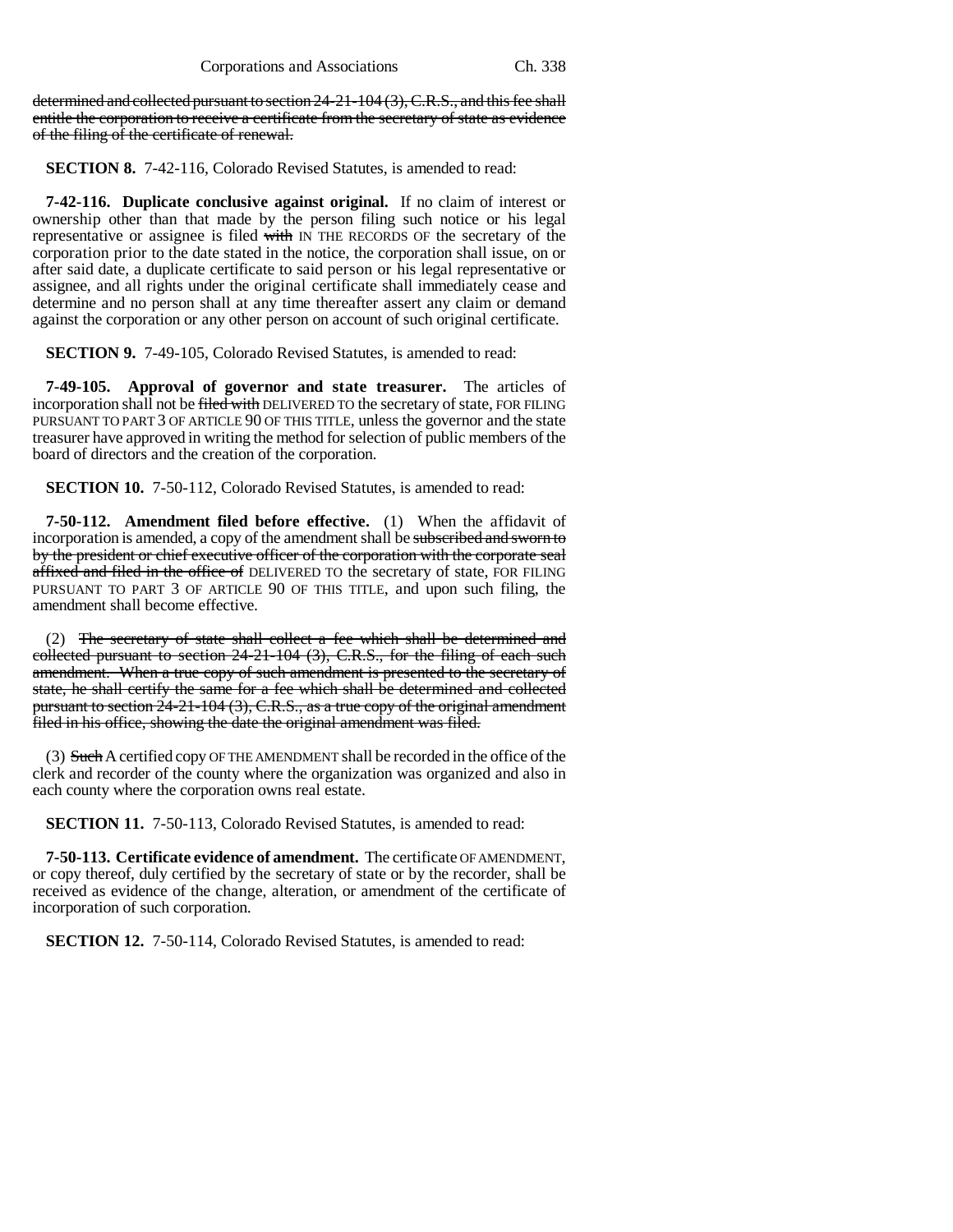determined and collected pursuant to section 24-21-104 (3), C.R.S., and this fee shall entitle the corporation to receive a certificate from the secretary of state as evidence of the filing of the certificate of renewal.

**SECTION 8.** 7-42-116, Colorado Revised Statutes, is amended to read:

**7-42-116. Duplicate conclusive against original.** If no claim of interest or ownership other than that made by the person filing such notice or his legal representative or assignee is filed with IN THE RECORDS OF the secretary of the corporation prior to the date stated in the notice, the corporation shall issue, on or after said date, a duplicate certificate to said person or his legal representative or assignee, and all rights under the original certificate shall immediately cease and determine and no person shall at any time thereafter assert any claim or demand against the corporation or any other person on account of such original certificate.

**SECTION 9.** 7-49-105, Colorado Revised Statutes, is amended to read:

**7-49-105. Approval of governor and state treasurer.** The articles of incorporation shall not be filed with DELIVERED TO the secretary of state, FOR FILING PURSUANT TO PART 3 OF ARTICLE 90 OF THIS TITLE, unless the governor and the state treasurer have approved in writing the method for selection of public members of the board of directors and the creation of the corporation.

**SECTION 10.** 7-50-112, Colorado Revised Statutes, is amended to read:

**7-50-112. Amendment filed before effective.** (1) When the affidavit of incorporation is amended, a copy of the amendment shall be subscribed and sworn to by the president or chief executive officer of the corporation with the corporate seal affixed and filed in the office of DELIVERED TO the secretary of state, FOR FILING PURSUANT TO PART 3 OF ARTICLE 90 OF THIS TITLE, and upon such filing, the amendment shall become effective.

(2) The secretary of state shall collect a fee which shall be determined and collected pursuant to section 24-21-104 (3), C.R.S., for the filing of each such amendment. When a true copy of such amendment is presented to the secretary of state, he shall certify the same for a fee which shall be determined and collected pursuant to section 24-21-104 (3), C.R.S., as a true copy of the original amendment filed in his office, showing the date the original amendment was filed.

(3) Such A certified copy OF THE AMENDMENT shall be recorded in the office of the clerk and recorder of the county where the organization was organized and also in each county where the corporation owns real estate.

**SECTION 11.** 7-50-113, Colorado Revised Statutes, is amended to read:

**7-50-113. Certificate evidence of amendment.** The certificate OF AMENDMENT, or copy thereof, duly certified by the secretary of state or by the recorder, shall be received as evidence of the change, alteration, or amendment of the certificate of incorporation of such corporation.

**SECTION 12.** 7-50-114, Colorado Revised Statutes, is amended to read: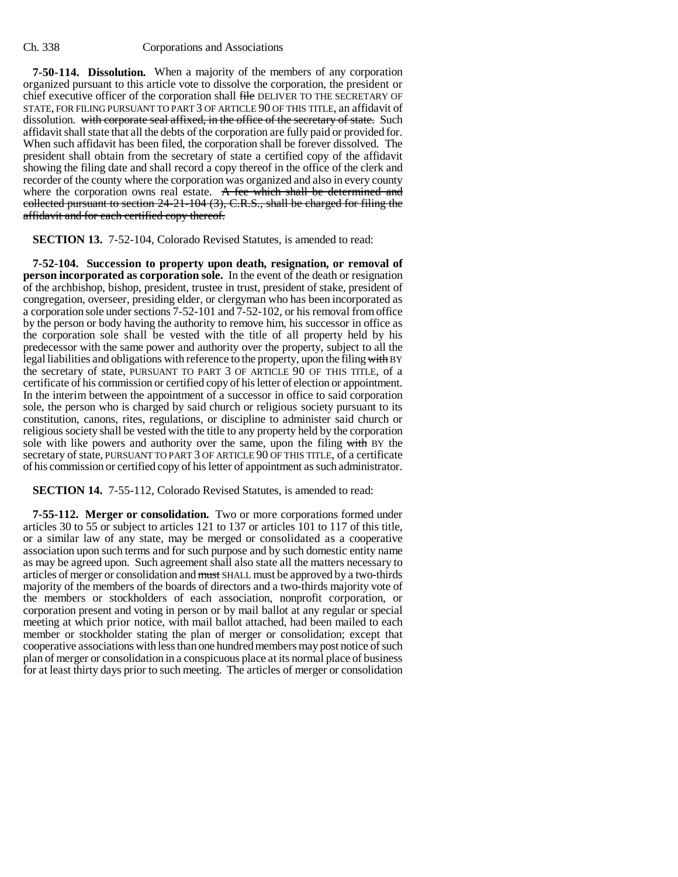**7-50-114. Dissolution.** When a majority of the members of any corporation organized pursuant to this article vote to dissolve the corporation, the president or chief executive officer of the corporation shall ~~file~~ DELIVER TO THE SECRETARY OF STATE, FOR FILING PURSUANT TO PART 3 OF ARTICLE 90 OF THIS TITLE, an affidavit of dissolution. ~~with corporate seal affixed, in the office of the secretary of state.~~ Such affidavit shall state that all the debts of the corporation are fully paid or provided for. When such affidavit has been filed, the corporation shall be forever dissolved. The president shall obtain from the secretary of state a certified copy of the affidavit showing the filing date and shall record a copy thereof in the office of the clerk and recorder of the county where the corporation was organized and also in every county where the corporation owns real estate. ~~A fee which shall be determined and collected pursuant to section 24-21-104 (3), C.R.S., shall be charged for filing the affidavit and for each certified copy thereof.~~

**SECTION 13.** 7-52-104, Colorado Revised Statutes, is amended to read:

**7-52-104. Succession to property upon death, resignation, or removal of person incorporated as corporation sole.** In the event of the death or resignation of the archbishop, bishop, president, trustee in trust, president of stake, president of congregation, overseer, presiding elder, or clergyman who has been incorporated as a corporation sole under sections 7-52-101 and 7-52-102, or his removal from office by the person or body having the authority to remove him, his successor in office as the corporation sole shall be vested with the title of all property held by his predecessor with the same power and authority over the property, subject to all the legal liabilities and obligations with reference to the property, upon the filing ~~with~~ BY the secretary of state, PURSUANT TO PART 3 OF ARTICLE 90 OF THIS TITLE, of a certificate of his commission or certified copy of his letter of election or appointment. In the interim between the appointment of a successor in office to said corporation sole, the person who is charged by said church or religious society pursuant to its constitution, canons, rites, regulations, or discipline to administer said church or religious society shall be vested with the title to any property held by the corporation sole with like powers and authority over the same, upon the filing ~~with~~ BY the secretary of state, PURSUANT TO PART 3 OF ARTICLE 90 OF THIS TITLE, of a certificate of his commission or certified copy of his letter of appointment as such administrator.

**SECTION 14.** 7-55-112, Colorado Revised Statutes, is amended to read:

**7-55-112. Merger or consolidation.** Two or more corporations formed under articles 30 to 55 or subject to articles 121 to 137 or articles 101 to 117 of this title, or a similar law of any state, may be merged or consolidated as a cooperative association upon such terms and for such purpose and by such domestic entity name as may be agreed upon. Such agreement shall also state all the matters necessary to articles of merger or consolidation and ~~must~~ SHALL must be approved by a two-thirds majority of the members of the boards of directors and a two-thirds majority vote of the members or stockholders of each association, nonprofit corporation, or corporation present and voting in person or by mail ballot at any regular or special meeting at which prior notice, with mail ballot attached, had been mailed to each member or stockholder stating the plan of merger or consolidation; except that cooperative associations with less than one hundred members may post notice of such plan of merger or consolidation in a conspicuous place at its normal place of business for at least thirty days prior to such meeting. The articles of merger or consolidation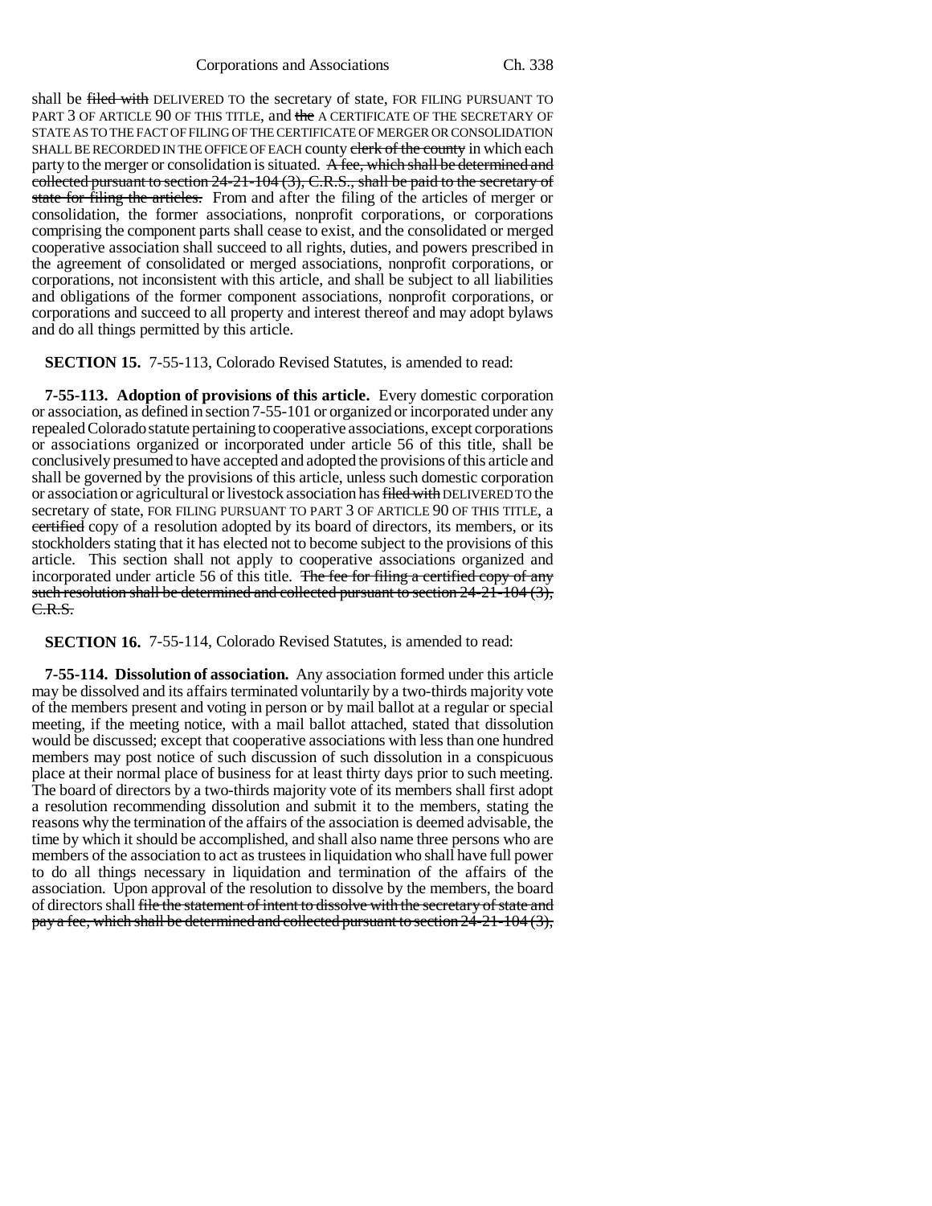shall be ~~filed with~~ DELIVERED TO the secretary of state, FOR FILING PURSUANT TO PART 3 OF ARTICLE 90 OF THIS TITLE, and ~~the~~ A CERTIFICATE OF THE SECRETARY OF STATE AS TO THE FACT OF FILING OF THE CERTIFICATE OF MERGER OR CONSOLIDATION SHALL BE RECORDED IN THE OFFICE OF EACH county ~~clerk of the county~~ in which each party to the merger or consolidation is situated. ~~A fee, which shall be determined and collected pursuant to section 24-21-104 (3), C.R.S., shall be paid to the secretary of state for filing the articles.~~ From and after the filing of the articles of merger or consolidation, the former associations, nonprofit corporations, or corporations comprising the component parts shall cease to exist, and the consolidated or merged cooperative association shall succeed to all rights, duties, and powers prescribed in the agreement of consolidated or merged associations, nonprofit corporations, or corporations, not inconsistent with this article, and shall be subject to all liabilities and obligations of the former component associations, nonprofit corporations, or corporations and succeed to all property and interest thereof and may adopt bylaws and do all things permitted by this article.

**SECTION 15.** 7-55-113, Colorado Revised Statutes, is amended to read:

**7-55-113. Adoption of provisions of this article.** Every domestic corporation or association, as defined in section 7-55-101 or organized or incorporated under any repealed Colorado statute pertaining to cooperative associations, except corporations or associations organized or incorporated under article 56 of this title, shall be conclusively presumed to have accepted and adopted the provisions of this article and shall be governed by the provisions of this article, unless such domestic corporation or association or agricultural or livestock association has ~~filed with~~ DELIVERED TO the secretary of state, FOR FILING PURSUANT TO PART 3 OF ARTICLE 90 OF THIS TITLE, a ~~certified~~ copy of a resolution adopted by its board of directors, its members, or its stockholders stating that it has elected not to become subject to the provisions of this article. This section shall not apply to cooperative associations organized and incorporated under article 56 of this title. ~~The fee for filing a certified copy of any such resolution shall be determined and collected pursuant to section 24-21-104 (3), C.R.S.~~

**SECTION 16.** 7-55-114, Colorado Revised Statutes, is amended to read:

**7-55-114. Dissolution of association.** Any association formed under this article may be dissolved and its affairs terminated voluntarily by a two-thirds majority vote of the members present and voting in person or by mail ballot at a regular or special meeting, if the meeting notice, with a mail ballot attached, stated that dissolution would be discussed; except that cooperative associations with less than one hundred members may post notice of such discussion of such dissolution in a conspicuous place at their normal place of business for at least thirty days prior to such meeting. The board of directors by a two-thirds majority vote of its members shall first adopt a resolution recommending dissolution and submit it to the members, stating the reasons why the termination of the affairs of the association is deemed advisable, the time by which it should be accomplished, and shall also name three persons who are members of the association to act as trustees in liquidation who shall have full power to do all things necessary in liquidation and termination of the affairs of the association. Upon approval of the resolution to dissolve by the members, the board of directors shall ~~file the statement of intent to dissolve with the secretary of state and pay a fee, which shall be determined and collected pursuant to section 24-21-104 (3),~~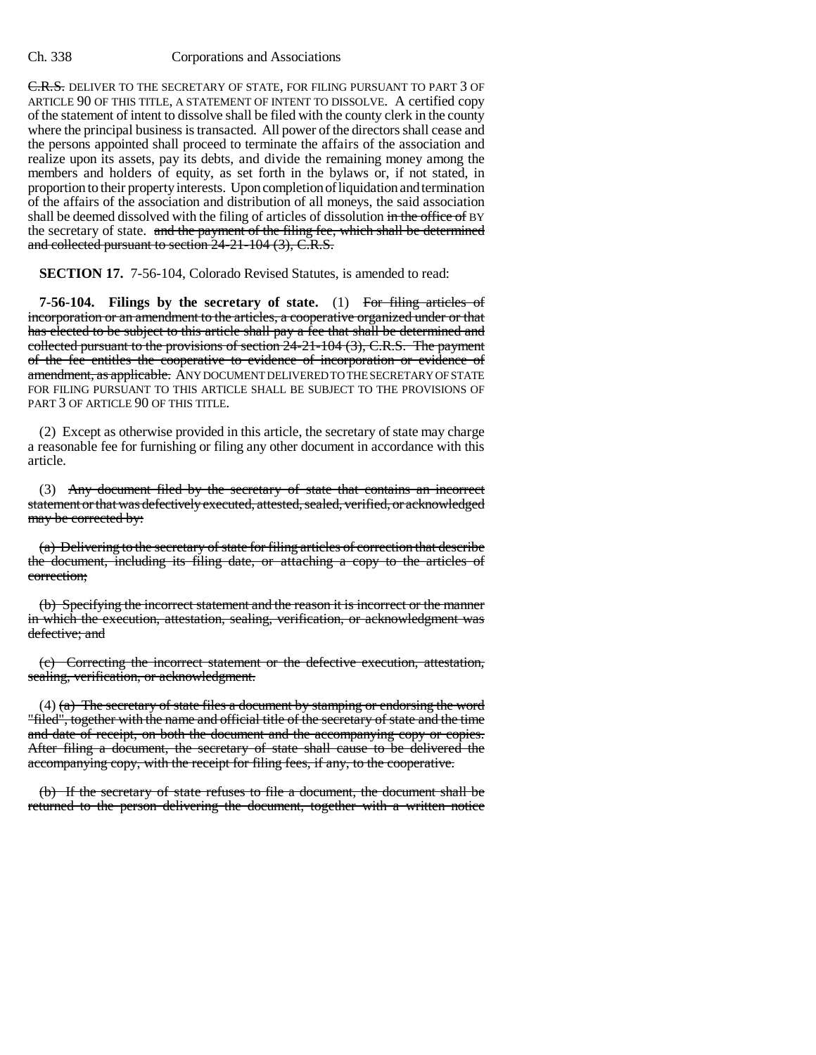~~C.R.S.~~ DELIVER TO THE SECRETARY OF STATE, FOR FILING PURSUANT TO PART 3 OF ARTICLE 90 OF THIS TITLE, A STATEMENT OF INTENT TO DISSOLVE. A certified copy of the statement of intent to dissolve shall be filed with the county clerk in the county where the principal business is transacted. All power of the directors shall cease and the persons appointed shall proceed to terminate the affairs of the association and realize upon its assets, pay its debts, and divide the remaining money among the members and holders of equity, as set forth in the bylaws or, if not stated, in proportion to their property interests. Upon completion of liquidation and termination of the affairs of the association and distribution of all moneys, the said association shall be deemed dissolved with the filing of articles of dissolution ~~in the office of~~ BY the secretary of state. ~~and the payment of the filing fee, which shall be determined and collected pursuant to section 24-21-104 (3), C.R.S.~~

**SECTION 17.** 7-56-104, Colorado Revised Statutes, is amended to read:

**7-56-104. Filings by the secretary of state.** (1) ~~For filing articles of incorporation or an amendment to the articles, a cooperative organized under or that has elected to be subject to this article shall pay a fee that shall be determined and collected pursuant to the provisions of section 24-21-104 (3), C.R.S. The payment of the fee entitles the cooperative to evidence of incorporation or evidence of amendment, as applicable.~~ ANY DOCUMENT DELIVERED TO THE SECRETARY OF STATE FOR FILING PURSUANT TO THIS ARTICLE SHALL BE SUBJECT TO THE PROVISIONS OF PART 3 OF ARTICLE 90 OF THIS TITLE.

(2) Except as otherwise provided in this article, the secretary of state may charge a reasonable fee for furnishing or filing any other document in accordance with this article.

(3) ~~Any document filed by the secretary of state that contains an incorrect statement or that was defectively executed, attested, sealed, verified, or acknowledged may be corrected by:~~

~~(a) Delivering to the secretary of state for filing articles of correction that describe the document, including its filing date, or attaching a copy to the articles of correction;~~

~~(b) Specifying the incorrect statement and the reason it is incorrect or the manner in which the execution, attestation, sealing, verification, or acknowledgment was defective; and~~

~~(c) Correcting the incorrect statement or the defective execution, attestation, sealing, verification, or acknowledgment.~~

(4) ~~(a) The secretary of state files a document by stamping or endorsing the word "filed", together with the name and official title of the secretary of state and the time and date of receipt, on both the document and the accompanying copy or copies. After filing a document, the secretary of state shall cause to be delivered the accompanying copy, with the receipt for filing fees, if any, to the cooperative.~~

~~(b) If the secretary of state refuses to file a document, the document shall be returned to the person delivering the document, together with a written notice~~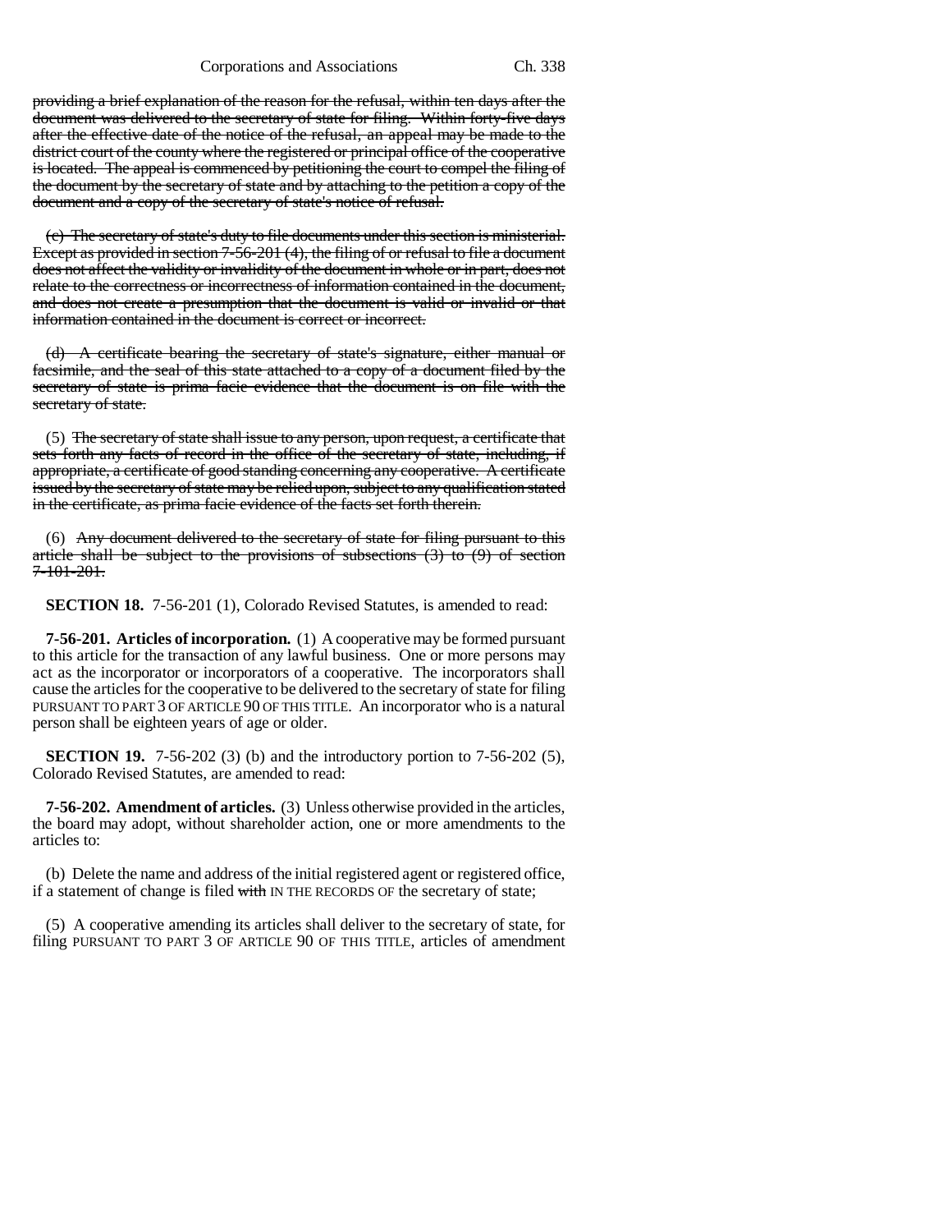providing a brief explanation of the reason for the refusal, within ten days after the document was delivered to the secretary of state for filing. Within forty-five days after the effective date of the notice of the refusal, an appeal may be made to the district court of the county where the registered or principal office of the cooperative is located. The appeal is commenced by petitioning the court to compel the filing of the document by the secretary of state and by attaching to the petition a copy of the document and a copy of the secretary of state's notice of refusal.

(c) The secretary of state's duty to file documents under this section is ministerial. Except as provided in section 7-56-201 (4), the filing of or refusal to file a document does not affect the validity or invalidity of the document in whole or in part, does not relate to the correctness or incorrectness of information contained in the document, and does not create a presumption that the document is valid or invalid or that information contained in the document is correct or incorrect.

(d) A certificate bearing the secretary of state's signature, either manual or facsimile, and the seal of this state attached to a copy of a document filed by the secretary of state is prima facie evidence that the document is on file with the secretary of state.

(5) The secretary of state shall issue to any person, upon request, a certificate that sets forth any facts of record in the office of the secretary of state, including, if appropriate, a certificate of good standing concerning any cooperative. A certificate issued by the secretary of state may be relied upon, subject to any qualification stated in the certificate, as prima facie evidence of the facts set forth therein.

(6) Any document delivered to the secretary of state for filing pursuant to this article shall be subject to the provisions of subsections (3) to (9) of section 7-101-201.

**SECTION 18.** 7-56-201 (1), Colorado Revised Statutes, is amended to read:

**7-56-201. Articles of incorporation.** (1) A cooperative may be formed pursuant to this article for the transaction of any lawful business. One or more persons may act as the incorporator or incorporators of a cooperative. The incorporators shall cause the articles for the cooperative to be delivered to the secretary of state for filing PURSUANT TO PART 3 OF ARTICLE 90 OF THIS TITLE. An incorporator who is a natural person shall be eighteen years of age or older.

**SECTION 19.** 7-56-202 (3) (b) and the introductory portion to 7-56-202 (5), Colorado Revised Statutes, are amended to read:

**7-56-202. Amendment of articles.** (3) Unless otherwise provided in the articles, the board may adopt, without shareholder action, one or more amendments to the articles to:

(b) Delete the name and address of the initial registered agent or registered office, if a statement of change is filed with IN THE RECORDS OF the secretary of state;

(5) A cooperative amending its articles shall deliver to the secretary of state, for filing PURSUANT TO PART 3 OF ARTICLE 90 OF THIS TITLE, articles of amendment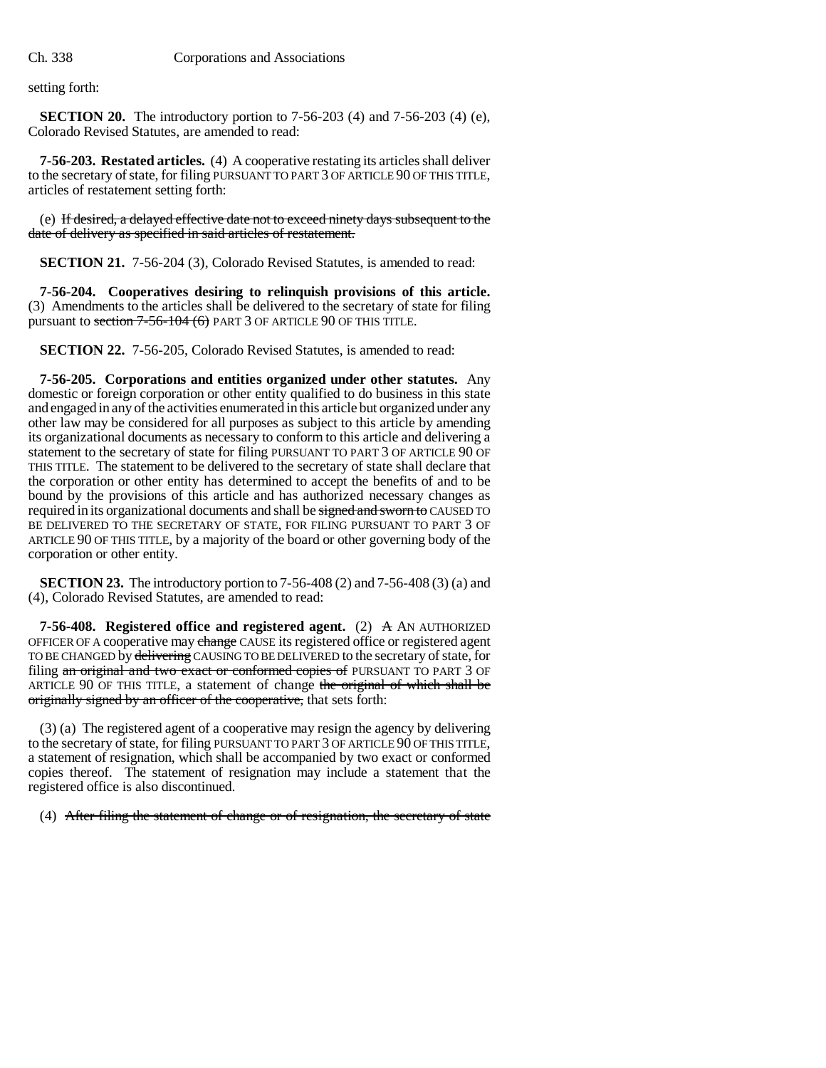setting forth:

**SECTION 20.** The introductory portion to 7-56-203 (4) and 7-56-203 (4) (e), Colorado Revised Statutes, are amended to read:

**7-56-203. Restated articles.** (4) A cooperative restating its articles shall deliver to the secretary of state, for filing PURSUANT TO PART 3 OF ARTICLE 90 OF THIS TITLE, articles of restatement setting forth:

(e) ~~If desired, a delayed effective date not to exceed ninety days subsequent to the date of delivery as specified in said articles of restatement.~~

**SECTION 21.** 7-56-204 (3), Colorado Revised Statutes, is amended to read:

**7-56-204. Cooperatives desiring to relinquish provisions of this article.** (3) Amendments to the articles shall be delivered to the secretary of state for filing pursuant to ~~section 7-56-104 (6)~~ PART 3 OF ARTICLE 90 OF THIS TITLE.

**SECTION 22.** 7-56-205, Colorado Revised Statutes, is amended to read:

**7-56-205. Corporations and entities organized under other statutes.** Any domestic or foreign corporation or other entity qualified to do business in this state and engaged in any of the activities enumerated in this article but organized under any other law may be considered for all purposes as subject to this article by amending its organizational documents as necessary to conform to this article and delivering a statement to the secretary of state for filing PURSUANT TO PART 3 OF ARTICLE 90 OF THIS TITLE. The statement to be delivered to the secretary of state shall declare that the corporation or other entity has determined to accept the benefits of and to be bound by the provisions of this article and has authorized necessary changes as required in its organizational documents and shall be ~~signed and sworn to~~ CAUSED TO BE DELIVERED TO THE SECRETARY OF STATE, FOR FILING PURSUANT TO PART 3 OF ARTICLE 90 OF THIS TITLE, by a majority of the board or other governing body of the corporation or other entity.

**SECTION 23.** The introductory portion to 7-56-408 (2) and 7-56-408 (3) (a) and (4), Colorado Revised Statutes, are amended to read:

**7-56-408. Registered office and registered agent.** (2) ~~A~~ AN AUTHORIZED OFFICER OF A cooperative may ~~change~~ CAUSE its registered office or registered agent TO BE CHANGED by ~~delivering~~ CAUSING TO BE DELIVERED to the secretary of state, for filing ~~an original and two exact or conformed copies of~~ PURSUANT TO PART 3 OF ARTICLE 90 OF THIS TITLE, a statement of change ~~the original of which shall be originally signed by an officer of the cooperative,~~ that sets forth:

(3) (a) The registered agent of a cooperative may resign the agency by delivering to the secretary of state, for filing PURSUANT TO PART 3 OF ARTICLE 90 OF THIS TITLE, a statement of resignation, which shall be accompanied by two exact or conformed copies thereof. The statement of resignation may include a statement that the registered office is also discontinued.

(4) ~~After filing the statement of change or of resignation, the secretary of state~~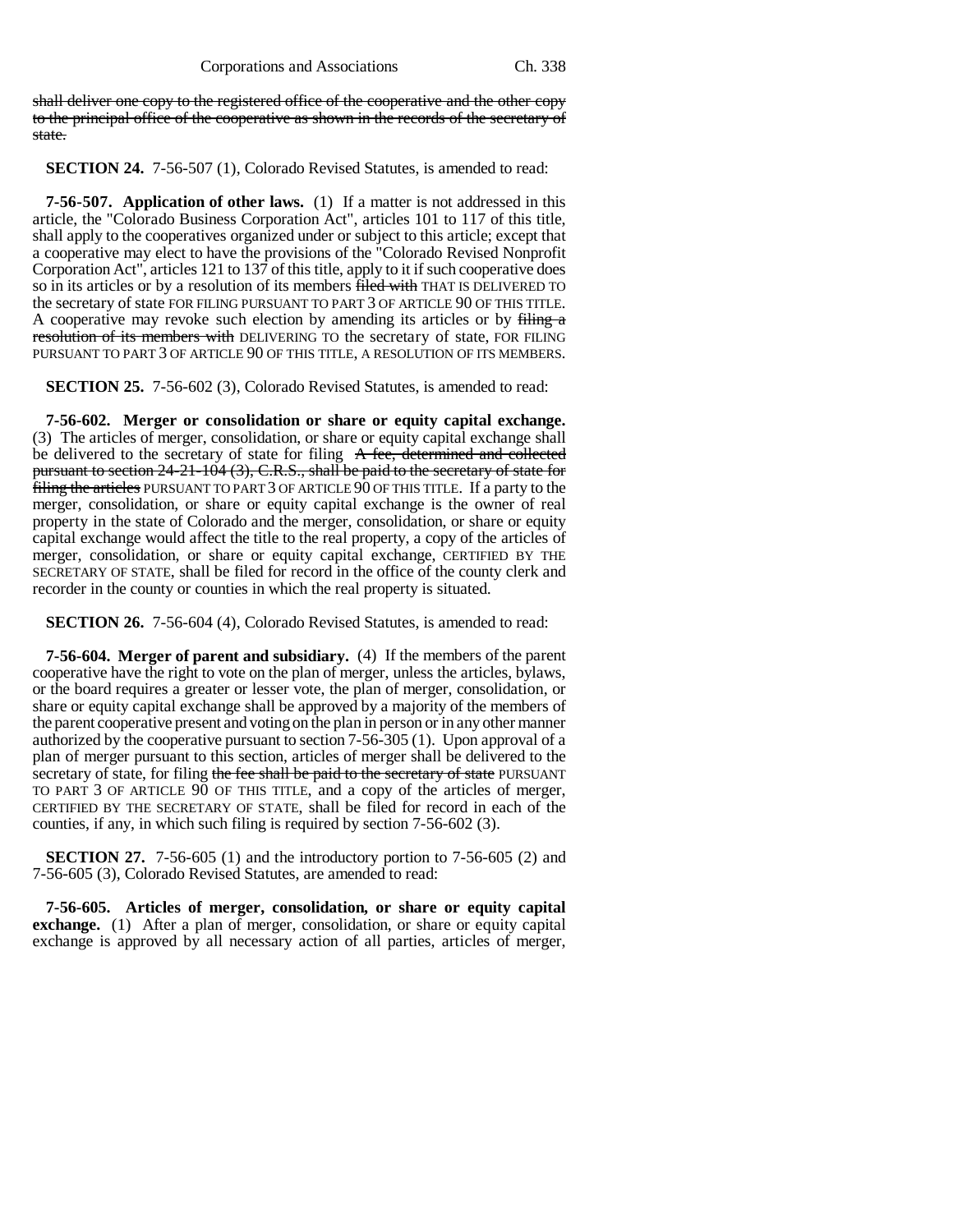~~shall deliver one copy to the registered office of the cooperative and the other copy to the principal office of the cooperative as shown in the records of the secretary of state.~~

**SECTION 24.** 7-56-507 (1), Colorado Revised Statutes, is amended to read:

**7-56-507. Application of other laws.** (1) If a matter is not addressed in this article, the "Colorado Business Corporation Act", articles 101 to 117 of this title, shall apply to the cooperatives organized under or subject to this article; except that a cooperative may elect to have the provisions of the "Colorado Revised Nonprofit Corporation Act", articles 121 to 137 of this title, apply to it if such cooperative does so in its articles or by a resolution of its members ~~filed with~~ THAT IS DELIVERED TO the secretary of state FOR FILING PURSUANT TO PART 3 OF ARTICLE 90 OF THIS TITLE. A cooperative may revoke such election by amending its articles or by ~~filing a resolution of its members with~~ DELIVERING TO the secretary of state, FOR FILING PURSUANT TO PART 3 OF ARTICLE 90 OF THIS TITLE, A RESOLUTION OF ITS MEMBERS.

**SECTION 25.** 7-56-602 (3), Colorado Revised Statutes, is amended to read:

**7-56-602. Merger or consolidation or share or equity capital exchange.** (3) The articles of merger, consolidation, or share or equity capital exchange shall be delivered to the secretary of state for filing ~~A fee, determined and collected pursuant to section 24-21-104 (3), C.R.S., shall be paid to the secretary of state for filing the articles~~ PURSUANT TO PART 3 OF ARTICLE 90 OF THIS TITLE. If a party to the merger, consolidation, or share or equity capital exchange is the owner of real property in the state of Colorado and the merger, consolidation, or share or equity capital exchange would affect the title to the real property, a copy of the articles of merger, consolidation, or share or equity capital exchange, CERTIFIED BY THE SECRETARY OF STATE, shall be filed for record in the office of the county clerk and recorder in the county or counties in which the real property is situated.

**SECTION 26.** 7-56-604 (4), Colorado Revised Statutes, is amended to read:

**7-56-604. Merger of parent and subsidiary.** (4) If the members of the parent cooperative have the right to vote on the plan of merger, unless the articles, bylaws, or the board requires a greater or lesser vote, the plan of merger, consolidation, or share or equity capital exchange shall be approved by a majority of the members of the parent cooperative present and voting on the plan in person or in any other manner authorized by the cooperative pursuant to section 7-56-305 (1). Upon approval of a plan of merger pursuant to this section, articles of merger shall be delivered to the secretary of state, for filing ~~the fee shall be paid to the secretary of state~~ PURSUANT TO PART 3 OF ARTICLE 90 OF THIS TITLE, and a copy of the articles of merger, CERTIFIED BY THE SECRETARY OF STATE, shall be filed for record in each of the counties, if any, in which such filing is required by section 7-56-602 (3).

**SECTION 27.** 7-56-605 (1) and the introductory portion to 7-56-605 (2) and 7-56-605 (3), Colorado Revised Statutes, are amended to read:

**7-56-605. Articles of merger, consolidation, or share or equity capital exchange.** (1) After a plan of merger, consolidation, or share or equity capital exchange is approved by all necessary action of all parties, articles of merger,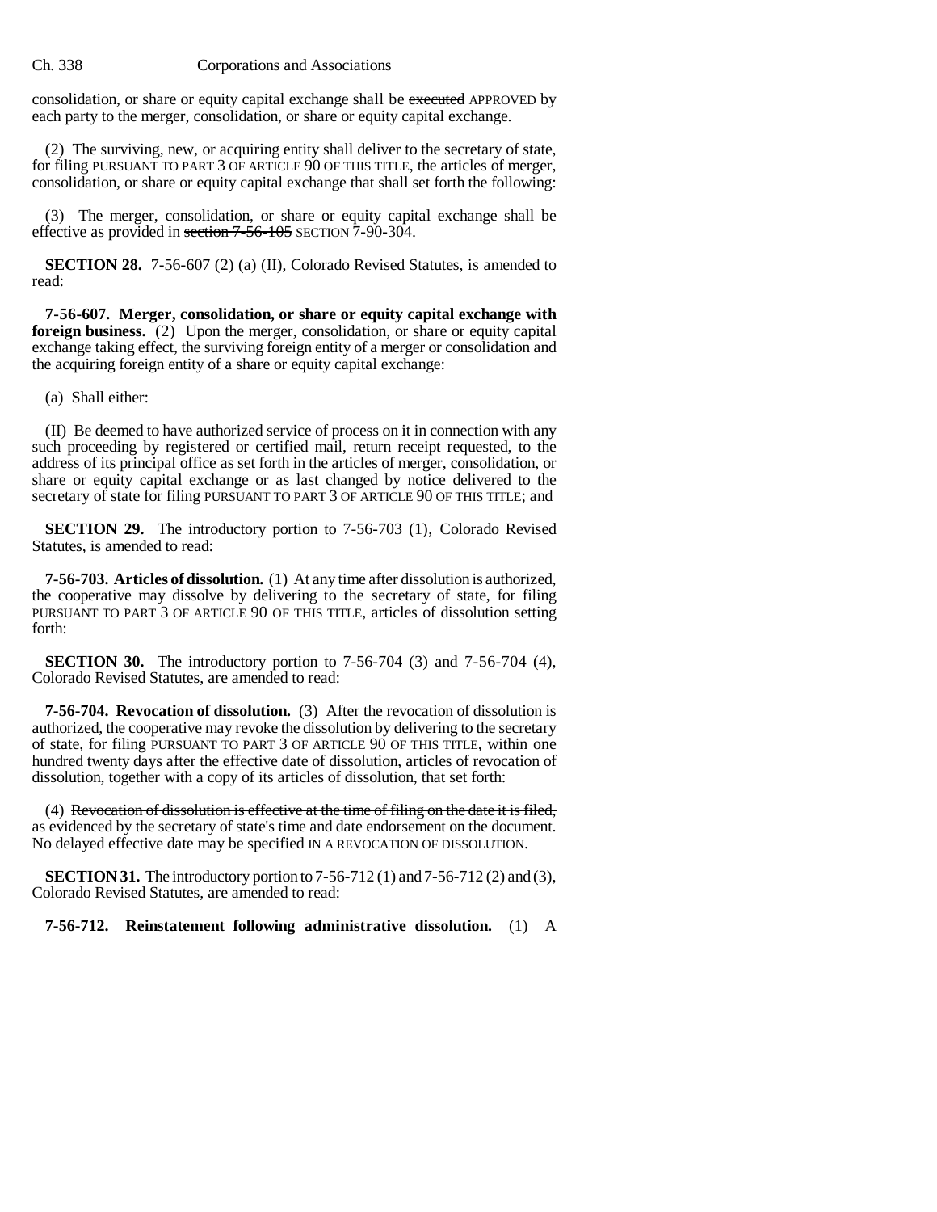consolidation, or share or equity capital exchange shall be ~~executed~~ APPROVED by each party to the merger, consolidation, or share or equity capital exchange.

(2) The surviving, new, or acquiring entity shall deliver to the secretary of state, for filing PURSUANT TO PART 3 OF ARTICLE 90 OF THIS TITLE, the articles of merger, consolidation, or share or equity capital exchange that shall set forth the following:

(3) The merger, consolidation, or share or equity capital exchange shall be effective as provided in ~~section 7-56-105~~ SECTION 7-90-304.

**SECTION 28.** 7-56-607 (2) (a) (II), Colorado Revised Statutes, is amended to read:

**7-56-607. Merger, consolidation, or share or equity capital exchange with foreign business.** (2) Upon the merger, consolidation, or share or equity capital exchange taking effect, the surviving foreign entity of a merger or consolidation and the acquiring foreign entity of a share or equity capital exchange:

(a) Shall either:

(II) Be deemed to have authorized service of process on it in connection with any such proceeding by registered or certified mail, return receipt requested, to the address of its principal office as set forth in the articles of merger, consolidation, or share or equity capital exchange or as last changed by notice delivered to the secretary of state for filing PURSUANT TO PART 3 OF ARTICLE 90 OF THIS TITLE; and

**SECTION 29.** The introductory portion to 7-56-703 (1), Colorado Revised Statutes, is amended to read:

**7-56-703. Articles of dissolution.** (1) At any time after dissolution is authorized, the cooperative may dissolve by delivering to the secretary of state, for filing PURSUANT TO PART 3 OF ARTICLE 90 OF THIS TITLE, articles of dissolution setting forth:

**SECTION 30.** The introductory portion to 7-56-704 (3) and 7-56-704 (4), Colorado Revised Statutes, are amended to read:

**7-56-704. Revocation of dissolution.** (3) After the revocation of dissolution is authorized, the cooperative may revoke the dissolution by delivering to the secretary of state, for filing PURSUANT TO PART 3 OF ARTICLE 90 OF THIS TITLE, within one hundred twenty days after the effective date of dissolution, articles of revocation of dissolution, together with a copy of its articles of dissolution, that set forth:

(4) ~~Revocation of dissolution is effective at the time of filing on the date it is filed, as evidenced by the secretary of state's time and date endorsement on the document.~~ No delayed effective date may be specified IN A REVOCATION OF DISSOLUTION.

**SECTION 31.** The introductory portion to 7-56-712 (1) and 7-56-712 (2) and (3), Colorado Revised Statutes, are amended to read:

**7-56-712. Reinstatement following administrative dissolution.** (1) A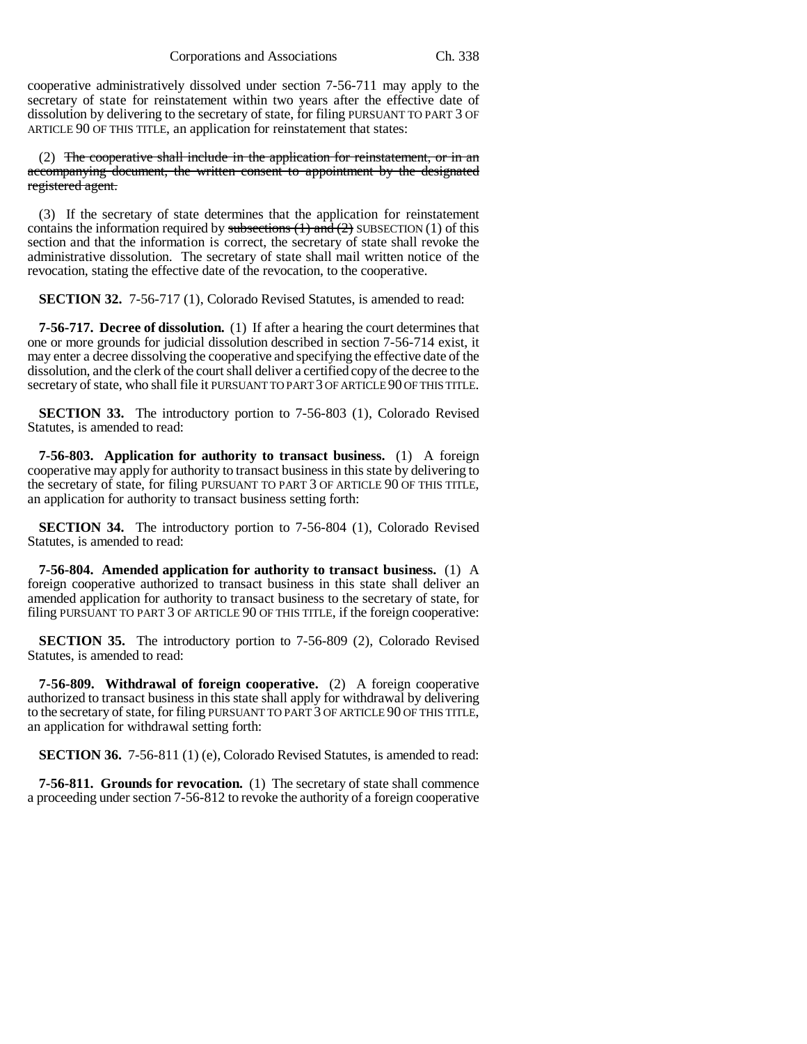cooperative administratively dissolved under section 7-56-711 may apply to the secretary of state for reinstatement within two years after the effective date of dissolution by delivering to the secretary of state, for filing PURSUANT TO PART 3 OF ARTICLE 90 OF THIS TITLE, an application for reinstatement that states:

(2) ~~The cooperative shall include in the application for reinstatement, or in an accompanying document, the written consent to appointment by the designated registered agent.~~

(3) If the secretary of state determines that the application for reinstatement contains the information required by ~~subsections (1) and (2)~~ SUBSECTION (1) of this section and that the information is correct, the secretary of state shall revoke the administrative dissolution. The secretary of state shall mail written notice of the revocation, stating the effective date of the revocation, to the cooperative.

**SECTION 32.** 7-56-717 (1), Colorado Revised Statutes, is amended to read:

**7-56-717. Decree of dissolution.** (1) If after a hearing the court determines that one or more grounds for judicial dissolution described in section 7-56-714 exist, it may enter a decree dissolving the cooperative and specifying the effective date of the dissolution, and the clerk of the court shall deliver a certified copy of the decree to the secretary of state, who shall file it PURSUANT TO PART 3 OF ARTICLE 90 OF THIS TITLE.

**SECTION 33.** The introductory portion to 7-56-803 (1), Colorado Revised Statutes, is amended to read:

**7-56-803. Application for authority to transact business.** (1) A foreign cooperative may apply for authority to transact business in this state by delivering to the secretary of state, for filing PURSUANT TO PART 3 OF ARTICLE 90 OF THIS TITLE, an application for authority to transact business setting forth:

**SECTION 34.** The introductory portion to 7-56-804 (1), Colorado Revised Statutes, is amended to read:

**7-56-804. Amended application for authority to transact business.** (1) A foreign cooperative authorized to transact business in this state shall deliver an amended application for authority to transact business to the secretary of state, for filing PURSUANT TO PART 3 OF ARTICLE 90 OF THIS TITLE, if the foreign cooperative:

**SECTION 35.** The introductory portion to 7-56-809 (2), Colorado Revised Statutes, is amended to read:

**7-56-809. Withdrawal of foreign cooperative.** (2) A foreign cooperative authorized to transact business in this state shall apply for withdrawal by delivering to the secretary of state, for filing PURSUANT TO PART 3 OF ARTICLE 90 OF THIS TITLE, an application for withdrawal setting forth:

**SECTION 36.** 7-56-811 (1) (e), Colorado Revised Statutes, is amended to read:

**7-56-811. Grounds for revocation.** (1) The secretary of state shall commence a proceeding under section 7-56-812 to revoke the authority of a foreign cooperative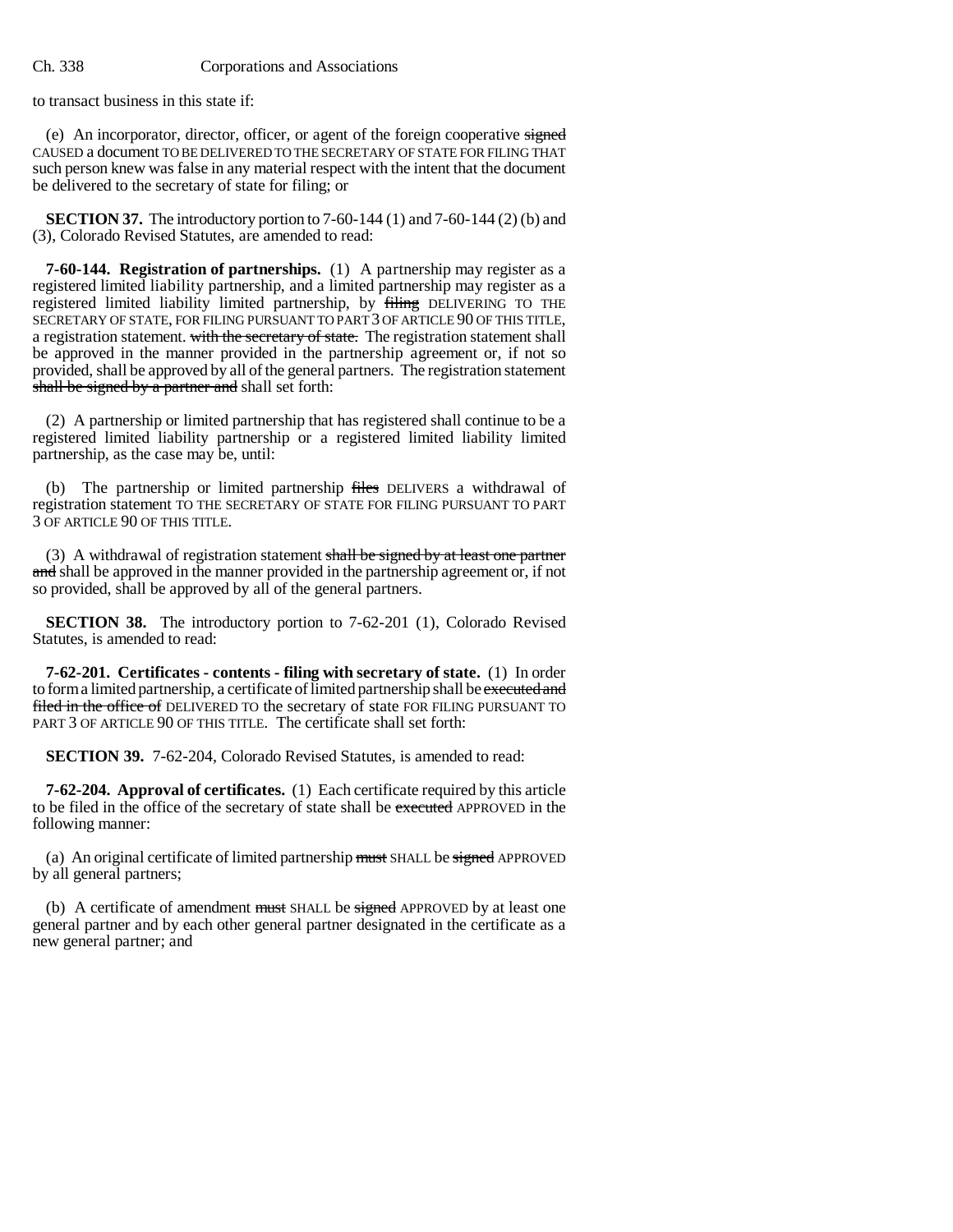to transact business in this state if:

(e) An incorporator, director, officer, or agent of the foreign cooperative ~~signed~~ CAUSED a document TO BE DELIVERED TO THE SECRETARY OF STATE FOR FILING THAT such person knew was false in any material respect with the intent that the document be delivered to the secretary of state for filing; or

**SECTION 37.** The introductory portion to 7-60-144 (1) and 7-60-144 (2) (b) and (3), Colorado Revised Statutes, are amended to read:

**7-60-144. Registration of partnerships.** (1) A partnership may register as a registered limited liability partnership, and a limited partnership may register as a registered limited liability limited partnership, by ~~filing~~ DELIVERING TO THE SECRETARY OF STATE, FOR FILING PURSUANT TO PART 3 OF ARTICLE 90 OF THIS TITLE, a registration statement. ~~with the secretary of state.~~ The registration statement shall be approved in the manner provided in the partnership agreement or, if not so provided, shall be approved by all of the general partners. The registration statement ~~shall be signed by a partner and~~ shall set forth:

(2) A partnership or limited partnership that has registered shall continue to be a registered limited liability partnership or a registered limited liability limited partnership, as the case may be, until:

(b) The partnership or limited partnership ~~files~~ DELIVERS a withdrawal of registration statement TO THE SECRETARY OF STATE FOR FILING PURSUANT TO PART 3 OF ARTICLE 90 OF THIS TITLE.

(3) A withdrawal of registration statement ~~shall be signed by at least one partner and~~ shall be approved in the manner provided in the partnership agreement or, if not so provided, shall be approved by all of the general partners.

**SECTION 38.** The introductory portion to 7-62-201 (1), Colorado Revised Statutes, is amended to read:

**7-62-201. Certificates - contents - filing with secretary of state.** (1) In order to form a limited partnership, a certificate of limited partnership shall be ~~executed and filed in the office of~~ DELIVERED TO the secretary of state FOR FILING PURSUANT TO PART 3 OF ARTICLE 90 OF THIS TITLE. The certificate shall set forth:

**SECTION 39.** 7-62-204, Colorado Revised Statutes, is amended to read:

**7-62-204. Approval of certificates.** (1) Each certificate required by this article to be filed in the office of the secretary of state shall be ~~executed~~ APPROVED in the following manner:

(a) An original certificate of limited partnership ~~must~~ SHALL be ~~signed~~ APPROVED by all general partners;

(b) A certificate of amendment ~~must~~ SHALL be ~~signed~~ APPROVED by at least one general partner and by each other general partner designated in the certificate as a new general partner; and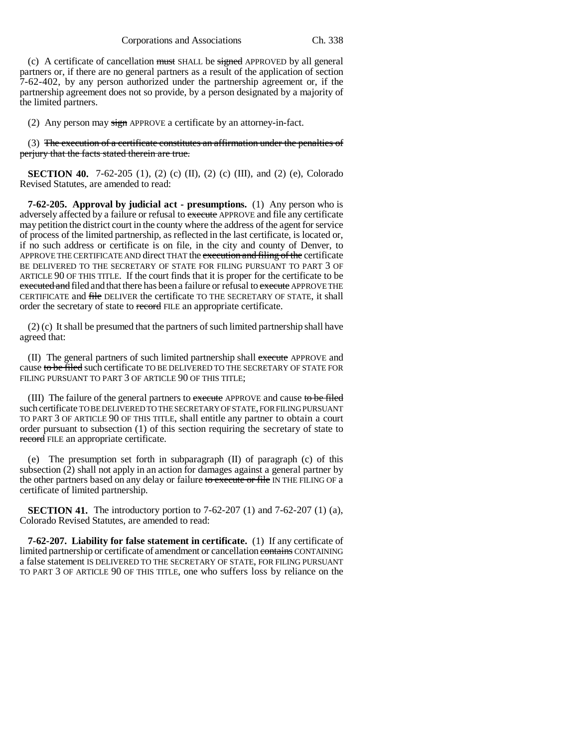(c) A certificate of cancellation ~~must~~ SHALL be ~~signed~~ APPROVED by all general partners or, if there are no general partners as a result of the application of section 7-62-402, by any person authorized under the partnership agreement or, if the partnership agreement does not so provide, by a person designated by a majority of the limited partners.

(2) Any person may ~~sign~~ APPROVE a certificate by an attorney-in-fact.

(3) ~~The execution of a certificate constitutes an affirmation under the penalties of perjury that the facts stated therein are true.~~

**SECTION 40.** 7-62-205 (1), (2) (c) (II), (2) (c) (III), and (2) (e), Colorado Revised Statutes, are amended to read:

**7-62-205. Approval by judicial act - presumptions.** (1) Any person who is adversely affected by a failure or refusal to ~~execute~~ APPROVE and file any certificate may petition the district court in the county where the address of the agent for service of process of the limited partnership, as reflected in the last certificate, is located or, if no such address or certificate is on file, in the city and county of Denver, to APPROVE THE CERTIFICATE AND direct THAT the ~~execution and filing of the~~ certificate BE DELIVERED TO THE SECRETARY OF STATE FOR FILING PURSUANT TO PART 3 OF ARTICLE 90 OF THIS TITLE. If the court finds that it is proper for the certificate to be ~~executed and~~ filed and that there has been a failure or refusal to ~~execute~~ APPROVE THE CERTIFICATE and ~~file~~ DELIVER the certificate TO THE SECRETARY OF STATE, it shall order the secretary of state to ~~record~~ FILE an appropriate certificate.

(2) (c) It shall be presumed that the partners of such limited partnership shall have agreed that:

(II) The general partners of such limited partnership shall ~~execute~~ APPROVE and cause ~~to be filed~~ such certificate TO BE DELIVERED TO THE SECRETARY OF STATE FOR FILING PURSUANT TO PART 3 OF ARTICLE 90 OF THIS TITLE;

(III) The failure of the general partners to ~~execute~~ APPROVE and cause ~~to be filed~~ such certificate TO BE DELIVERED TO THE SECRETARY OF STATE, FOR FILING PURSUANT TO PART 3 OF ARTICLE 90 OF THIS TITLE, shall entitle any partner to obtain a court order pursuant to subsection (1) of this section requiring the secretary of state to ~~record~~ FILE an appropriate certificate.

(e) The presumption set forth in subparagraph (II) of paragraph (c) of this subsection (2) shall not apply in an action for damages against a general partner by the other partners based on any delay or failure ~~to execute or file~~ IN THE FILING OF a certificate of limited partnership.

**SECTION 41.** The introductory portion to 7-62-207 (1) and 7-62-207 (1) (a), Colorado Revised Statutes, are amended to read:

**7-62-207. Liability for false statement in certificate.** (1) If any certificate of limited partnership or certificate of amendment or cancellation ~~contains~~ CONTAINING a false statement IS DELIVERED TO THE SECRETARY OF STATE, FOR FILING PURSUANT TO PART 3 OF ARTICLE 90 OF THIS TITLE, one who suffers loss by reliance on the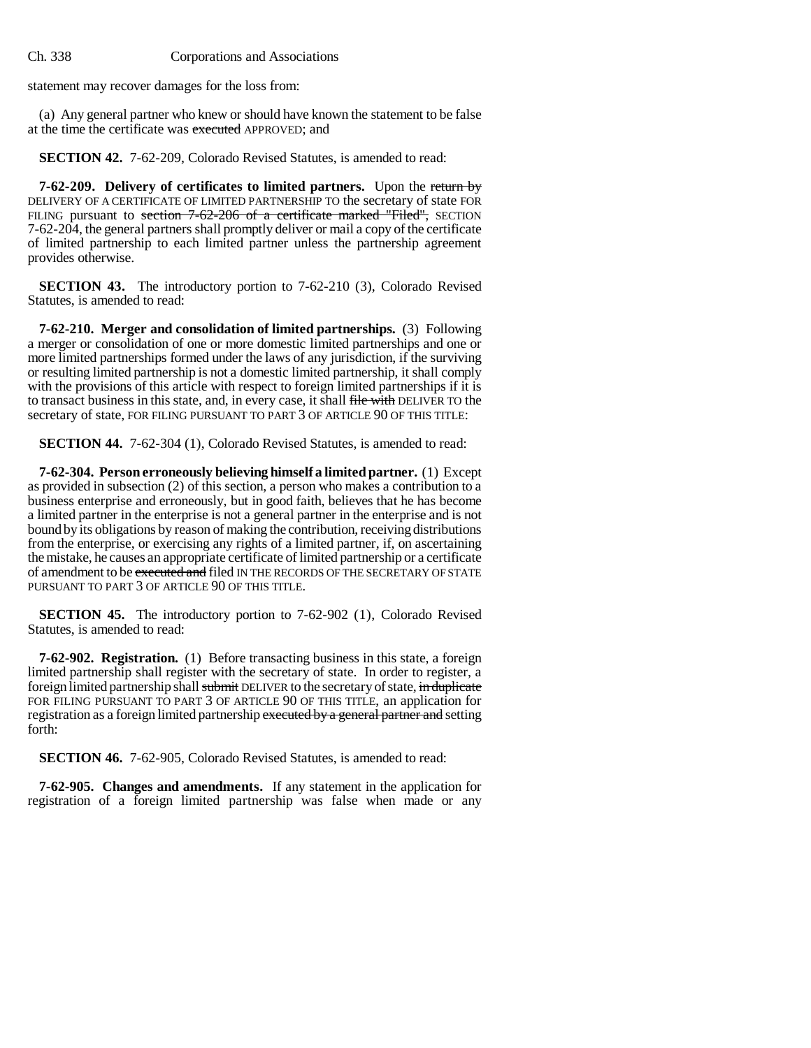statement may recover damages for the loss from:

(a) Any general partner who knew or should have known the statement to be false at the time the certificate was ~~executed~~ APPROVED; and

**SECTION 42.** 7-62-209, Colorado Revised Statutes, is amended to read:

**7-62-209. Delivery of certificates to limited partners.** Upon the ~~return by~~ DELIVERY OF A CERTIFICATE OF LIMITED PARTNERSHIP TO the secretary of state FOR FILING pursuant to ~~section 7-62-206 of a certificate marked "Filed",~~ SECTION 7-62-204, the general partners shall promptly deliver or mail a copy of the certificate of limited partnership to each limited partner unless the partnership agreement provides otherwise.

**SECTION 43.** The introductory portion to 7-62-210 (3), Colorado Revised Statutes, is amended to read:

**7-62-210. Merger and consolidation of limited partnerships.** (3) Following a merger or consolidation of one or more domestic limited partnerships and one or more limited partnerships formed under the laws of any jurisdiction, if the surviving or resulting limited partnership is not a domestic limited partnership, it shall comply with the provisions of this article with respect to foreign limited partnerships if it is to transact business in this state, and, in every case, it shall ~~file with~~ DELIVER TO the secretary of state, FOR FILING PURSUANT TO PART 3 OF ARTICLE 90 OF THIS TITLE:

**SECTION 44.** 7-62-304 (1), Colorado Revised Statutes, is amended to read:

**7-62-304. Person erroneously believing himself a limited partner.** (1) Except as provided in subsection (2) of this section, a person who makes a contribution to a business enterprise and erroneously, but in good faith, believes that he has become a limited partner in the enterprise is not a general partner in the enterprise and is not bound by its obligations by reason of making the contribution, receiving distributions from the enterprise, or exercising any rights of a limited partner, if, on ascertaining the mistake, he causes an appropriate certificate of limited partnership or a certificate of amendment to be ~~executed and~~ filed IN THE RECORDS OF THE SECRETARY OF STATE PURSUANT TO PART 3 OF ARTICLE 90 OF THIS TITLE.

**SECTION 45.** The introductory portion to 7-62-902 (1), Colorado Revised Statutes, is amended to read:

**7-62-902. Registration.** (1) Before transacting business in this state, a foreign limited partnership shall register with the secretary of state. In order to register, a foreign limited partnership shall ~~submit~~ DELIVER to the secretary of state, ~~in duplicate~~ FOR FILING PURSUANT TO PART 3 OF ARTICLE 90 OF THIS TITLE, an application for registration as a foreign limited partnership ~~executed by a general partner and~~ setting forth:

**SECTION 46.** 7-62-905, Colorado Revised Statutes, is amended to read:

**7-62-905. Changes and amendments.** If any statement in the application for registration of a foreign limited partnership was false when made or any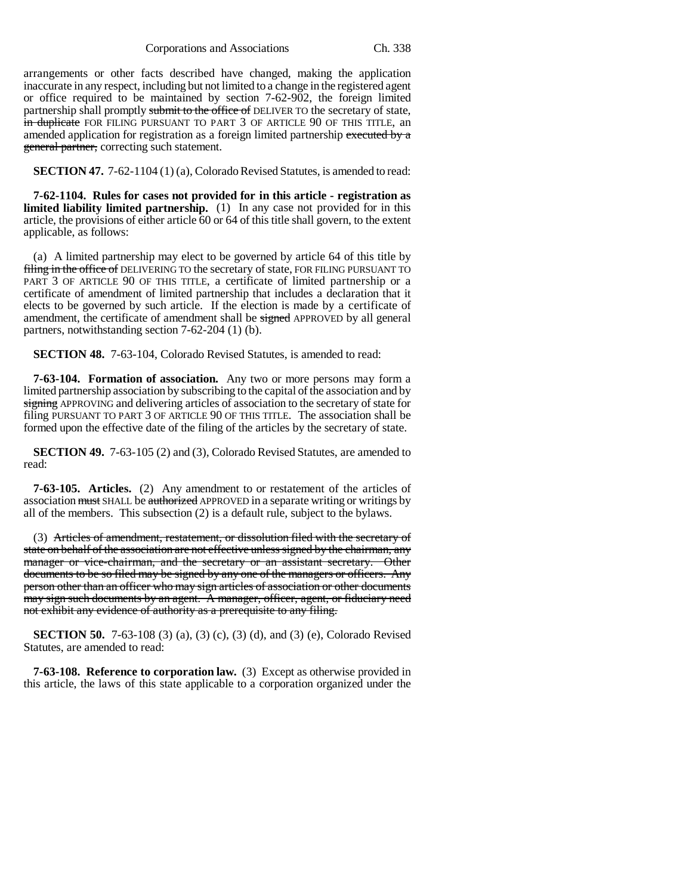arrangements or other facts described have changed, making the application inaccurate in any respect, including but not limited to a change in the registered agent or office required to be maintained by section 7-62-902, the foreign limited partnership shall promptly ~~submit to the office of~~ DELIVER TO the secretary of state, ~~in duplicate~~ FOR FILING PURSUANT TO PART 3 OF ARTICLE 90 OF THIS TITLE, an amended application for registration as a foreign limited partnership ~~executed by a general partner,~~ correcting such statement.

**SECTION 47.** 7-62-1104 (1) (a), Colorado Revised Statutes, is amended to read:

**7-62-1104. Rules for cases not provided for in this article - registration as limited liability limited partnership.** (1) In any case not provided for in this article, the provisions of either article 60 or 64 of this title shall govern, to the extent applicable, as follows:

(a) A limited partnership may elect to be governed by article 64 of this title by ~~filing in the office of~~ DELIVERING TO the secretary of state, FOR FILING PURSUANT TO PART 3 OF ARTICLE 90 OF THIS TITLE, a certificate of limited partnership or a certificate of amendment of limited partnership that includes a declaration that it elects to be governed by such article. If the election is made by a certificate of amendment, the certificate of amendment shall be ~~signed~~ APPROVED by all general partners, notwithstanding section 7-62-204 (1) (b).

**SECTION 48.** 7-63-104, Colorado Revised Statutes, is amended to read:

**7-63-104. Formation of association.** Any two or more persons may form a limited partnership association by subscribing to the capital of the association and by ~~signing~~ APPROVING and delivering articles of association to the secretary of state for filing PURSUANT TO PART 3 OF ARTICLE 90 OF THIS TITLE. The association shall be formed upon the effective date of the filing of the articles by the secretary of state.

**SECTION 49.** 7-63-105 (2) and (3), Colorado Revised Statutes, are amended to read:

**7-63-105. Articles.** (2) Any amendment to or restatement of the articles of association ~~must~~ SHALL be ~~authorized~~ APPROVED in a separate writing or writings by all of the members. This subsection (2) is a default rule, subject to the bylaws.

(3) ~~Articles of amendment, restatement, or dissolution filed with the secretary of state on behalf of the association are not effective unless signed by the chairman, any manager or vice-chairman, and the secretary or an assistant secretary. Other documents to be so filed may be signed by any one of the managers or officers. Any person other than an officer who may sign articles of association or other documents may sign such documents by an agent. A manager, officer, agent, or fiduciary need not exhibit any evidence of authority as a prerequisite to any filing.~~

**SECTION 50.** 7-63-108 (3) (a), (3) (c), (3) (d), and (3) (e), Colorado Revised Statutes, are amended to read:

**7-63-108. Reference to corporation law.** (3) Except as otherwise provided in this article, the laws of this state applicable to a corporation organized under the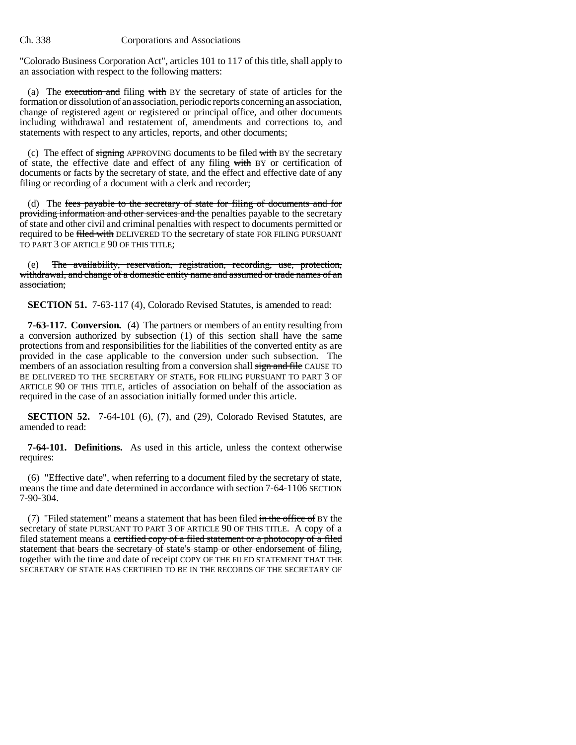"Colorado Business Corporation Act", articles 101 to 117 of this title, shall apply to an association with respect to the following matters:

(a) The ~~execution and~~ filing ~~with~~ BY the secretary of state of articles for the formation or dissolution of an association, periodic reports concerning an association, change of registered agent or registered or principal office, and other documents including withdrawal and restatement of, amendments and corrections to, and statements with respect to any articles, reports, and other documents;

(c) The effect of ~~signing~~ APPROVING documents to be filed ~~with~~ BY the secretary of state, the effective date and effect of any filing ~~with~~ BY or certification of documents or facts by the secretary of state, and the effect and effective date of any filing or recording of a document with a clerk and recorder;

(d) The ~~fees payable to the secretary of state for filing of documents and for providing information and other services and the~~ penalties payable to the secretary of state and other civil and criminal penalties with respect to documents permitted or required to be ~~filed with~~ DELIVERED TO the secretary of state FOR FILING PURSUANT TO PART 3 OF ARTICLE 90 OF THIS TITLE;

(e) ~~The availability, reservation, registration, recording, use, protection, withdrawal, and change of a domestic entity name and assumed or trade names of an association;~~

**SECTION 51.** 7-63-117 (4), Colorado Revised Statutes, is amended to read:

**7-63-117. Conversion.** (4) The partners or members of an entity resulting from a conversion authorized by subsection (1) of this section shall have the same protections from and responsibilities for the liabilities of the converted entity as are provided in the case applicable to the conversion under such subsection. The members of an association resulting from a conversion shall ~~sign and file~~ CAUSE TO BE DELIVERED TO THE SECRETARY OF STATE, FOR FILING PURSUANT TO PART 3 OF ARTICLE 90 OF THIS TITLE, articles of association on behalf of the association as required in the case of an association initially formed under this article.

**SECTION 52.** 7-64-101 (6), (7), and (29), Colorado Revised Statutes, are amended to read:

**7-64-101. Definitions.** As used in this article, unless the context otherwise requires:

(6) "Effective date", when referring to a document filed by the secretary of state, means the time and date determined in accordance with ~~section 7-64-1106~~ SECTION 7-90-304.

(7) "Filed statement" means a statement that has been filed ~~in the office of~~ BY the secretary of state PURSUANT TO PART 3 OF ARTICLE 90 OF THIS TITLE. A copy of a filed statement means a ~~certified copy of a filed statement or a photocopy of a filed statement that bears the secretary of state's stamp or other endorsement of filing, together with the time and date of receipt~~ COPY OF THE FILED STATEMENT THAT THE SECRETARY OF STATE HAS CERTIFIED TO BE IN THE RECORDS OF THE SECRETARY OF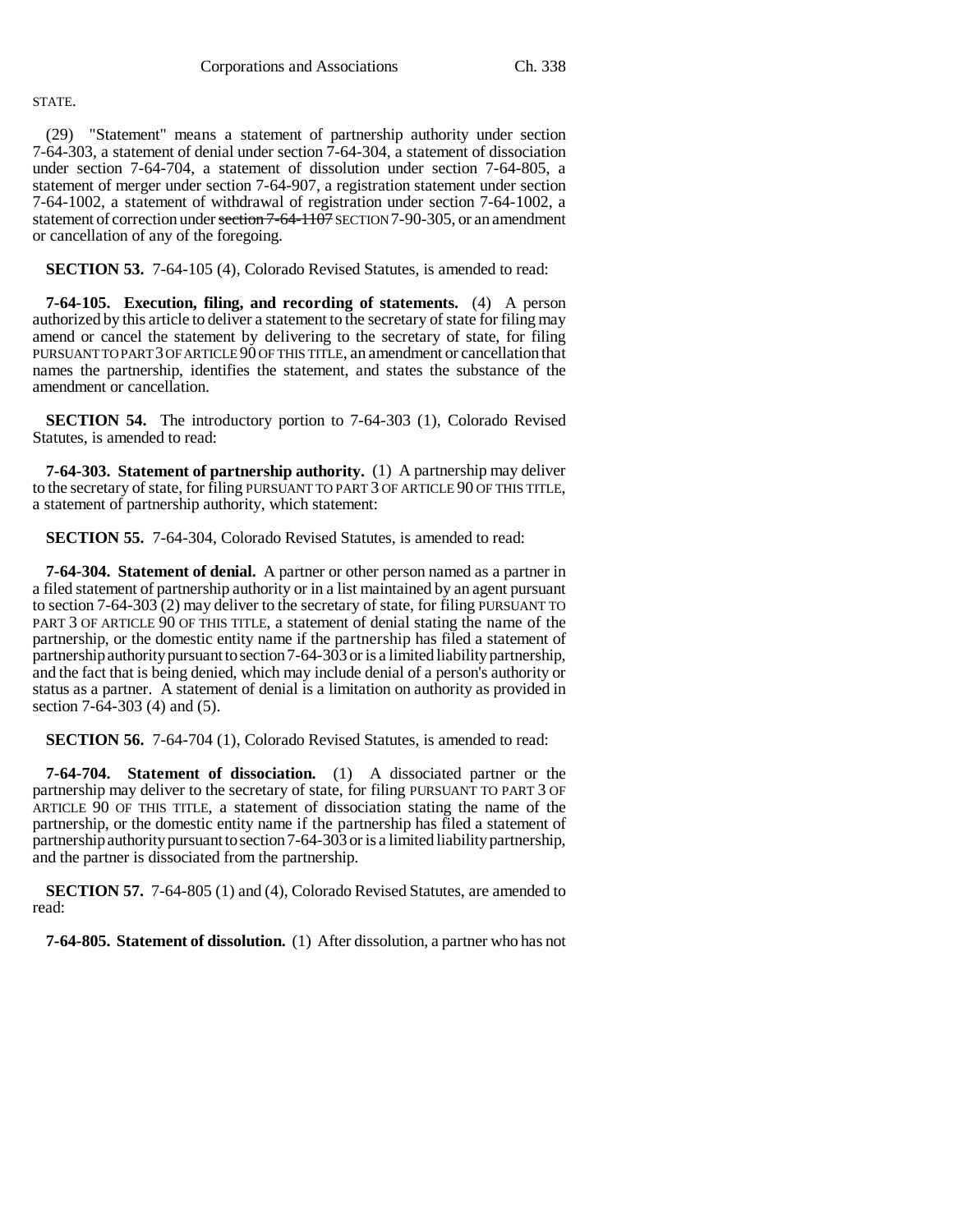STATE.

(29) "Statement" means a statement of partnership authority under section 7-64-303, a statement of denial under section 7-64-304, a statement of dissociation under section 7-64-704, a statement of dissolution under section 7-64-805, a statement of merger under section 7-64-907, a registration statement under section 7-64-1002, a statement of withdrawal of registration under section 7-64-1002, a statement of correction under ~~section 7-64-1107~~ SECTION 7-90-305, or an amendment or cancellation of any of the foregoing.

**SECTION 53.** 7-64-105 (4), Colorado Revised Statutes, is amended to read:

**7-64-105. Execution, filing, and recording of statements.** (4) A person authorized by this article to deliver a statement to the secretary of state for filing may amend or cancel the statement by delivering to the secretary of state, for filing PURSUANT TO PART 3 OF ARTICLE 90 OF THIS TITLE, an amendment or cancellation that names the partnership, identifies the statement, and states the substance of the amendment or cancellation.

**SECTION 54.** The introductory portion to 7-64-303 (1), Colorado Revised Statutes, is amended to read:

**7-64-303. Statement of partnership authority.** (1) A partnership may deliver to the secretary of state, for filing PURSUANT TO PART 3 OF ARTICLE 90 OF THIS TITLE, a statement of partnership authority, which statement:

**SECTION 55.** 7-64-304, Colorado Revised Statutes, is amended to read:

**7-64-304. Statement of denial.** A partner or other person named as a partner in a filed statement of partnership authority or in a list maintained by an agent pursuant to section 7-64-303 (2) may deliver to the secretary of state, for filing PURSUANT TO PART 3 OF ARTICLE 90 OF THIS TITLE, a statement of denial stating the name of the partnership, or the domestic entity name if the partnership has filed a statement of partnership authority pursuant to section 7-64-303 or is a limited liability partnership, and the fact that is being denied, which may include denial of a person's authority or status as a partner. A statement of denial is a limitation on authority as provided in section 7-64-303 (4) and (5).

**SECTION 56.** 7-64-704 (1), Colorado Revised Statutes, is amended to read:

**7-64-704. Statement of dissociation.** (1) A dissociated partner or the partnership may deliver to the secretary of state, for filing PURSUANT TO PART 3 OF ARTICLE 90 OF THIS TITLE, a statement of dissociation stating the name of the partnership, or the domestic entity name if the partnership has filed a statement of partnership authority pursuant to section 7-64-303 or is a limited liability partnership, and the partner is dissociated from the partnership.

**SECTION 57.** 7-64-805 (1) and (4), Colorado Revised Statutes, are amended to read:

**7-64-805. Statement of dissolution.** (1) After dissolution, a partner who has not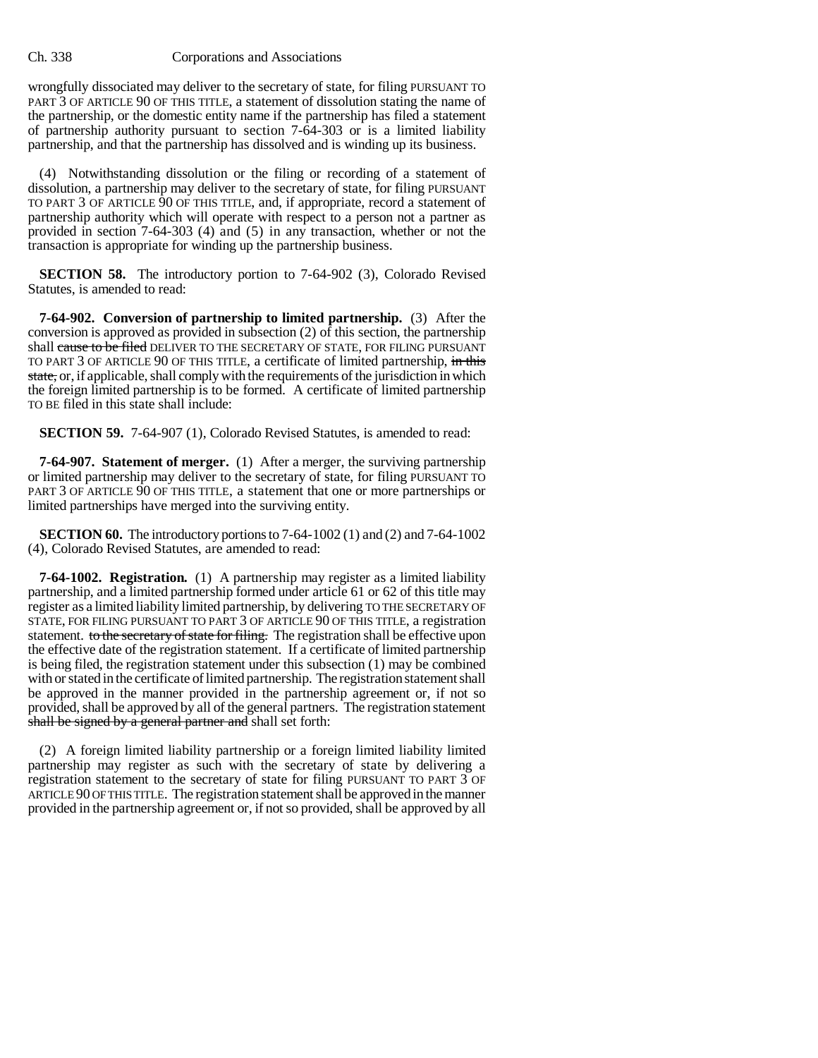wrongfully dissociated may deliver to the secretary of state, for filing PURSUANT TO PART 3 OF ARTICLE 90 OF THIS TITLE, a statement of dissolution stating the name of the partnership, or the domestic entity name if the partnership has filed a statement of partnership authority pursuant to section 7-64-303 or is a limited liability partnership, and that the partnership has dissolved and is winding up its business.

(4) Notwithstanding dissolution or the filing or recording of a statement of dissolution, a partnership may deliver to the secretary of state, for filing PURSUANT TO PART 3 OF ARTICLE 90 OF THIS TITLE, and, if appropriate, record a statement of partnership authority which will operate with respect to a person not a partner as provided in section 7-64-303 (4) and (5) in any transaction, whether or not the transaction is appropriate for winding up the partnership business.

**SECTION 58.** The introductory portion to 7-64-902 (3), Colorado Revised Statutes, is amended to read:

**7-64-902. Conversion of partnership to limited partnership.** (3) After the conversion is approved as provided in subsection (2) of this section, the partnership shall ~~cause to be filed~~ DELIVER TO THE SECRETARY OF STATE, FOR FILING PURSUANT TO PART 3 OF ARTICLE 90 OF THIS TITLE, a certificate of limited partnership, ~~in this state,~~ or, if applicable, shall comply with the requirements of the jurisdiction in which the foreign limited partnership is to be formed. A certificate of limited partnership TO BE filed in this state shall include:

**SECTION 59.** 7-64-907 (1), Colorado Revised Statutes, is amended to read:

**7-64-907. Statement of merger.** (1) After a merger, the surviving partnership or limited partnership may deliver to the secretary of state, for filing PURSUANT TO PART 3 OF ARTICLE 90 OF THIS TITLE, a statement that one or more partnerships or limited partnerships have merged into the surviving entity.

**SECTION 60.** The introductory portions to 7-64-1002 (1) and (2) and 7-64-1002 (4), Colorado Revised Statutes, are amended to read:

**7-64-1002. Registration.** (1) A partnership may register as a limited liability partnership, and a limited partnership formed under article 61 or 62 of this title may register as a limited liability limited partnership, by delivering TO THE SECRETARY OF STATE, FOR FILING PURSUANT TO PART 3 OF ARTICLE 90 OF THIS TITLE, a registration statement. ~~to the secretary of state for filing.~~ The registration shall be effective upon the effective date of the registration statement. If a certificate of limited partnership is being filed, the registration statement under this subsection (1) may be combined with or stated in the certificate of limited partnership. The registration statement shall be approved in the manner provided in the partnership agreement or, if not so provided, shall be approved by all of the general partners. The registration statement ~~shall be signed by a general partner and~~ shall set forth:

(2) A foreign limited liability partnership or a foreign limited liability limited partnership may register as such with the secretary of state by delivering a registration statement to the secretary of state for filing PURSUANT TO PART 3 OF ARTICLE 90 OF THIS TITLE. The registration statement shall be approved in the manner provided in the partnership agreement or, if not so provided, shall be approved by all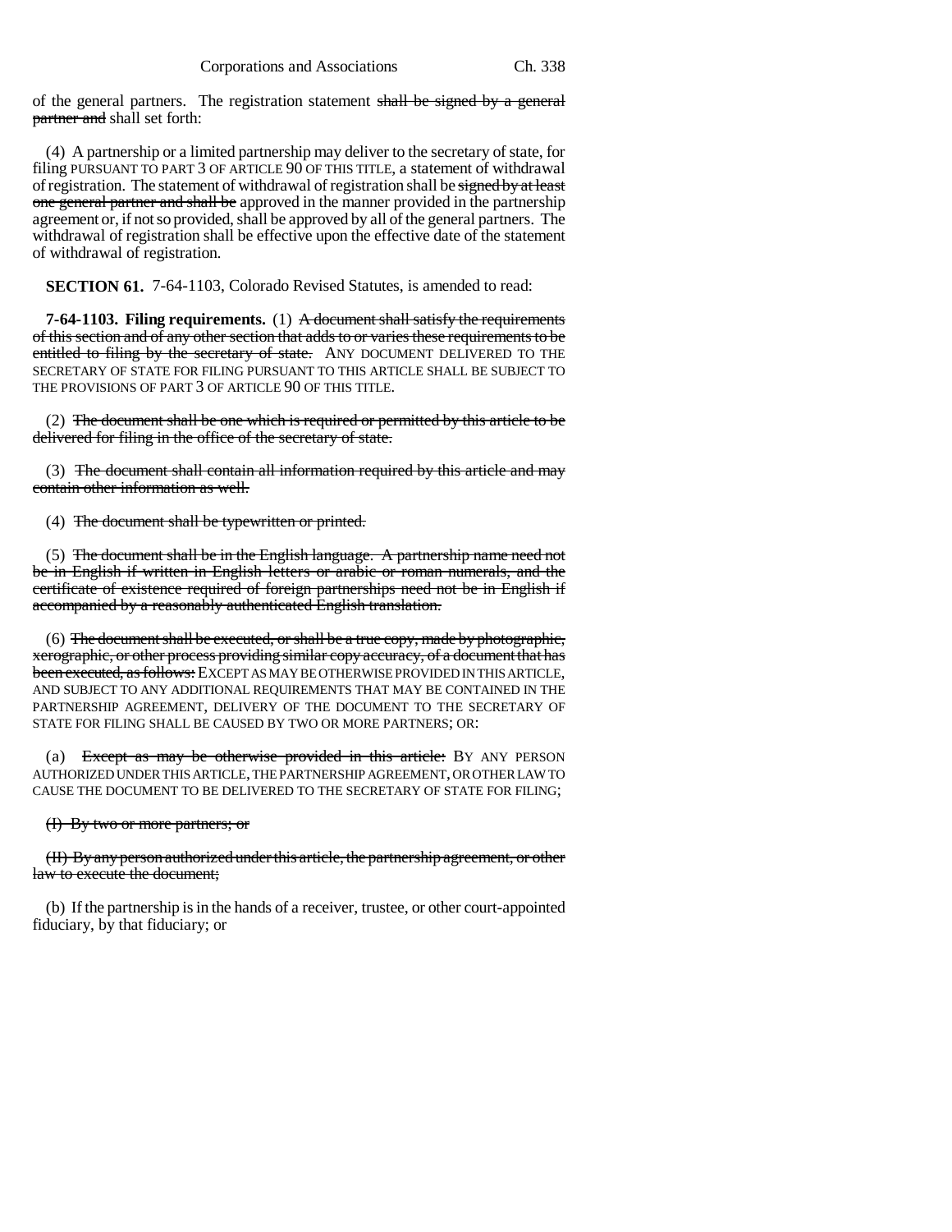of the general partners. The registration statement ~~shall be signed by a general partner and~~ shall set forth:

(4) A partnership or a limited partnership may deliver to the secretary of state, for filing PURSUANT TO PART 3 OF ARTICLE 90 OF THIS TITLE, a statement of withdrawal of registration. The statement of withdrawal of registration shall be ~~signed by at least one general partner and shall be~~ approved in the manner provided in the partnership agreement or, if not so provided, shall be approved by all of the general partners. The withdrawal of registration shall be effective upon the effective date of the statement of withdrawal of registration.

**SECTION 61.** 7-64-1103, Colorado Revised Statutes, is amended to read:

**7-64-1103. Filing requirements.** (1) ~~A document shall satisfy the requirements of this section and of any other section that adds to or varies these requirements to be entitled to filing by the secretary of state.~~ ANY DOCUMENT DELIVERED TO THE SECRETARY OF STATE FOR FILING PURSUANT TO THIS ARTICLE SHALL BE SUBJECT TO THE PROVISIONS OF PART 3 OF ARTICLE 90 OF THIS TITLE.

(2) ~~The document shall be one which is required or permitted by this article to be delivered for filing in the office of the secretary of state.~~

(3) ~~The document shall contain all information required by this article and may contain other information as well.~~

(4) ~~The document shall be typewritten or printed.~~

(5) ~~The document shall be in the English language. A partnership name need not be in English if written in English letters or arabic or roman numerals, and the certificate of existence required of foreign partnerships need not be in English if accompanied by a reasonably authenticated English translation.~~

(6) ~~The document shall be executed, or shall be a true copy, made by photographic, xerographic, or other process providing similar copy accuracy, of a document that has been executed, as follows:~~ EXCEPT AS MAY BE OTHERWISE PROVIDED IN THIS ARTICLE, AND SUBJECT TO ANY ADDITIONAL REQUIREMENTS THAT MAY BE CONTAINED IN THE PARTNERSHIP AGREEMENT, DELIVERY OF THE DOCUMENT TO THE SECRETARY OF STATE FOR FILING SHALL BE CAUSED BY TWO OR MORE PARTNERS; OR:

(a) ~~Except as may be otherwise provided in this article:~~ BY ANY PERSON AUTHORIZED UNDER THIS ARTICLE, THE PARTNERSHIP AGREEMENT, OR OTHER LAW TO CAUSE THE DOCUMENT TO BE DELIVERED TO THE SECRETARY OF STATE FOR FILING;

~~(I) By two or more partners; or~~

~~(II) By any person authorized under this article, the partnership agreement, or other law to execute the document;~~

(b) If the partnership is in the hands of a receiver, trustee, or other court-appointed fiduciary, by that fiduciary; or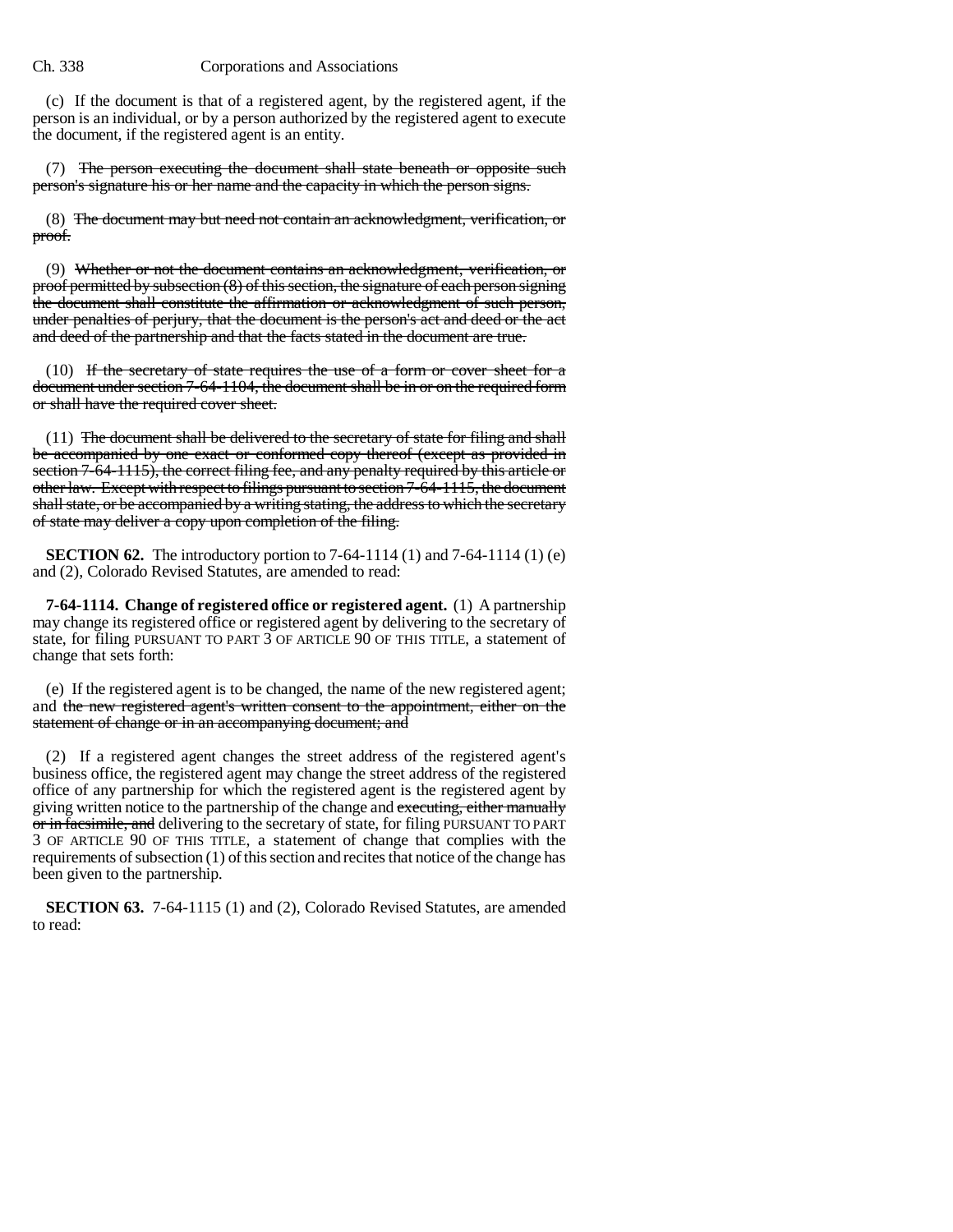(c) If the document is that of a registered agent, by the registered agent, if the person is an individual, or by a person authorized by the registered agent to execute the document, if the registered agent is an entity.

(7) ~~The person executing the document shall state beneath or opposite such person's signature his or her name and the capacity in which the person signs.~~

(8) ~~The document may but need not contain an acknowledgment, verification, or proof.~~

(9) ~~Whether or not the document contains an acknowledgment, verification, or proof permitted by subsection (8) of this section, the signature of each person signing the document shall constitute the affirmation or acknowledgment of such person, under penalties of perjury, that the document is the person's act and deed or the act and deed of the partnership and that the facts stated in the document are true.~~

(10) ~~If the secretary of state requires the use of a form or cover sheet for a document under section 7-64-1104, the document shall be in or on the required form or shall have the required cover sheet.~~

(11) ~~The document shall be delivered to the secretary of state for filing and shall be accompanied by one exact or conformed copy thereof (except as provided in section 7-64-1115), the correct filing fee, and any penalty required by this article or other law. Except with respect to filings pursuant to section 7-64-1115, the document shall state, or be accompanied by a writing stating, the address to which the secretary of state may deliver a copy upon completion of the filing.~~

**SECTION 62.** The introductory portion to 7-64-1114 (1) and 7-64-1114 (1) (e) and (2), Colorado Revised Statutes, are amended to read:

**7-64-1114. Change of registered office or registered agent.** (1) A partnership may change its registered office or registered agent by delivering to the secretary of state, for filing PURSUANT TO PART 3 OF ARTICLE 90 OF THIS TITLE, a statement of change that sets forth:

(e) If the registered agent is to be changed, the name of the new registered agent; and ~~the new registered agent's written consent to the appointment, either on the statement of change or in an accompanying document; and~~

(2) If a registered agent changes the street address of the registered agent's business office, the registered agent may change the street address of the registered office of any partnership for which the registered agent is the registered agent by giving written notice to the partnership of the change and ~~executing, either manually or in facsimile, and~~ delivering to the secretary of state, for filing PURSUANT TO PART 3 OF ARTICLE 90 OF THIS TITLE, a statement of change that complies with the requirements of subsection (1) of this section and recites that notice of the change has been given to the partnership.

**SECTION 63.** 7-64-1115 (1) and (2), Colorado Revised Statutes, are amended to read: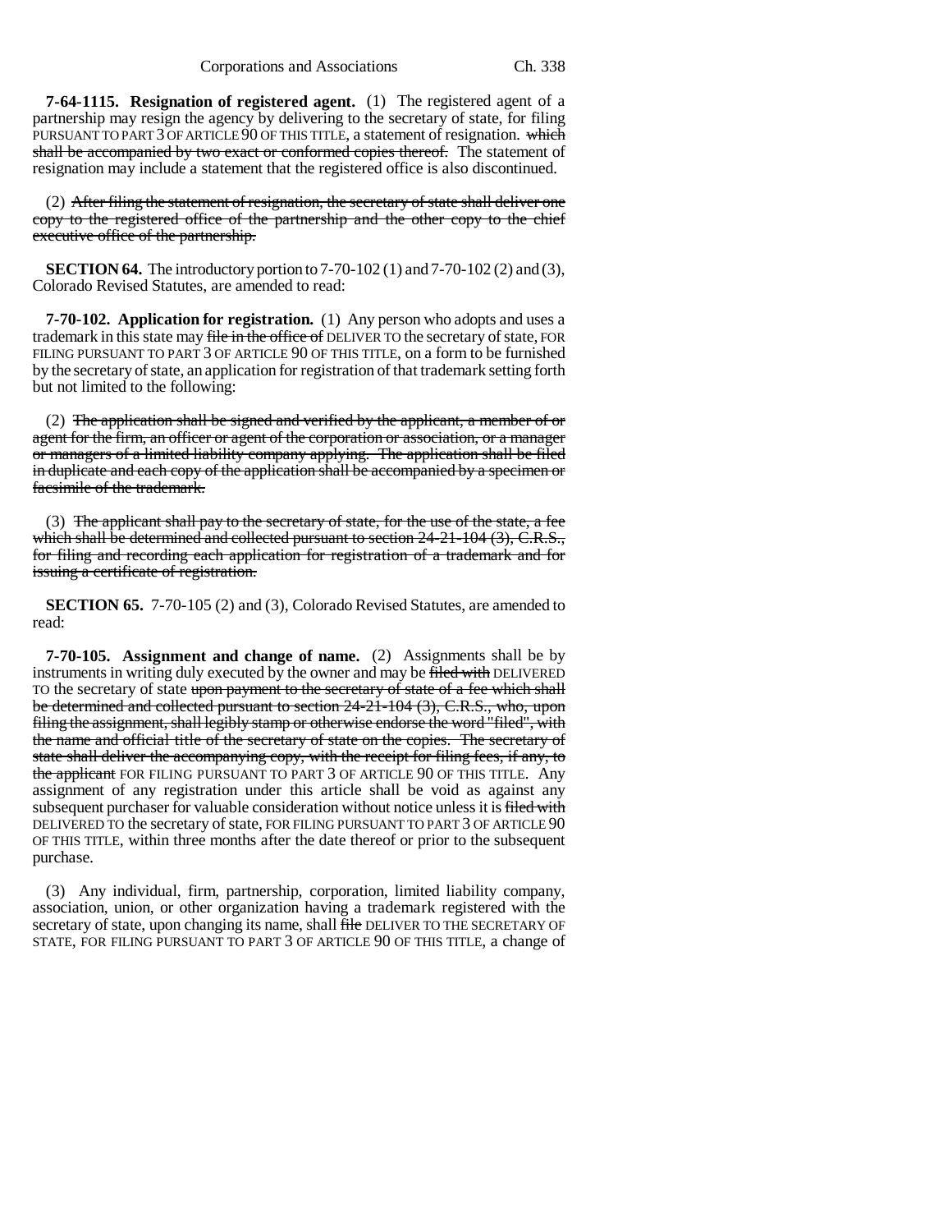**7-64-1115. Resignation of registered agent.** (1) The registered agent of a partnership may resign the agency by delivering to the secretary of state, for filing PURSUANT TO PART 3 OF ARTICLE 90 OF THIS TITLE, a statement of resignation. ~~which shall be accompanied by two exact or conformed copies thereof.~~ The statement of resignation may include a statement that the registered office is also discontinued.

(2) ~~After filing the statement of resignation, the secretary of state shall deliver one copy to the registered office of the partnership and the other copy to the chief executive office of the partnership.~~

**SECTION 64.** The introductory portion to 7-70-102 (1) and 7-70-102 (2) and (3), Colorado Revised Statutes, are amended to read:

**7-70-102. Application for registration.** (1) Any person who adopts and uses a trademark in this state may ~~file in the office of~~ DELIVER TO the secretary of state, FOR FILING PURSUANT TO PART 3 OF ARTICLE 90 OF THIS TITLE, on a form to be furnished by the secretary of state, an application for registration of that trademark setting forth but not limited to the following:

(2) ~~The application shall be signed and verified by the applicant, a member of or agent for the firm, an officer or agent of the corporation or association, or a manager or managers of a limited liability company applying. The application shall be filed in duplicate and each copy of the application shall be accompanied by a specimen or facsimile of the trademark.~~

(3) ~~The applicant shall pay to the secretary of state, for the use of the state, a fee which shall be determined and collected pursuant to section 24-21-104 (3), C.R.S., for filing and recording each application for registration of a trademark and for issuing a certificate of registration.~~

**SECTION 65.** 7-70-105 (2) and (3), Colorado Revised Statutes, are amended to read:

**7-70-105. Assignment and change of name.** (2) Assignments shall be by instruments in writing duly executed by the owner and may be ~~filed with~~ DELIVERED TO the secretary of state ~~upon payment to the secretary of state of a fee which shall be determined and collected pursuant to section 24-21-104 (3), C.R.S., who, upon filing the assignment, shall legibly stamp or otherwise endorse the word "filed", with the name and official title of the secretary of state on the copies. The secretary of state shall deliver the accompanying copy, with the receipt for filing fees, if any, to the applicant~~ FOR FILING PURSUANT TO PART 3 OF ARTICLE 90 OF THIS TITLE. Any assignment of any registration under this article shall be void as against any subsequent purchaser for valuable consideration without notice unless it is ~~filed with~~ DELIVERED TO the secretary of state, FOR FILING PURSUANT TO PART 3 OF ARTICLE 90 OF THIS TITLE, within three months after the date thereof or prior to the subsequent purchase.

(3) Any individual, firm, partnership, corporation, limited liability company, association, union, or other organization having a trademark registered with the secretary of state, upon changing its name, shall ~~file~~ DELIVER TO THE SECRETARY OF STATE, FOR FILING PURSUANT TO PART 3 OF ARTICLE 90 OF THIS TITLE, a change of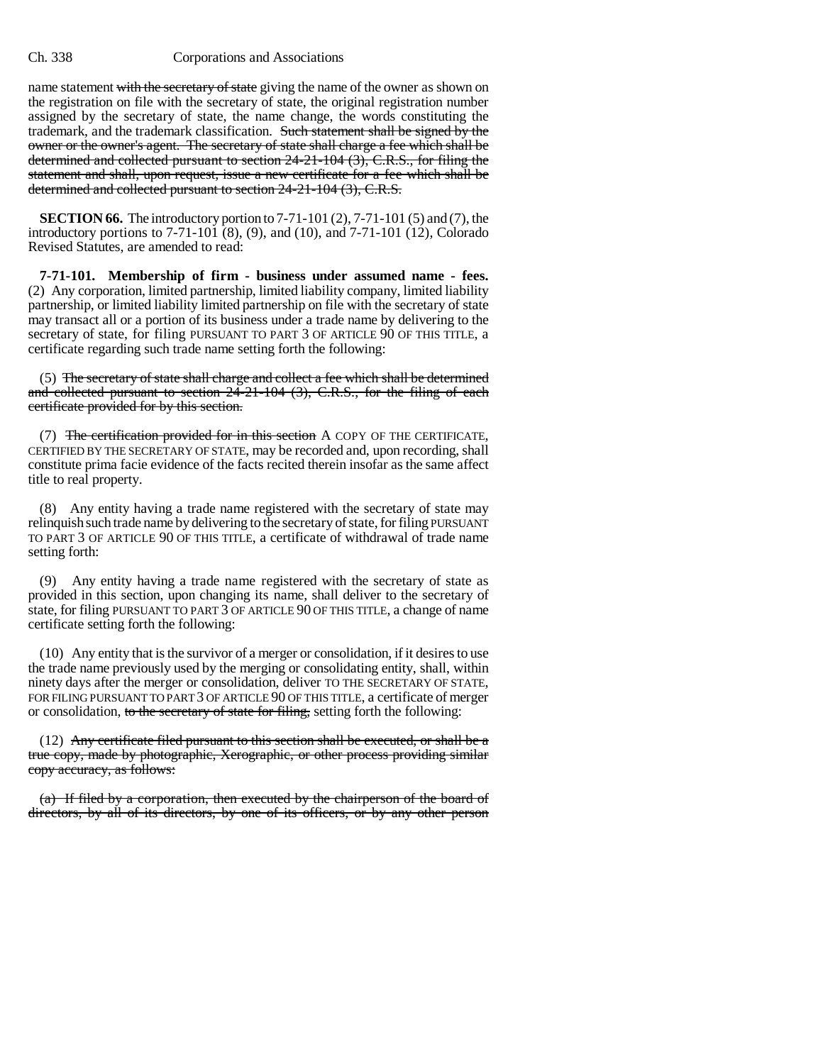name statement ~~with the secretary of state~~ giving the name of the owner as shown on the registration on file with the secretary of state, the original registration number assigned by the secretary of state, the name change, the words constituting the trademark, and the trademark classification. ~~Such statement shall be signed by the owner or the owner's agent. The secretary of state shall charge a fee which shall be determined and collected pursuant to section 24-21-104 (3), C.R.S., for filing the statement and shall, upon request, issue a new certificate for a fee which shall be determined and collected pursuant to section 24-21-104 (3), C.R.S.~~

**SECTION 66.** The introductory portion to 7-71-101 (2), 7-71-101 (5) and (7), the introductory portions to 7-71-101 (8), (9), and (10), and 7-71-101 (12), Colorado Revised Statutes, are amended to read:

**7-71-101. Membership of firm - business under assumed name - fees.** (2) Any corporation, limited partnership, limited liability company, limited liability partnership, or limited liability limited partnership on file with the secretary of state may transact all or a portion of its business under a trade name by delivering to the secretary of state, for filing PURSUANT TO PART 3 OF ARTICLE 90 OF THIS TITLE, a certificate regarding such trade name setting forth the following:

(5) ~~The secretary of state shall charge and collect a fee which shall be determined and collected pursuant to section 24-21-104 (3), C.R.S., for the filing of each certificate provided for by this section.~~

(7) ~~The certification provided for in this section~~ A COPY OF THE CERTIFICATE, CERTIFIED BY THE SECRETARY OF STATE, may be recorded and, upon recording, shall constitute prima facie evidence of the facts recited therein insofar as the same affect title to real property.

(8) Any entity having a trade name registered with the secretary of state may relinquish such trade name by delivering to the secretary of state, for filing PURSUANT TO PART 3 OF ARTICLE 90 OF THIS TITLE, a certificate of withdrawal of trade name setting forth:

(9) Any entity having a trade name registered with the secretary of state as provided in this section, upon changing its name, shall deliver to the secretary of state, for filing PURSUANT TO PART 3 OF ARTICLE 90 OF THIS TITLE, a change of name certificate setting forth the following:

(10) Any entity that is the survivor of a merger or consolidation, if it desires to use the trade name previously used by the merging or consolidating entity, shall, within ninety days after the merger or consolidation, deliver TO THE SECRETARY OF STATE, FOR FILING PURSUANT TO PART 3 OF ARTICLE 90 OF THIS TITLE, a certificate of merger or consolidation, ~~to the secretary of state for filing,~~ setting forth the following:

(12) ~~Any certificate filed pursuant to this section shall be executed, or shall be a true copy, made by photographic, Xerographic, or other process providing similar copy accuracy, as follows:~~

~~(a) If filed by a corporation, then executed by the chairperson of the board of directors, by all of its directors, by one of its officers, or by any other person~~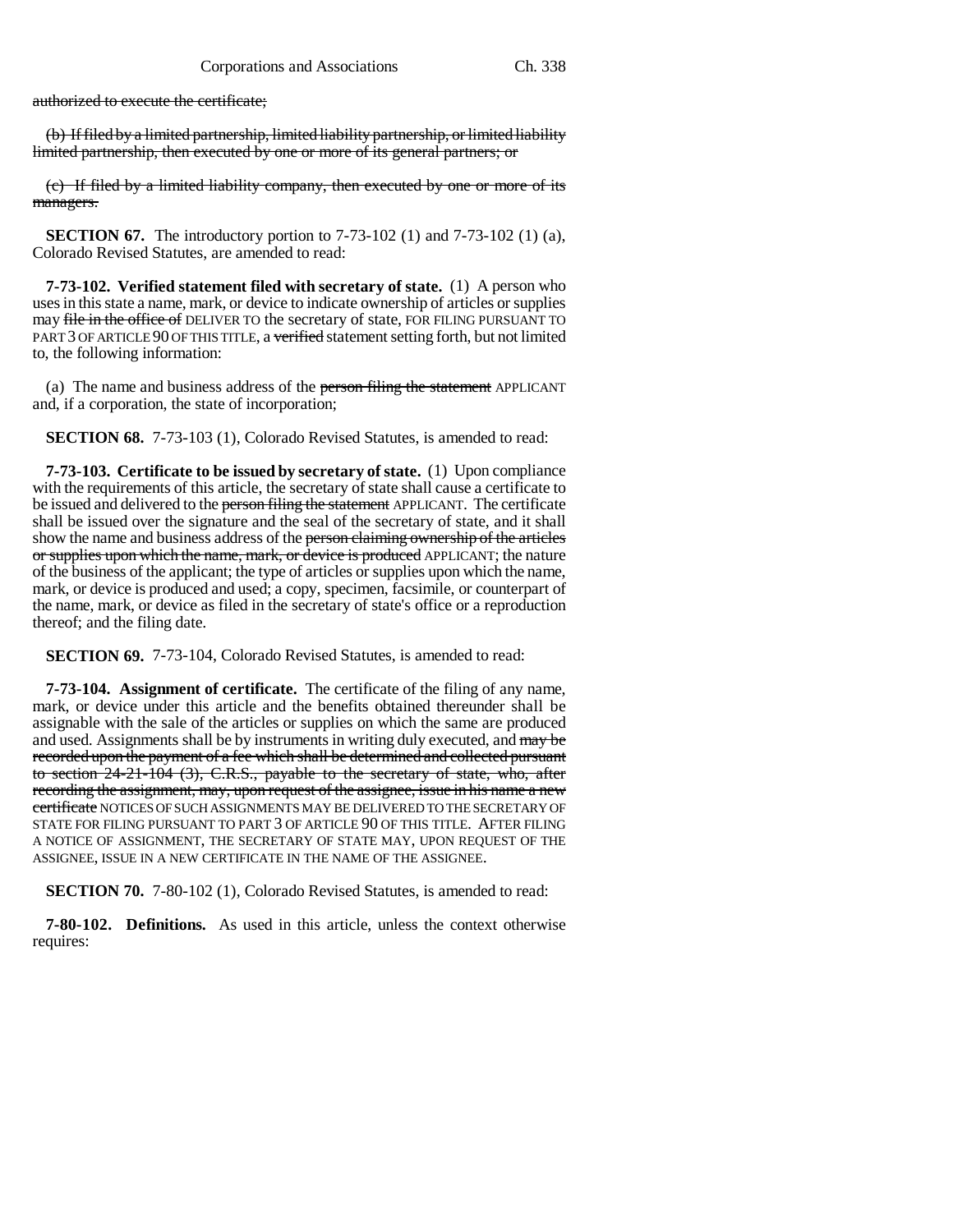~~authorized to execute the certificate;~~

~~(b) If filed by a limited partnership, limited liability partnership, or limited liability limited partnership, then executed by one or more of its general partners; or~~

~~(c) If filed by a limited liability company, then executed by one or more of its managers.~~

**SECTION 67.** The introductory portion to 7-73-102 (1) and 7-73-102 (1) (a), Colorado Revised Statutes, are amended to read:

**7-73-102. Verified statement filed with secretary of state.** (1) A person who uses in this state a name, mark, or device to indicate ownership of articles or supplies may ~~file in the office of~~ DELIVER TO the secretary of state, FOR FILING PURSUANT TO PART 3 OF ARTICLE 90 OF THIS TITLE, a ~~verified~~ statement setting forth, but not limited to, the following information:

(a) The name and business address of the ~~person filing the statement~~ APPLICANT and, if a corporation, the state of incorporation;

**SECTION 68.** 7-73-103 (1), Colorado Revised Statutes, is amended to read:

**7-73-103. Certificate to be issued by secretary of state.** (1) Upon compliance with the requirements of this article, the secretary of state shall cause a certificate to be issued and delivered to the ~~person filing the statement~~ APPLICANT. The certificate shall be issued over the signature and the seal of the secretary of state, and it shall show the name and business address of the ~~person claiming ownership of the articles or supplies upon which the name, mark, or device is produced~~ APPLICANT; the nature of the business of the applicant; the type of articles or supplies upon which the name, mark, or device is produced and used; a copy, specimen, facsimile, or counterpart of the name, mark, or device as filed in the secretary of state's office or a reproduction thereof; and the filing date.

**SECTION 69.** 7-73-104, Colorado Revised Statutes, is amended to read:

**7-73-104. Assignment of certificate.** The certificate of the filing of any name, mark, or device under this article and the benefits obtained thereunder shall be assignable with the sale of the articles or supplies on which the same are produced and used. Assignments shall be by instruments in writing duly executed, and ~~may be recorded upon the payment of a fee which shall be determined and collected pursuant to section 24-21-104 (3), C.R.S., payable to the secretary of state, who, after recording the assignment, may, upon request of the assignee, issue in his name a new certificate~~ NOTICES OF SUCH ASSIGNMENTS MAY BE DELIVERED TO THE SECRETARY OF STATE FOR FILING PURSUANT TO PART 3 OF ARTICLE 90 OF THIS TITLE. AFTER FILING A NOTICE OF ASSIGNMENT, THE SECRETARY OF STATE MAY, UPON REQUEST OF THE ASSIGNEE, ISSUE IN A NEW CERTIFICATE IN THE NAME OF THE ASSIGNEE.

**SECTION 70.** 7-80-102 (1), Colorado Revised Statutes, is amended to read:

**7-80-102. Definitions.** As used in this article, unless the context otherwise requires: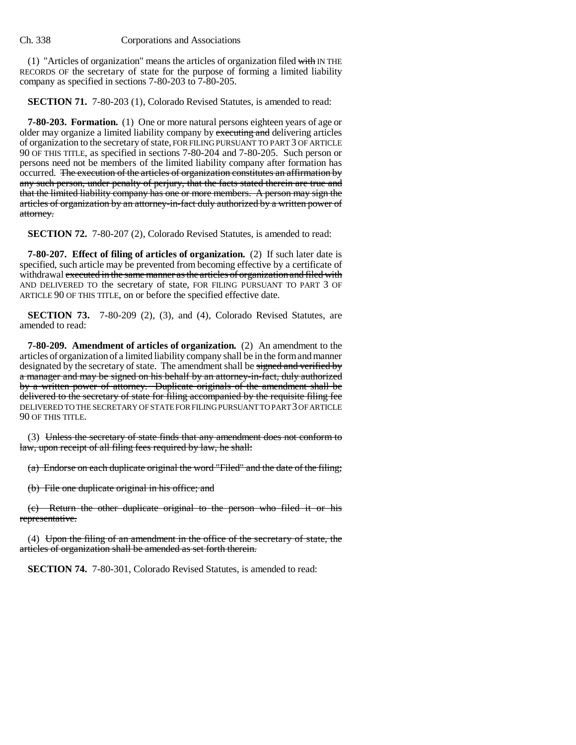(1) "Articles of organization" means the articles of organization filed ~~with~~ IN THE RECORDS OF the secretary of state for the purpose of forming a limited liability company as specified in sections 7-80-203 to 7-80-205.

**SECTION 71.** 7-80-203 (1), Colorado Revised Statutes, is amended to read:

**7-80-203. Formation.** (1) One or more natural persons eighteen years of age or older may organize a limited liability company by ~~executing and~~ delivering articles of organization to the secretary of state, FOR FILING PURSUANT TO PART 3 OF ARTICLE 90 OF THIS TITLE, as specified in sections 7-80-204 and 7-80-205. Such person or persons need not be members of the limited liability company after formation has occurred. ~~The execution of the articles of organization constitutes an affirmation by any such person, under penalty of perjury, that the facts stated therein are true and that the limited liability company has one or more members. A person may sign the articles of organization by an attorney-in-fact duly authorized by a written power of attorney.~~

**SECTION 72.** 7-80-207 (2), Colorado Revised Statutes, is amended to read:

**7-80-207. Effect of filing of articles of organization.** (2) If such later date is specified, such article may be prevented from becoming effective by a certificate of withdrawal ~~executed in the same manner as the articles of organization and filed with~~ AND DELIVERED TO the secretary of state, FOR FILING PURSUANT TO PART 3 OF ARTICLE 90 OF THIS TITLE, on or before the specified effective date.

**SECTION 73.** 7-80-209 (2), (3), and (4), Colorado Revised Statutes, are amended to read:

**7-80-209. Amendment of articles of organization.** (2) An amendment to the articles of organization of a limited liability company shall be in the form and manner designated by the secretary of state. The amendment shall be ~~signed and verified by a manager and may be signed on his behalf by an attorney-in-fact, duly authorized by a written power of attorney. Duplicate originals of the amendment shall be delivered to the secretary of state for filing accompanied by the requisite filing fee~~ DELIVERED TO THE SECRETARY OF STATE FOR FILING PURSUANT TO PART 3 OF ARTICLE 90 OF THIS TITLE.

(3) ~~Unless the secretary of state finds that any amendment does not conform to law, upon receipt of all filing fees required by law, he shall:~~

~~(a) Endorse on each duplicate original the word "Filed" and the date of the filing;~~

~~(b) File one duplicate original in his office; and~~

~~(c) Return the other duplicate original to the person who filed it or his representative.~~

(4) ~~Upon the filing of an amendment in the office of the secretary of state, the articles of organization shall be amended as set forth therein.~~

**SECTION 74.** 7-80-301, Colorado Revised Statutes, is amended to read: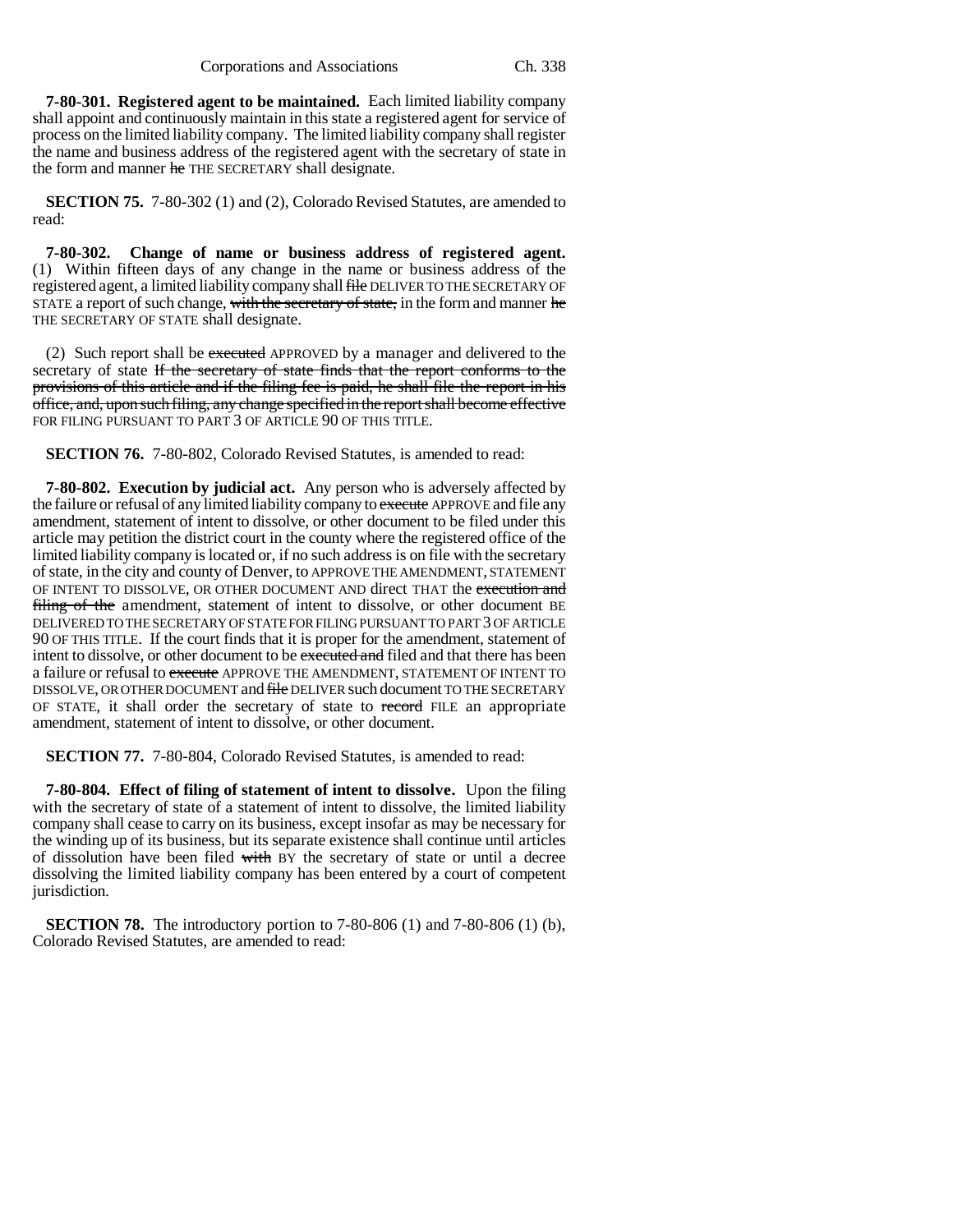**7-80-301. Registered agent to be maintained.** Each limited liability company shall appoint and continuously maintain in this state a registered agent for service of process on the limited liability company. The limited liability company shall register the name and business address of the registered agent with the secretary of state in the form and manner ~~he~~ THE SECRETARY shall designate.

**SECTION 75.** 7-80-302 (1) and (2), Colorado Revised Statutes, are amended to read:

**7-80-302. Change of name or business address of registered agent.** (1) Within fifteen days of any change in the name or business address of the registered agent, a limited liability company shall ~~file~~ DELIVER TO THE SECRETARY OF STATE a report of such change, ~~with the secretary of state,~~ in the form and manner ~~he~~ THE SECRETARY OF STATE shall designate.

(2) Such report shall be ~~executed~~ APPROVED by a manager and delivered to the secretary of state ~~If the secretary of state finds that the report conforms to the provisions of this article and if the filing fee is paid, he shall file the report in his office, and, upon such filing, any change specified in the report shall become effective~~ FOR FILING PURSUANT TO PART 3 OF ARTICLE 90 OF THIS TITLE.

**SECTION 76.** 7-80-802, Colorado Revised Statutes, is amended to read:

**7-80-802. Execution by judicial act.** Any person who is adversely affected by the failure or refusal of any limited liability company to ~~execute~~ APPROVE and file any amendment, statement of intent to dissolve, or other document to be filed under this article may petition the district court in the county where the registered office of the limited liability company is located or, if no such address is on file with the secretary of state, in the city and county of Denver, to APPROVE THE AMENDMENT, STATEMENT OF INTENT TO DISSOLVE, OR OTHER DOCUMENT AND direct THAT the ~~execution and filing of the~~ amendment, statement of intent to dissolve, or other document BE DELIVERED TO THE SECRETARY OF STATE FOR FILING PURSUANT TO PART 3 OF ARTICLE 90 OF THIS TITLE. If the court finds that it is proper for the amendment, statement of intent to dissolve, or other document to be ~~executed and~~ filed and that there has been a failure or refusal to ~~execute~~ APPROVE THE AMENDMENT, STATEMENT OF INTENT TO DISSOLVE, OR OTHER DOCUMENT and ~~file~~ DELIVER such document TO THE SECRETARY OF STATE, it shall order the secretary of state to ~~record~~ FILE an appropriate amendment, statement of intent to dissolve, or other document.

**SECTION 77.** 7-80-804, Colorado Revised Statutes, is amended to read:

**7-80-804. Effect of filing of statement of intent to dissolve.** Upon the filing with the secretary of state of a statement of intent to dissolve, the limited liability company shall cease to carry on its business, except insofar as may be necessary for the winding up of its business, but its separate existence shall continue until articles of dissolution have been filed ~~with~~ BY the secretary of state or until a decree dissolving the limited liability company has been entered by a court of competent jurisdiction.

**SECTION 78.** The introductory portion to 7-80-806 (1) and 7-80-806 (1) (b), Colorado Revised Statutes, are amended to read: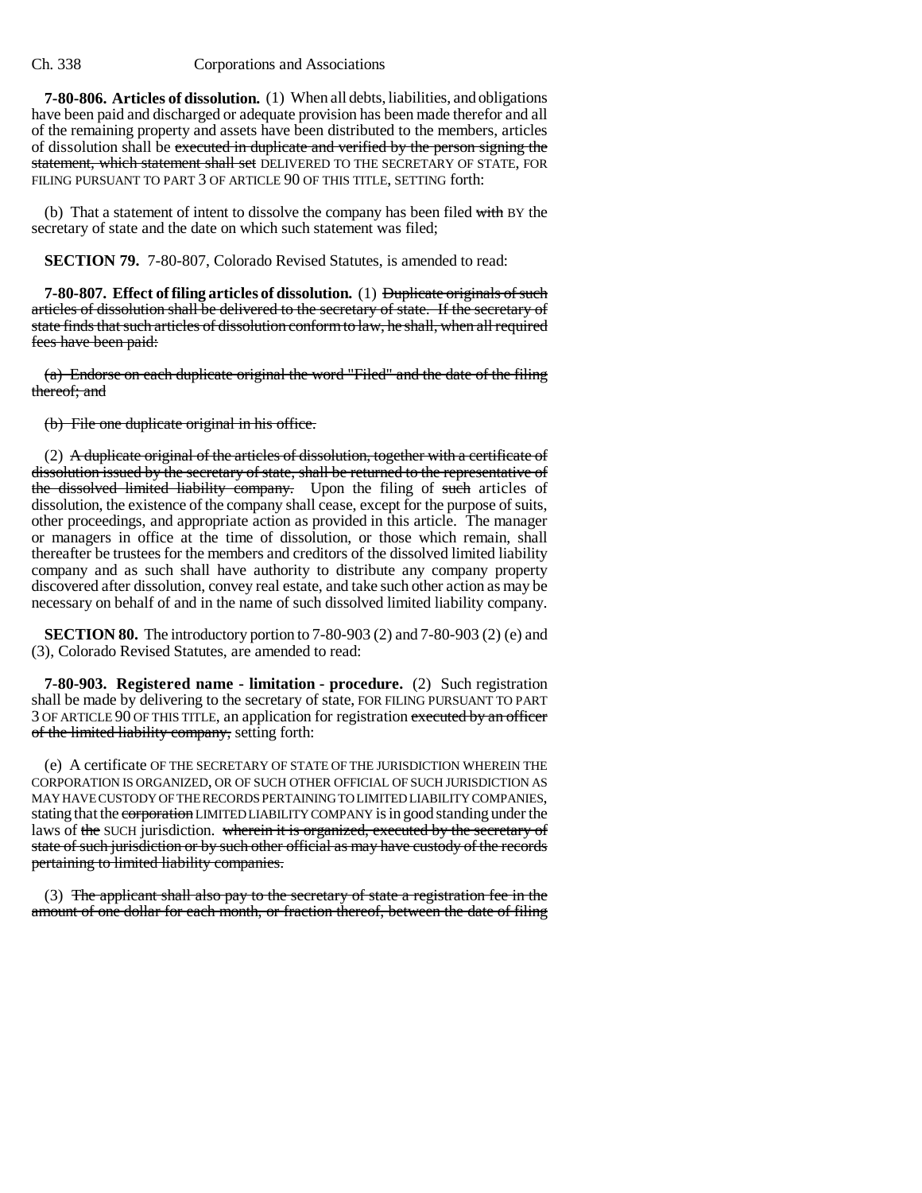**7-80-806. Articles of dissolution.** (1) When all debts, liabilities, and obligations have been paid and discharged or adequate provision has been made therefor and all of the remaining property and assets have been distributed to the members, articles of dissolution shall be ~~executed in duplicate and verified by the person signing the statement, which statement shall set~~ DELIVERED TO THE SECRETARY OF STATE, FOR FILING PURSUANT TO PART 3 OF ARTICLE 90 OF THIS TITLE, SETTING forth:

(b) That a statement of intent to dissolve the company has been filed ~~with~~ BY the secretary of state and the date on which such statement was filed;

**SECTION 79.** 7-80-807, Colorado Revised Statutes, is amended to read:

**7-80-807. Effect of filing articles of dissolution.** (1) ~~Duplicate originals of such articles of dissolution shall be delivered to the secretary of state. If the secretary of state finds that such articles of dissolution conform to law, he shall, when all required fees have been paid:~~

~~(a) Endorse on each duplicate original the word "Filed" and the date of the filing thereof; and~~

~~(b) File one duplicate original in his office.~~

(2) ~~A duplicate original of the articles of dissolution, together with a certificate of dissolution issued by the secretary of state, shall be returned to the representative of the dissolved limited liability company.~~ Upon the filing of ~~such~~ articles of dissolution, the existence of the company shall cease, except for the purpose of suits, other proceedings, and appropriate action as provided in this article. The manager or managers in office at the time of dissolution, or those which remain, shall thereafter be trustees for the members and creditors of the dissolved limited liability company and as such shall have authority to distribute any company property discovered after dissolution, convey real estate, and take such other action as may be necessary on behalf of and in the name of such dissolved limited liability company.

**SECTION 80.** The introductory portion to 7-80-903 (2) and 7-80-903 (2) (e) and (3), Colorado Revised Statutes, are amended to read:

**7-80-903. Registered name - limitation - procedure.** (2) Such registration shall be made by delivering to the secretary of state, FOR FILING PURSUANT TO PART 3 OF ARTICLE 90 OF THIS TITLE, an application for registration ~~executed by an officer of the limited liability company,~~ setting forth:

(e) A certificate OF THE SECRETARY OF STATE OF THE JURISDICTION WHEREIN THE CORPORATION IS ORGANIZED, OR OF SUCH OTHER OFFICIAL OF SUCH JURISDICTION AS MAY HAVE CUSTODY OF THE RECORDS PERTAINING TO LIMITED LIABILITY COMPANIES, stating that the ~~corporation~~ LIMITED LIABILITY COMPANY is in good standing under the laws of ~~the~~ SUCH jurisdiction. ~~wherein it is organized, executed by the secretary of state of such jurisdiction or by such other official as may have custody of the records pertaining to limited liability companies.~~

(3) ~~The applicant shall also pay to the secretary of state a registration fee in the amount of one dollar for each month, or fraction thereof, between the date of filing~~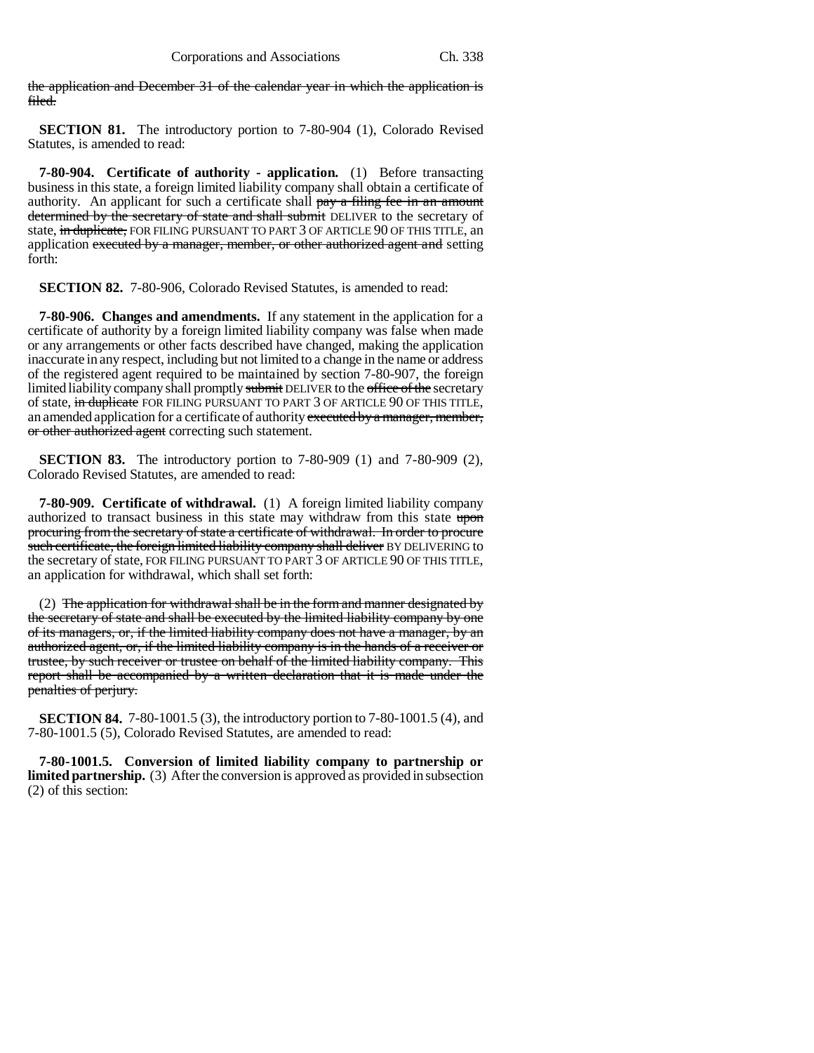~~the application and December 31 of the calendar year in which the application is filed.~~

**SECTION 81.** The introductory portion to 7-80-904 (1), Colorado Revised Statutes, is amended to read:

**7-80-904. Certificate of authority - application.** (1) Before transacting business in this state, a foreign limited liability company shall obtain a certificate of authority. An applicant for such a certificate shall ~~pay a filing fee in an amount determined by the secretary of state and shall submit~~ DELIVER to the secretary of state, ~~in duplicate,~~ FOR FILING PURSUANT TO PART 3 OF ARTICLE 90 OF THIS TITLE, an application ~~executed by a manager, member, or other authorized agent and~~ setting forth:

**SECTION 82.** 7-80-906, Colorado Revised Statutes, is amended to read:

**7-80-906. Changes and amendments.** If any statement in the application for a certificate of authority by a foreign limited liability company was false when made or any arrangements or other facts described have changed, making the application inaccurate in any respect, including but not limited to a change in the name or address of the registered agent required to be maintained by section 7-80-907, the foreign limited liability company shall promptly ~~submit~~ DELIVER to the ~~office of the~~ secretary of state, ~~in duplicate~~ FOR FILING PURSUANT TO PART 3 OF ARTICLE 90 OF THIS TITLE, an amended application for a certificate of authority ~~executed by a manager, member, or other authorized agent~~ correcting such statement.

**SECTION 83.** The introductory portion to 7-80-909 (1) and 7-80-909 (2), Colorado Revised Statutes, are amended to read:

**7-80-909. Certificate of withdrawal.** (1) A foreign limited liability company authorized to transact business in this state may withdraw from this state ~~upon procuring from the secretary of state a certificate of withdrawal. In order to procure such certificate, the foreign limited liability company shall deliver~~ BY DELIVERING to the secretary of state, FOR FILING PURSUANT TO PART 3 OF ARTICLE 90 OF THIS TITLE, an application for withdrawal, which shall set forth:

(2) ~~The application for withdrawal shall be in the form and manner designated by the secretary of state and shall be executed by the limited liability company by one of its managers, or, if the limited liability company does not have a manager, by an authorized agent, or, if the limited liability company is in the hands of a receiver or trustee, by such receiver or trustee on behalf of the limited liability company. This report shall be accompanied by a written declaration that it is made under the penalties of perjury.~~

**SECTION 84.** 7-80-1001.5 (3), the introductory portion to 7-80-1001.5 (4), and 7-80-1001.5 (5), Colorado Revised Statutes, are amended to read:

**7-80-1001.5. Conversion of limited liability company to partnership or limited partnership.** (3) After the conversion is approved as provided in subsection (2) of this section: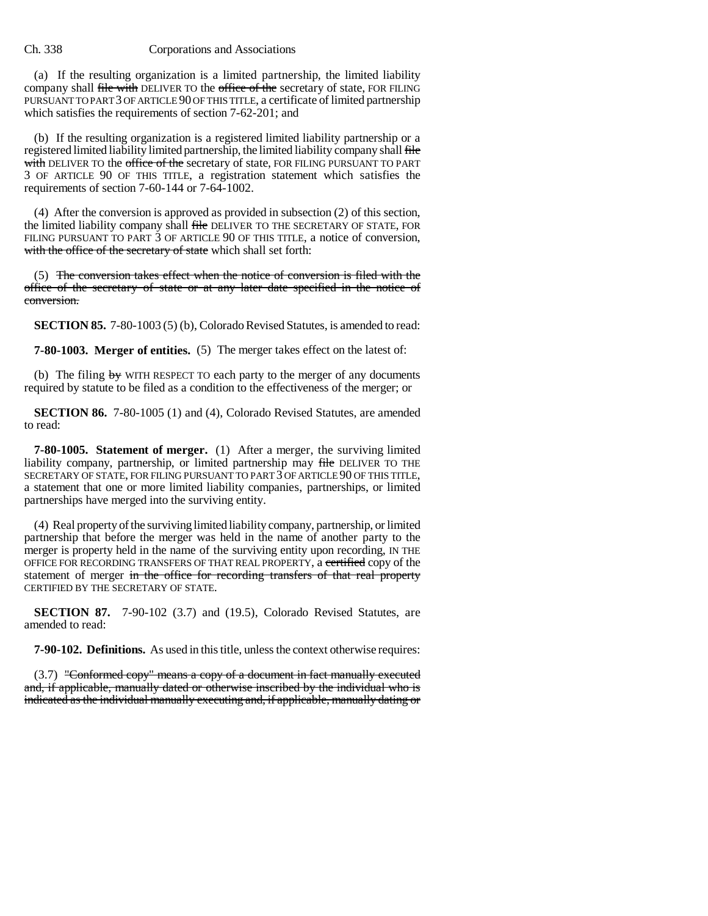(a) If the resulting organization is a limited partnership, the limited liability company shall ~~file with~~ DELIVER TO the ~~office of the~~ secretary of state, FOR FILING PURSUANT TO PART 3 OF ARTICLE 90 OF THIS TITLE, a certificate of limited partnership which satisfies the requirements of section 7-62-201; and

(b) If the resulting organization is a registered limited liability partnership or a registered limited liability limited partnership, the limited liability company shall ~~file with~~ DELIVER TO the ~~office of the~~ secretary of state, FOR FILING PURSUANT TO PART 3 OF ARTICLE 90 OF THIS TITLE, a registration statement which satisfies the requirements of section 7-60-144 or 7-64-1002.

(4) After the conversion is approved as provided in subsection (2) of this section, the limited liability company shall ~~file~~ DELIVER TO THE SECRETARY OF STATE, FOR FILING PURSUANT TO PART 3 OF ARTICLE 90 OF THIS TITLE, a notice of conversion, ~~with the office of the secretary of state~~ which shall set forth:

(5) ~~The conversion takes effect when the notice of conversion is filed with the office of the secretary of state or at any later date specified in the notice of conversion.~~

**SECTION 85.** 7-80-1003 (5) (b), Colorado Revised Statutes, is amended to read:

**7-80-1003. Merger of entities.** (5) The merger takes effect on the latest of:

(b) The filing ~~by~~ WITH RESPECT TO each party to the merger of any documents required by statute to be filed as a condition to the effectiveness of the merger; or

**SECTION 86.** 7-80-1005 (1) and (4), Colorado Revised Statutes, are amended to read:

**7-80-1005. Statement of merger.** (1) After a merger, the surviving limited liability company, partnership, or limited partnership may ~~file~~ DELIVER TO THE SECRETARY OF STATE, FOR FILING PURSUANT TO PART 3 OF ARTICLE 90 OF THIS TITLE, a statement that one or more limited liability companies, partnerships, or limited partnerships have merged into the surviving entity.

(4) Real property of the surviving limited liability company, partnership, or limited partnership that before the merger was held in the name of another party to the merger is property held in the name of the surviving entity upon recording, IN THE OFFICE FOR RECORDING TRANSFERS OF THAT REAL PROPERTY, a ~~certified~~ copy of the statement of merger ~~in the office for recording transfers of that real property~~ CERTIFIED BY THE SECRETARY OF STATE.

**SECTION 87.** 7-90-102 (3.7) and (19.5), Colorado Revised Statutes, are amended to read:

**7-90-102. Definitions.** As used in this title, unless the context otherwise requires:

(3.7) ~~"Conformed copy" means a copy of a document in fact manually executed and, if applicable, manually dated or otherwise inscribed by the individual who is indicated as the individual manually executing and, if applicable, manually dating or~~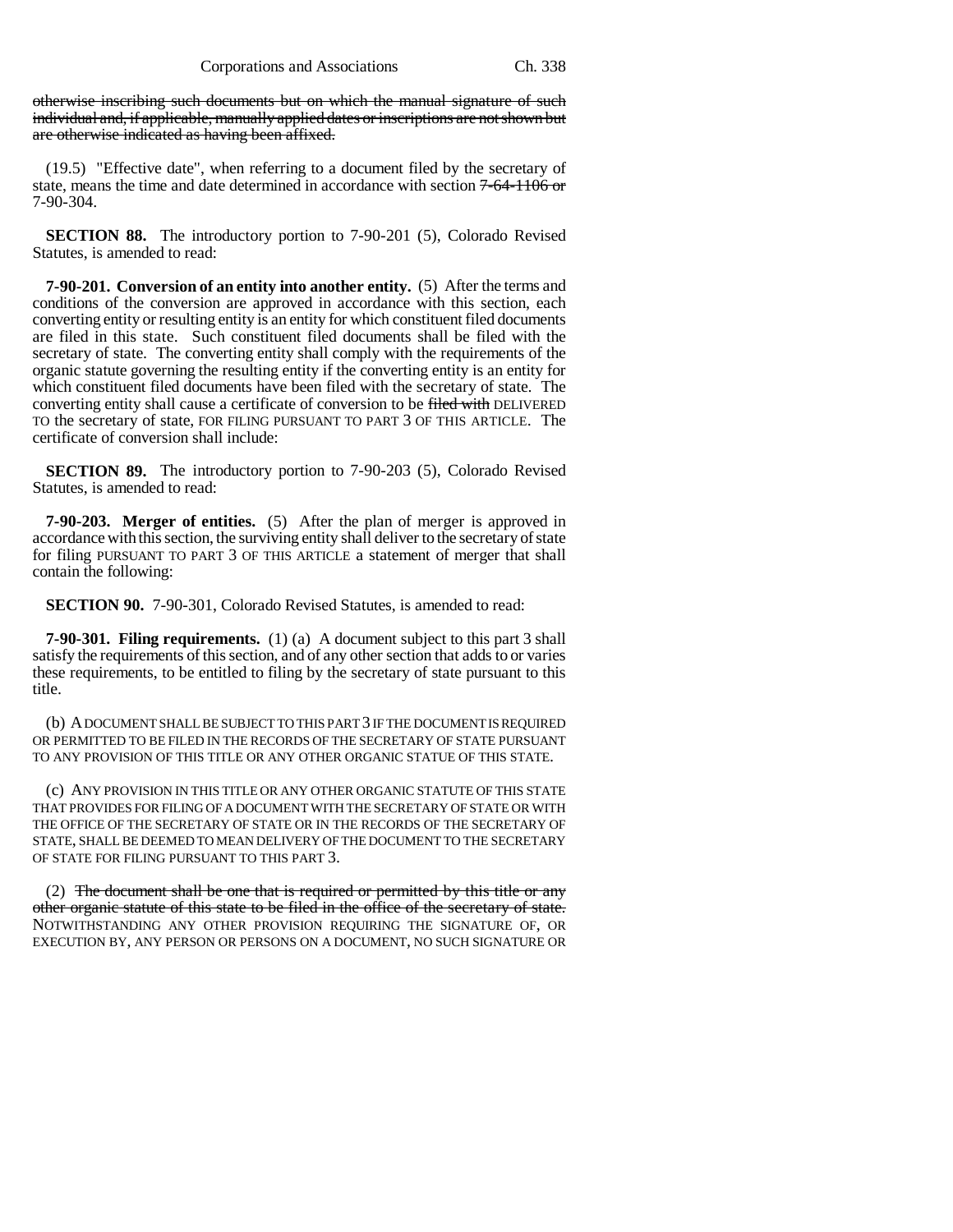otherwise inscribing such documents but on which the manual signature of such individual and, if applicable, manually applied dates or inscriptions are not shown but are otherwise indicated as having been affixed.

(19.5) "Effective date", when referring to a document filed by the secretary of state, means the time and date determined in accordance with section 7-64-1106 or 7-90-304.

**SECTION 88.** The introductory portion to 7-90-201 (5), Colorado Revised Statutes, is amended to read:

**7-90-201. Conversion of an entity into another entity.** (5) After the terms and conditions of the conversion are approved in accordance with this section, each converting entity or resulting entity is an entity for which constituent filed documents are filed in this state. Such constituent filed documents shall be filed with the secretary of state. The converting entity shall comply with the requirements of the organic statute governing the resulting entity if the converting entity is an entity for which constituent filed documents have been filed with the secretary of state. The converting entity shall cause a certificate of conversion to be filed with DELIVERED TO the secretary of state, FOR FILING PURSUANT TO PART 3 OF THIS ARTICLE. The certificate of conversion shall include:

**SECTION 89.** The introductory portion to 7-90-203 (5), Colorado Revised Statutes, is amended to read:

**7-90-203. Merger of entities.** (5) After the plan of merger is approved in accordance with this section, the surviving entity shall deliver to the secretary of state for filing PURSUANT TO PART 3 OF THIS ARTICLE a statement of merger that shall contain the following:

**SECTION 90.** 7-90-301, Colorado Revised Statutes, is amended to read:

**7-90-301. Filing requirements.** (1) (a) A document subject to this part 3 shall satisfy the requirements of this section, and of any other section that adds to or varies these requirements, to be entitled to filing by the secretary of state pursuant to this title.

(b) A DOCUMENT SHALL BE SUBJECT TO THIS PART 3 IF THE DOCUMENT IS REQUIRED OR PERMITTED TO BE FILED IN THE RECORDS OF THE SECRETARY OF STATE PURSUANT TO ANY PROVISION OF THIS TITLE OR ANY OTHER ORGANIC STATUE OF THIS STATE.

(c) ANY PROVISION IN THIS TITLE OR ANY OTHER ORGANIC STATUTE OF THIS STATE THAT PROVIDES FOR FILING OF A DOCUMENT WITH THE SECRETARY OF STATE OR WITH THE OFFICE OF THE SECRETARY OF STATE OR IN THE RECORDS OF THE SECRETARY OF STATE, SHALL BE DEEMED TO MEAN DELIVERY OF THE DOCUMENT TO THE SECRETARY OF STATE FOR FILING PURSUANT TO THIS PART 3.

(2) The document shall be one that is required or permitted by this title or any other organic statute of this state to be filed in the office of the secretary of state. NOTWITHSTANDING ANY OTHER PROVISION REQUIRING THE SIGNATURE OF, OR EXECUTION BY, ANY PERSON OR PERSONS ON A DOCUMENT, NO SUCH SIGNATURE OR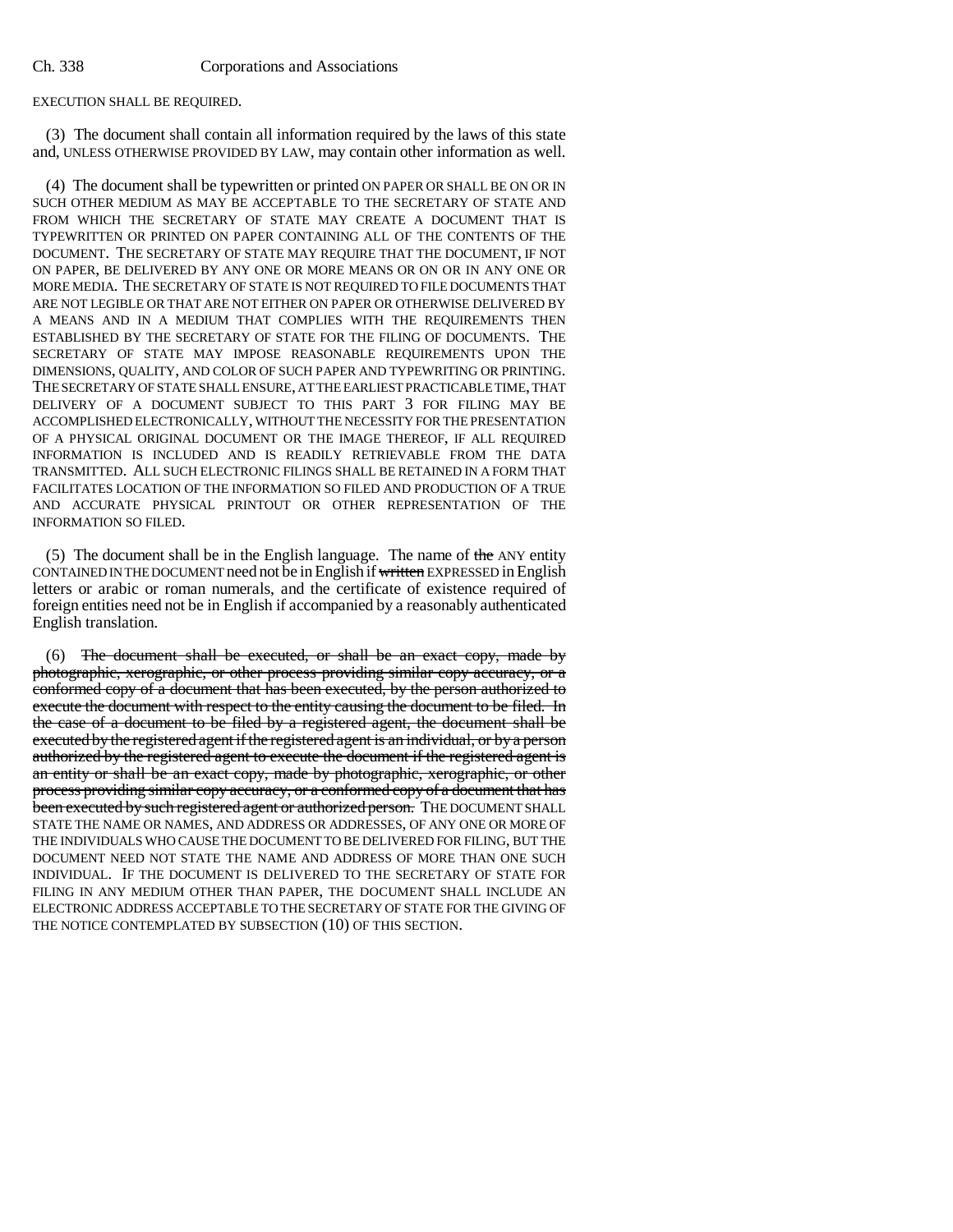EXECUTION SHALL BE REQUIRED.

(3) The document shall contain all information required by the laws of this state and, UNLESS OTHERWISE PROVIDED BY LAW, may contain other information as well.

(4) The document shall be typewritten or printed ON PAPER OR SHALL BE ON OR IN SUCH OTHER MEDIUM AS MAY BE ACCEPTABLE TO THE SECRETARY OF STATE AND FROM WHICH THE SECRETARY OF STATE MAY CREATE A DOCUMENT THAT IS TYPEWRITTEN OR PRINTED ON PAPER CONTAINING ALL OF THE CONTENTS OF THE DOCUMENT. THE SECRETARY OF STATE MAY REQUIRE THAT THE DOCUMENT, IF NOT ON PAPER, BE DELIVERED BY ANY ONE OR MORE MEANS OR ON OR IN ANY ONE OR MORE MEDIA. THE SECRETARY OF STATE IS NOT REQUIRED TO FILE DOCUMENTS THAT ARE NOT LEGIBLE OR THAT ARE NOT EITHER ON PAPER OR OTHERWISE DELIVERED BY A MEANS AND IN A MEDIUM THAT COMPLIES WITH THE REQUIREMENTS THEN ESTABLISHED BY THE SECRETARY OF STATE FOR THE FILING OF DOCUMENTS. THE SECRETARY OF STATE MAY IMPOSE REASONABLE REQUIREMENTS UPON THE DIMENSIONS, QUALITY, AND COLOR OF SUCH PAPER AND TYPEWRITING OR PRINTING. THE SECRETARY OF STATE SHALL ENSURE, AT THE EARLIEST PRACTICABLE TIME, THAT DELIVERY OF A DOCUMENT SUBJECT TO THIS PART 3 FOR FILING MAY BE ACCOMPLISHED ELECTRONICALLY, WITHOUT THE NECESSITY FOR THE PRESENTATION OF A PHYSICAL ORIGINAL DOCUMENT OR THE IMAGE THEREOF, IF ALL REQUIRED INFORMATION IS INCLUDED AND IS READILY RETRIEVABLE FROM THE DATA TRANSMITTED. ALL SUCH ELECTRONIC FILINGS SHALL BE RETAINED IN A FORM THAT FACILITATES LOCATION OF THE INFORMATION SO FILED AND PRODUCTION OF A TRUE AND ACCURATE PHYSICAL PRINTOUT OR OTHER REPRESENTATION OF THE INFORMATION SO FILED.

(5) The document shall be in the English language. The name of ~~the~~ ANY entity CONTAINED IN THE DOCUMENT need not be in English if ~~written~~ EXPRESSED in English letters or arabic or roman numerals, and the certificate of existence required of foreign entities need not be in English if accompanied by a reasonably authenticated English translation.

(6) ~~The document shall be executed, or shall be an exact copy, made by photographic, xerographic, or other process providing similar copy accuracy, or a conformed copy of a document that has been executed, by the person authorized to execute the document with respect to the entity causing the document to be filed. In the case of a document to be filed by a registered agent, the document shall be executed by the registered agent if the registered agent is an individual, or by a person authorized by the registered agent to execute the document if the registered agent is an entity or shall be an exact copy, made by photographic, xerographic, or other process providing similar copy accuracy, or a conformed copy of a document that has been executed by such registered agent or authorized person.~~ THE DOCUMENT SHALL STATE THE NAME OR NAMES, AND ADDRESS OR ADDRESSES, OF ANY ONE OR MORE OF THE INDIVIDUALS WHO CAUSE THE DOCUMENT TO BE DELIVERED FOR FILING, BUT THE DOCUMENT NEED NOT STATE THE NAME AND ADDRESS OF MORE THAN ONE SUCH INDIVIDUAL. IF THE DOCUMENT IS DELIVERED TO THE SECRETARY OF STATE FOR FILING IN ANY MEDIUM OTHER THAN PAPER, THE DOCUMENT SHALL INCLUDE AN ELECTRONIC ADDRESS ACCEPTABLE TO THE SECRETARY OF STATE FOR THE GIVING OF THE NOTICE CONTEMPLATED BY SUBSECTION (10) OF THIS SECTION.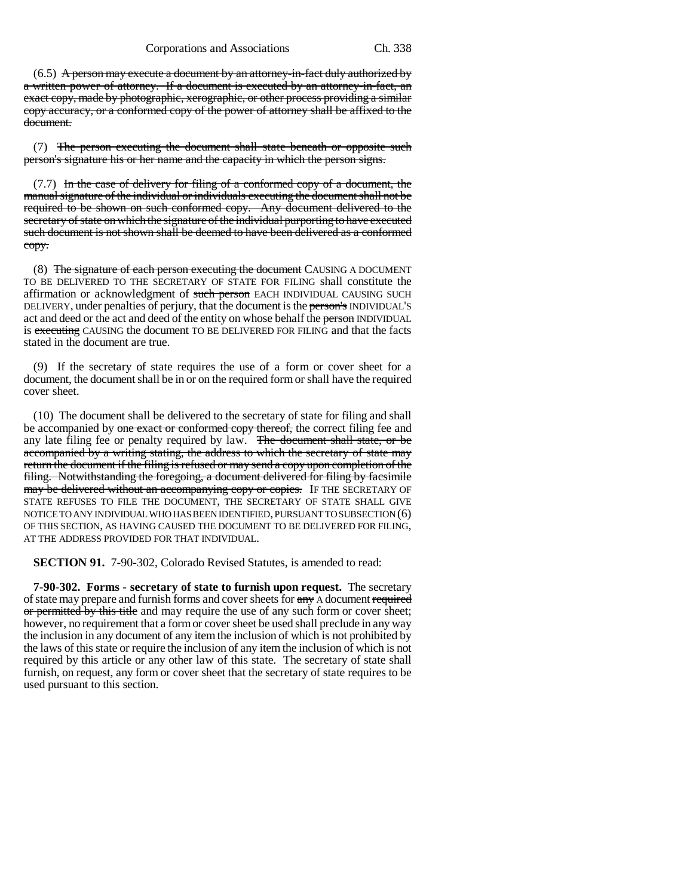(6.5) ~~A person may execute a document by an attorney-in-fact duly authorized by a written power of attorney. If a document is executed by an attorney-in-fact, an exact copy, made by photographic, xerographic, or other process providing a similar copy accuracy, or a conformed copy of the power of attorney shall be affixed to the document.~~

(7) ~~The person executing the document shall state beneath or opposite such person's signature his or her name and the capacity in which the person signs.~~

(7.7) ~~In the case of delivery for filing of a conformed copy of a document, the manual signature of the individual or individuals executing the document shall not be required to be shown on such conformed copy. Any document delivered to the secretary of state on which the signature of the individual purporting to have executed such document is not shown shall be deemed to have been delivered as a conformed copy.~~

(8) ~~The signature of each person executing the document~~ CAUSING A DOCUMENT TO BE DELIVERED TO THE SECRETARY OF STATE FOR FILING shall constitute the affirmation or acknowledgment of ~~such person~~ EACH INDIVIDUAL CAUSING SUCH DELIVERY, under penalties of perjury, that the document is the ~~person's~~ INDIVIDUAL'S act and deed or the act and deed of the entity on whose behalf the ~~person~~ INDIVIDUAL is ~~executing~~ CAUSING the document TO BE DELIVERED FOR FILING and that the facts stated in the document are true.

(9) If the secretary of state requires the use of a form or cover sheet for a document, the document shall be in or on the required form or shall have the required cover sheet.

(10) The document shall be delivered to the secretary of state for filing and shall be accompanied by ~~one exact or conformed copy thereof,~~ the correct filing fee and any late filing fee or penalty required by law. ~~The document shall state, or be accompanied by a writing stating, the address to which the secretary of state may return the document if the filing is refused or may send a copy upon completion of the filing. Notwithstanding the foregoing, a document delivered for filing by facsimile may be delivered without an accompanying copy or copies.~~ IF THE SECRETARY OF STATE REFUSES TO FILE THE DOCUMENT, THE SECRETARY OF STATE SHALL GIVE NOTICE TO ANY INDIVIDUAL WHO HAS BEEN IDENTIFIED, PURSUANT TO SUBSECTION (6) OF THIS SECTION, AS HAVING CAUSED THE DOCUMENT TO BE DELIVERED FOR FILING, AT THE ADDRESS PROVIDED FOR THAT INDIVIDUAL.

**SECTION 91.** 7-90-302, Colorado Revised Statutes, is amended to read:

**7-90-302. Forms - secretary of state to furnish upon request.** The secretary of state may prepare and furnish forms and cover sheets for ~~any~~ A document ~~required or permitted by this title~~ and may require the use of any such form or cover sheet; however, no requirement that a form or cover sheet be used shall preclude in any way the inclusion in any document of any item the inclusion of which is not prohibited by the laws of this state or require the inclusion of any item the inclusion of which is not required by this article or any other law of this state. The secretary of state shall furnish, on request, any form or cover sheet that the secretary of state requires to be used pursuant to this section.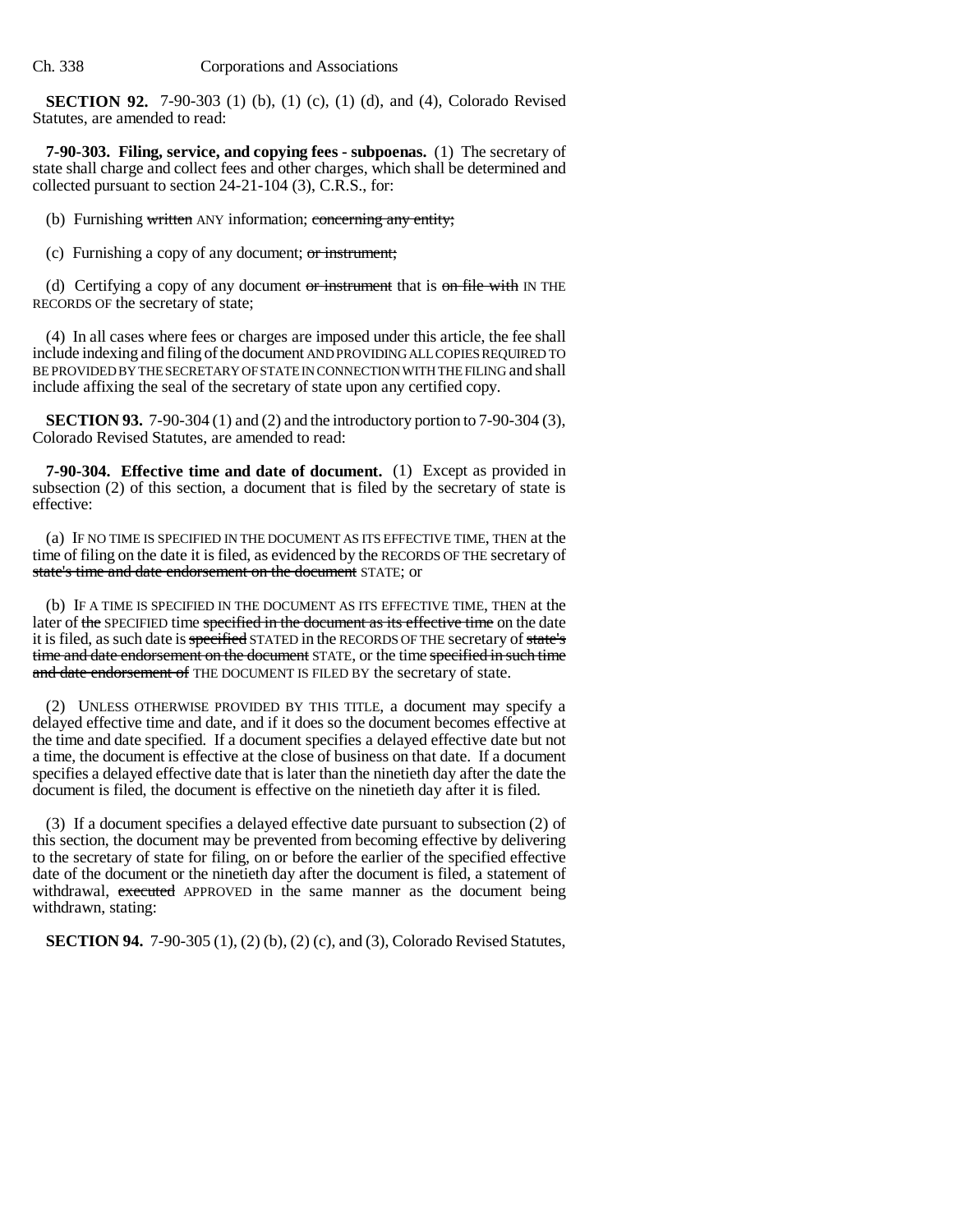**SECTION 92.** 7-90-303 (1) (b), (1) (c), (1) (d), and (4), Colorado Revised Statutes, are amended to read:

**7-90-303. Filing, service, and copying fees - subpoenas.** (1) The secretary of state shall charge and collect fees and other charges, which shall be determined and collected pursuant to section 24-21-104 (3), C.R.S., for:

(b) Furnishing ~~written~~ ANY information; ~~concerning any entity;~~

(c) Furnishing a copy of any document; ~~or instrument;~~

(d) Certifying a copy of any document ~~or instrument~~ that is ~~on file with~~ IN THE RECORDS OF the secretary of state;

(4) In all cases where fees or charges are imposed under this article, the fee shall include indexing and filing of the document AND PROVIDING ALL COPIES REQUIRED TO BE PROVIDED BY THE SECRETARY OF STATE IN CONNECTION WITH THE FILING and shall include affixing the seal of the secretary of state upon any certified copy.

**SECTION 93.** 7-90-304 (1) and (2) and the introductory portion to 7-90-304 (3), Colorado Revised Statutes, are amended to read:

**7-90-304. Effective time and date of document.** (1) Except as provided in subsection (2) of this section, a document that is filed by the secretary of state is effective:

(a) IF NO TIME IS SPECIFIED IN THE DOCUMENT AS ITS EFFECTIVE TIME, THEN at the time of filing on the date it is filed, as evidenced by the RECORDS OF THE secretary of ~~state's time and date endorsement on the document~~ STATE; or

(b) IF A TIME IS SPECIFIED IN THE DOCUMENT AS ITS EFFECTIVE TIME, THEN at the later of ~~the~~ SPECIFIED time ~~specified in the document as its effective time~~ on the date it is filed, as such date is ~~specified~~ STATED in the RECORDS OF THE secretary of ~~state's time and date endorsement on the document~~ STATE, or the time ~~specified in such time and date endorsement of~~ THE DOCUMENT IS FILED BY the secretary of state.

(2) UNLESS OTHERWISE PROVIDED BY THIS TITLE, a document may specify a delayed effective time and date, and if it does so the document becomes effective at the time and date specified. If a document specifies a delayed effective date but not a time, the document is effective at the close of business on that date. If a document specifies a delayed effective date that is later than the ninetieth day after the date the document is filed, the document is effective on the ninetieth day after it is filed.

(3) If a document specifies a delayed effective date pursuant to subsection (2) of this section, the document may be prevented from becoming effective by delivering to the secretary of state for filing, on or before the earlier of the specified effective date of the document or the ninetieth day after the document is filed, a statement of withdrawal, ~~executed~~ APPROVED in the same manner as the document being withdrawn, stating:

**SECTION 94.** 7-90-305 (1), (2) (b), (2) (c), and (3), Colorado Revised Statutes,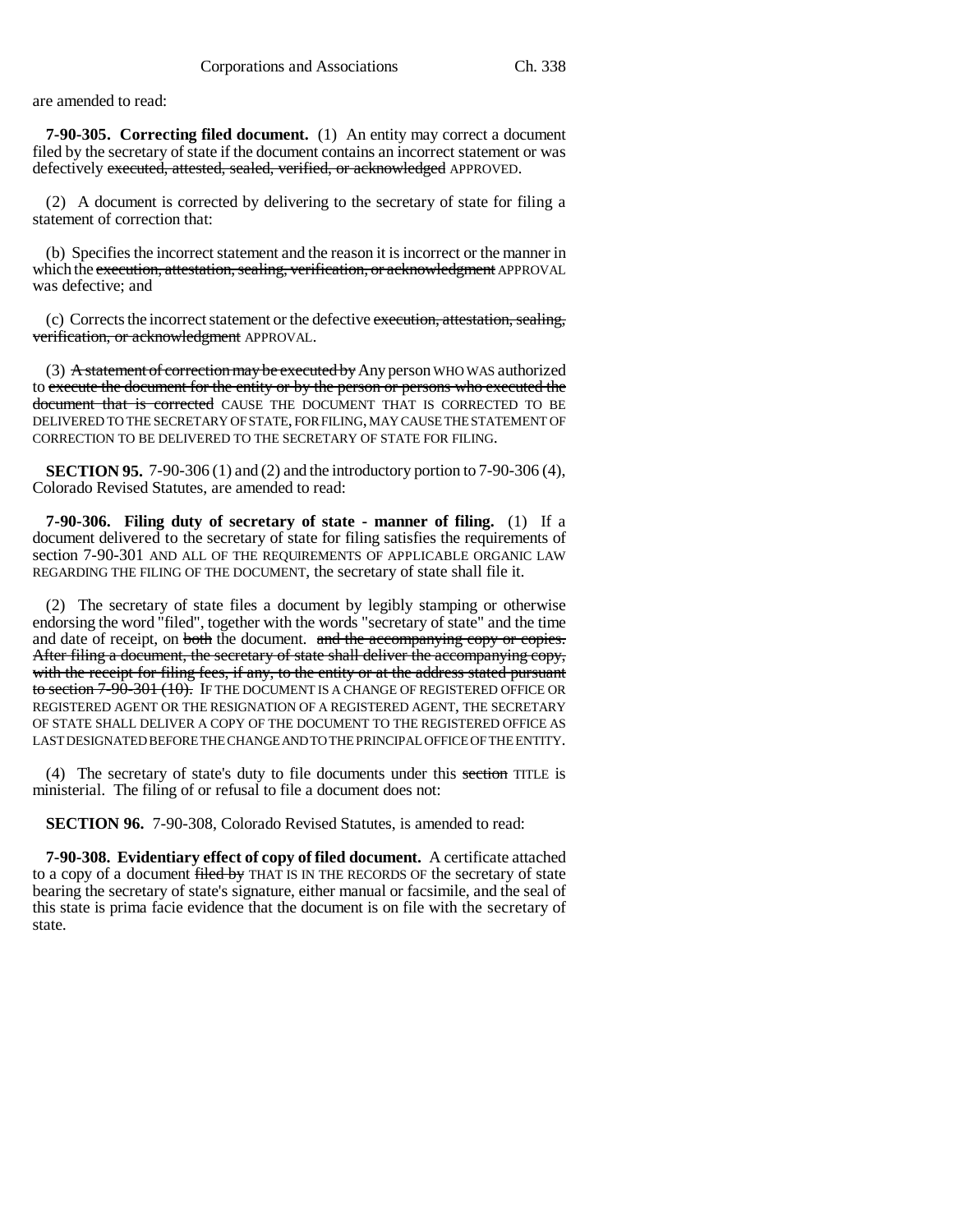are amended to read:

**7-90-305. Correcting filed document.** (1) An entity may correct a document filed by the secretary of state if the document contains an incorrect statement or was defectively ~~executed, attested, sealed, verified, or acknowledged~~ APPROVED.

(2) A document is corrected by delivering to the secretary of state for filing a statement of correction that:

(b) Specifies the incorrect statement and the reason it is incorrect or the manner in which the ~~execution, attestation, sealing, verification, or acknowledgment~~ APPROVAL was defective; and

(c) Corrects the incorrect statement or the defective ~~execution, attestation, sealing, verification, or acknowledgment~~ APPROVAL.

(3) ~~A statement of correction may be executed by~~ Any person WHO WAS authorized to ~~execute the document for the entity or by the person or persons who executed the document that is corrected~~ CAUSE THE DOCUMENT THAT IS CORRECTED TO BE DELIVERED TO THE SECRETARY OF STATE, FOR FILING, MAY CAUSE THE STATEMENT OF CORRECTION TO BE DELIVERED TO THE SECRETARY OF STATE FOR FILING.

**SECTION 95.** 7-90-306 (1) and (2) and the introductory portion to 7-90-306 (4), Colorado Revised Statutes, are amended to read:

**7-90-306. Filing duty of secretary of state - manner of filing.** (1) If a document delivered to the secretary of state for filing satisfies the requirements of section 7-90-301 AND ALL OF THE REQUIREMENTS OF APPLICABLE ORGANIC LAW REGARDING THE FILING OF THE DOCUMENT, the secretary of state shall file it.

(2) The secretary of state files a document by legibly stamping or otherwise endorsing the word "filed", together with the words "secretary of state" and the time and date of receipt, on ~~both~~ the document. ~~and the accompanying copy or copies. After filing a document, the secretary of state shall deliver the accompanying copy, with the receipt for filing fees, if any, to the entity or at the address stated pursuant to section 7-90-301 (10).~~ IF THE DOCUMENT IS A CHANGE OF REGISTERED OFFICE OR REGISTERED AGENT OR THE RESIGNATION OF A REGISTERED AGENT, THE SECRETARY OF STATE SHALL DELIVER A COPY OF THE DOCUMENT TO THE REGISTERED OFFICE AS LAST DESIGNATED BEFORE THE CHANGE AND TO THE PRINCIPAL OFFICE OF THE ENTITY.

(4) The secretary of state's duty to file documents under this ~~section~~ TITLE is ministerial. The filing of or refusal to file a document does not:

**SECTION 96.** 7-90-308, Colorado Revised Statutes, is amended to read:

**7-90-308. Evidentiary effect of copy of filed document.** A certificate attached to a copy of a document ~~filed by~~ THAT IS IN THE RECORDS OF the secretary of state bearing the secretary of state's signature, either manual or facsimile, and the seal of this state is prima facie evidence that the document is on file with the secretary of state.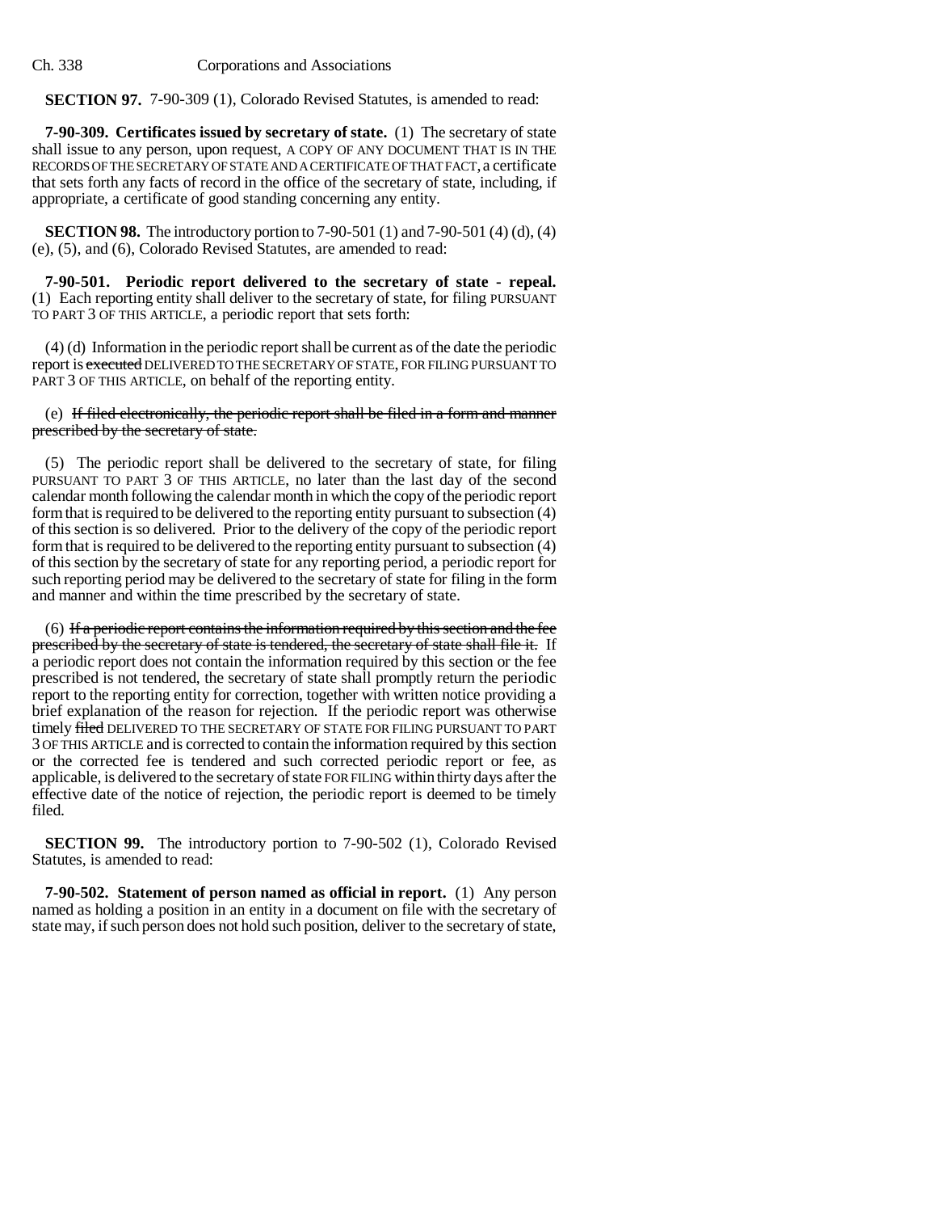**SECTION 97.** 7-90-309 (1), Colorado Revised Statutes, is amended to read:

**7-90-309. Certificates issued by secretary of state.** (1) The secretary of state shall issue to any person, upon request, A COPY OF ANY DOCUMENT THAT IS IN THE RECORDS OF THE SECRETARY OF STATE AND A CERTIFICATE OF THAT FACT, a certificate that sets forth any facts of record in the office of the secretary of state, including, if appropriate, a certificate of good standing concerning any entity.

**SECTION 98.** The introductory portion to 7-90-501 (1) and 7-90-501 (4) (d), (4) (e), (5), and (6), Colorado Revised Statutes, are amended to read:

**7-90-501. Periodic report delivered to the secretary of state - repeal.** (1) Each reporting entity shall deliver to the secretary of state, for filing PURSUANT TO PART 3 OF THIS ARTICLE, a periodic report that sets forth:

(4) (d) Information in the periodic report shall be current as of the date the periodic report is ~~executed~~ DELIVERED TO THE SECRETARY OF STATE, FOR FILING PURSUANT TO PART 3 OF THIS ARTICLE, on behalf of the reporting entity.

(e) ~~If filed electronically, the periodic report shall be filed in a form and manner prescribed by the secretary of state.~~

(5) The periodic report shall be delivered to the secretary of state, for filing PURSUANT TO PART 3 OF THIS ARTICLE, no later than the last day of the second calendar month following the calendar month in which the copy of the periodic report form that is required to be delivered to the reporting entity pursuant to subsection (4) of this section is so delivered. Prior to the delivery of the copy of the periodic report form that is required to be delivered to the reporting entity pursuant to subsection (4) of this section by the secretary of state for any reporting period, a periodic report for such reporting period may be delivered to the secretary of state for filing in the form and manner and within the time prescribed by the secretary of state.

(6) ~~If a periodic report contains the information required by this section and the fee prescribed by the secretary of state is tendered, the secretary of state shall file it.~~ If a periodic report does not contain the information required by this section or the fee prescribed is not tendered, the secretary of state shall promptly return the periodic report to the reporting entity for correction, together with written notice providing a brief explanation of the reason for rejection. If the periodic report was otherwise timely ~~filed~~ DELIVERED TO THE SECRETARY OF STATE FOR FILING PURSUANT TO PART 3 OF THIS ARTICLE and is corrected to contain the information required by this section or the corrected fee is tendered and such corrected periodic report or fee, as applicable, is delivered to the secretary of state FOR FILING within thirty days after the effective date of the notice of rejection, the periodic report is deemed to be timely filed.

**SECTION 99.** The introductory portion to 7-90-502 (1), Colorado Revised Statutes, is amended to read:

**7-90-502. Statement of person named as official in report.** (1) Any person named as holding a position in an entity in a document on file with the secretary of state may, if such person does not hold such position, deliver to the secretary of state,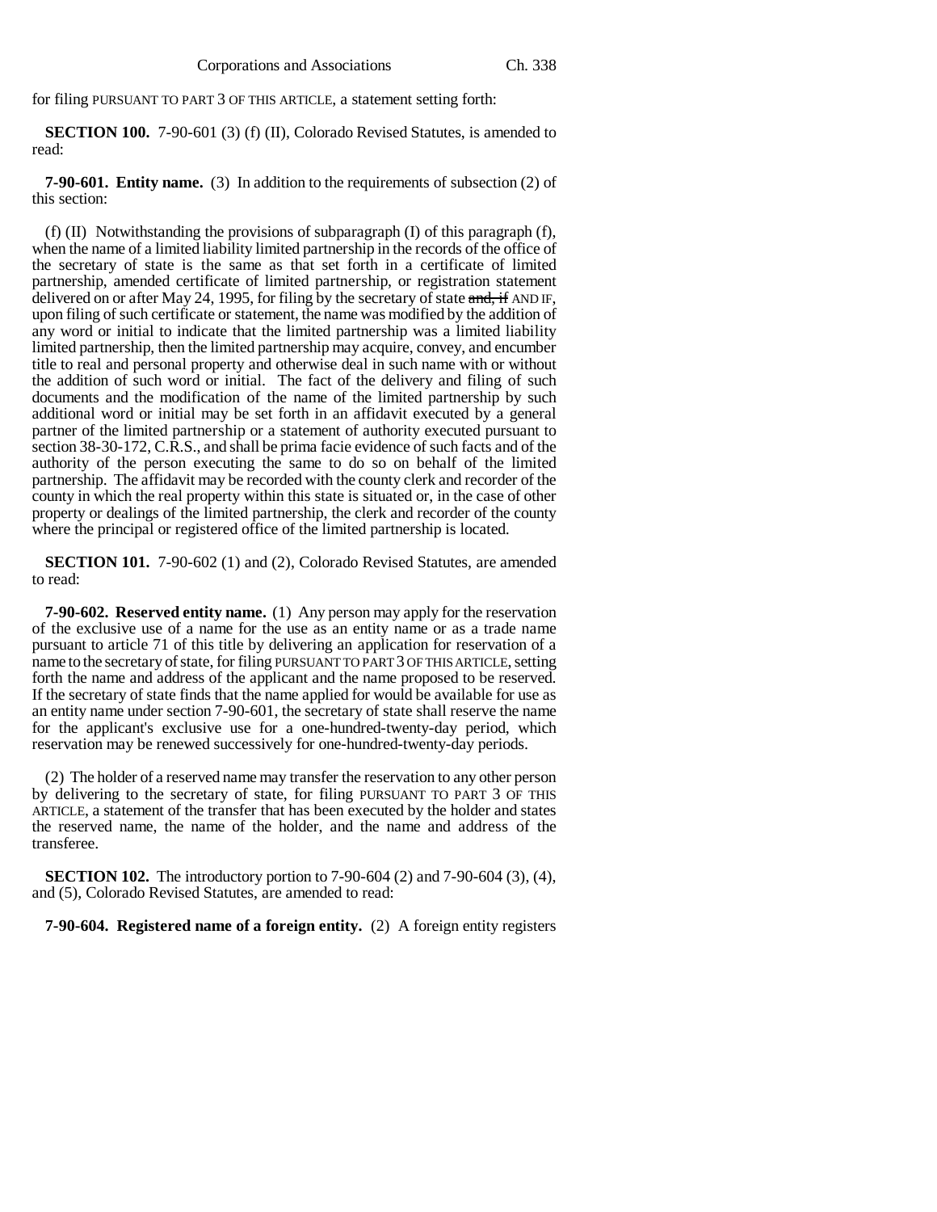for filing PURSUANT TO PART 3 OF THIS ARTICLE, a statement setting forth:

**SECTION 100.** 7-90-601 (3) (f) (II), Colorado Revised Statutes, is amended to read:

**7-90-601. Entity name.** (3) In addition to the requirements of subsection (2) of this section:

(f) (II) Notwithstanding the provisions of subparagraph (I) of this paragraph (f), when the name of a limited liability limited partnership in the records of the office of the secretary of state is the same as that set forth in a certificate of limited partnership, amended certificate of limited partnership, or registration statement delivered on or after May 24, 1995, for filing by the secretary of state ~~and, if~~ AND IF, upon filing of such certificate or statement, the name was modified by the addition of any word or initial to indicate that the limited partnership was a limited liability limited partnership, then the limited partnership may acquire, convey, and encumber title to real and personal property and otherwise deal in such name with or without the addition of such word or initial. The fact of the delivery and filing of such documents and the modification of the name of the limited partnership by such additional word or initial may be set forth in an affidavit executed by a general partner of the limited partnership or a statement of authority executed pursuant to section 38-30-172, C.R.S., and shall be prima facie evidence of such facts and of the authority of the person executing the same to do so on behalf of the limited partnership. The affidavit may be recorded with the county clerk and recorder of the county in which the real property within this state is situated or, in the case of other property or dealings of the limited partnership, the clerk and recorder of the county where the principal or registered office of the limited partnership is located.

**SECTION 101.** 7-90-602 (1) and (2), Colorado Revised Statutes, are amended to read:

**7-90-602. Reserved entity name.** (1) Any person may apply for the reservation of the exclusive use of a name for the use as an entity name or as a trade name pursuant to article 71 of this title by delivering an application for reservation of a name to the secretary of state, for filing PURSUANT TO PART 3 OF THIS ARTICLE, setting forth the name and address of the applicant and the name proposed to be reserved. If the secretary of state finds that the name applied for would be available for use as an entity name under section 7-90-601, the secretary of state shall reserve the name for the applicant's exclusive use for a one-hundred-twenty-day period, which reservation may be renewed successively for one-hundred-twenty-day periods.

(2) The holder of a reserved name may transfer the reservation to any other person by delivering to the secretary of state, for filing PURSUANT TO PART 3 OF THIS ARTICLE, a statement of the transfer that has been executed by the holder and states the reserved name, the name of the holder, and the name and address of the transferee.

**SECTION 102.** The introductory portion to 7-90-604 (2) and 7-90-604 (3), (4), and (5), Colorado Revised Statutes, are amended to read:

**7-90-604. Registered name of a foreign entity.** (2) A foreign entity registers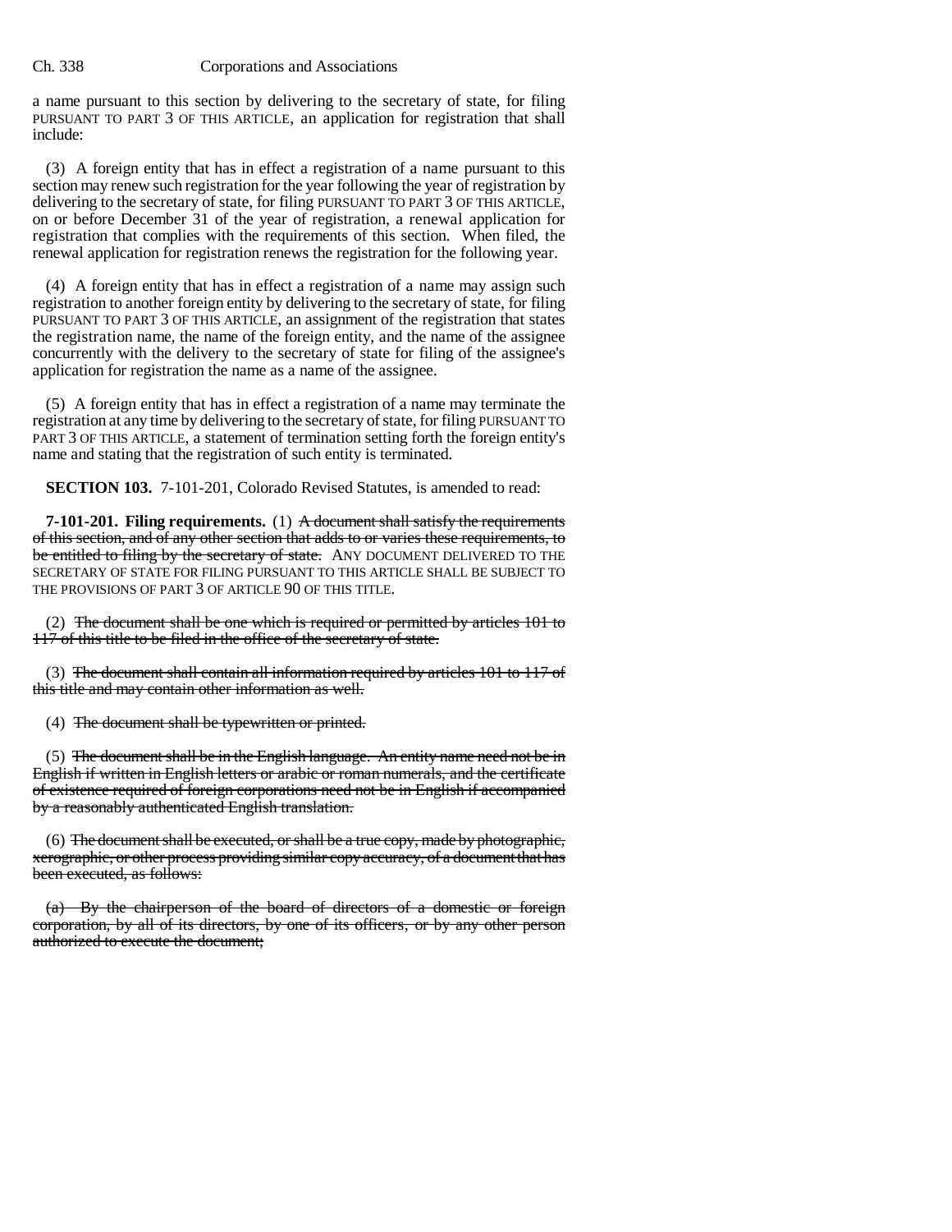a name pursuant to this section by delivering to the secretary of state, for filing PURSUANT TO PART 3 OF THIS ARTICLE, an application for registration that shall include:

(3) A foreign entity that has in effect a registration of a name pursuant to this section may renew such registration for the year following the year of registration by delivering to the secretary of state, for filing PURSUANT TO PART 3 OF THIS ARTICLE, on or before December 31 of the year of registration, a renewal application for registration that complies with the requirements of this section. When filed, the renewal application for registration renews the registration for the following year.

(4) A foreign entity that has in effect a registration of a name may assign such registration to another foreign entity by delivering to the secretary of state, for filing PURSUANT TO PART 3 OF THIS ARTICLE, an assignment of the registration that states the registration name, the name of the foreign entity, and the name of the assignee concurrently with the delivery to the secretary of state for filing of the assignee's application for registration the name as a name of the assignee.

(5) A foreign entity that has in effect a registration of a name may terminate the registration at any time by delivering to the secretary of state, for filing PURSUANT TO PART 3 OF THIS ARTICLE, a statement of termination setting forth the foreign entity's name and stating that the registration of such entity is terminated.

**SECTION 103.** 7-101-201, Colorado Revised Statutes, is amended to read:

**7-101-201. Filing requirements.** (1) ~~A document shall satisfy the requirements of this section, and of any other section that adds to or varies these requirements, to be entitled to filing by the secretary of state.~~ ANY DOCUMENT DELIVERED TO THE SECRETARY OF STATE FOR FILING PURSUANT TO THIS ARTICLE SHALL BE SUBJECT TO THE PROVISIONS OF PART 3 OF ARTICLE 90 OF THIS TITLE.

(2) ~~The document shall be one which is required or permitted by articles 101 to 117 of this title to be filed in the office of the secretary of state.~~

(3) ~~The document shall contain all information required by articles 101 to 117 of this title and may contain other information as well.~~

(4) ~~The document shall be typewritten or printed.~~

(5) ~~The document shall be in the English language. An entity name need not be in English if written in English letters or arabic or roman numerals, and the certificate of existence required of foreign corporations need not be in English if accompanied by a reasonably authenticated English translation.~~

(6) ~~The document shall be executed, or shall be a true copy, made by photographic, xerographic, or other process providing similar copy accuracy, of a document that has been executed, as follows:~~

~~(a) By the chairperson of the board of directors of a domestic or foreign corporation, by all of its directors, by one of its officers, or by any other person authorized to execute the document;~~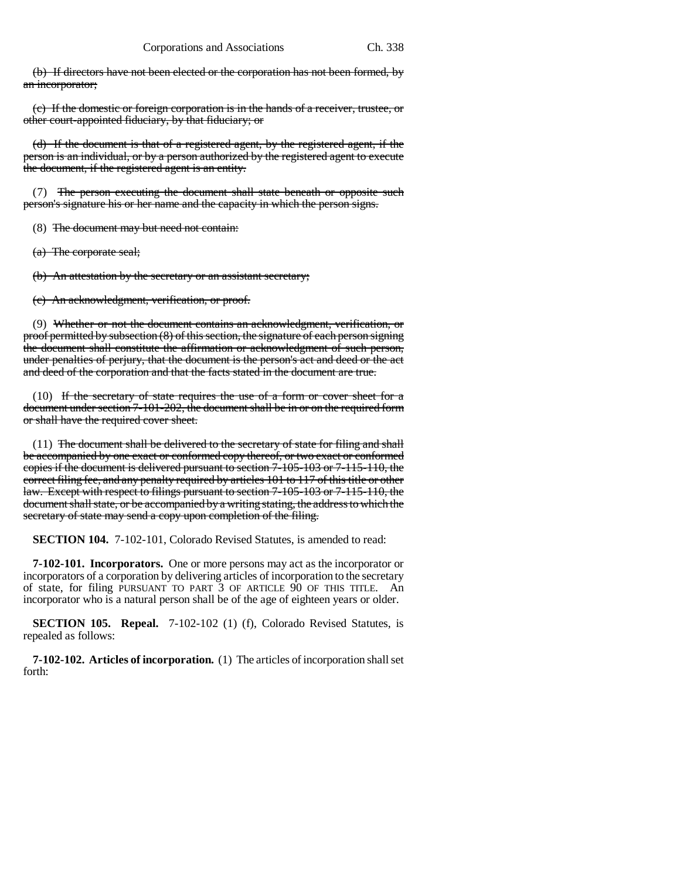(b) ~~If directors have not been elected or the corporation has not been formed, by an incorporator;~~

(c) ~~If the domestic or foreign corporation is in the hands of a receiver, trustee, or other court-appointed fiduciary, by that fiduciary; or~~

(d) ~~If the document is that of a registered agent, by the registered agent, if the person is an individual, or by a person authorized by the registered agent to execute the document, if the registered agent is an entity.~~

(7) ~~The person executing the document shall state beneath or opposite such person's signature his or her name and the capacity in which the person signs.~~

(8) ~~The document may but need not contain:~~

~~(a) The corporate seal;~~

~~(b) An attestation by the secretary or an assistant secretary;~~

~~(c) An acknowledgment, verification, or proof.~~

(9) ~~Whether or not the document contains an acknowledgment, verification, or proof permitted by subsection (8) of this section, the signature of each person signing the document shall constitute the affirmation or acknowledgment of such person, under penalties of perjury, that the document is the person's act and deed or the act and deed of the corporation and that the facts stated in the document are true.~~

(10) ~~If the secretary of state requires the use of a form or cover sheet for a document under section 7-101-202, the document shall be in or on the required form or shall have the required cover sheet.~~

(11) ~~The document shall be delivered to the secretary of state for filing and shall be accompanied by one exact or conformed copy thereof, or two exact or conformed copies if the document is delivered pursuant to section 7-105-103 or 7-115-110, the correct filing fee, and any penalty required by articles 101 to 117 of this title or other law. Except with respect to filings pursuant to section 7-105-103 or 7-115-110, the document shall state, or be accompanied by a writing stating, the address to which the secretary of state may send a copy upon completion of the filing.~~

**SECTION 104.** 7-102-101, Colorado Revised Statutes, is amended to read:

**7-102-101. Incorporators.** One or more persons may act as the incorporator or incorporators of a corporation by delivering articles of incorporation to the secretary of state, for filing PURSUANT TO PART 3 OF ARTICLE 90 OF THIS TITLE. An incorporator who is a natural person shall be of the age of eighteen years or older.

**SECTION 105. Repeal.** 7-102-102 (1) (f), Colorado Revised Statutes, is repealed as follows:

**7-102-102. Articles of incorporation.** (1) The articles of incorporation shall set forth: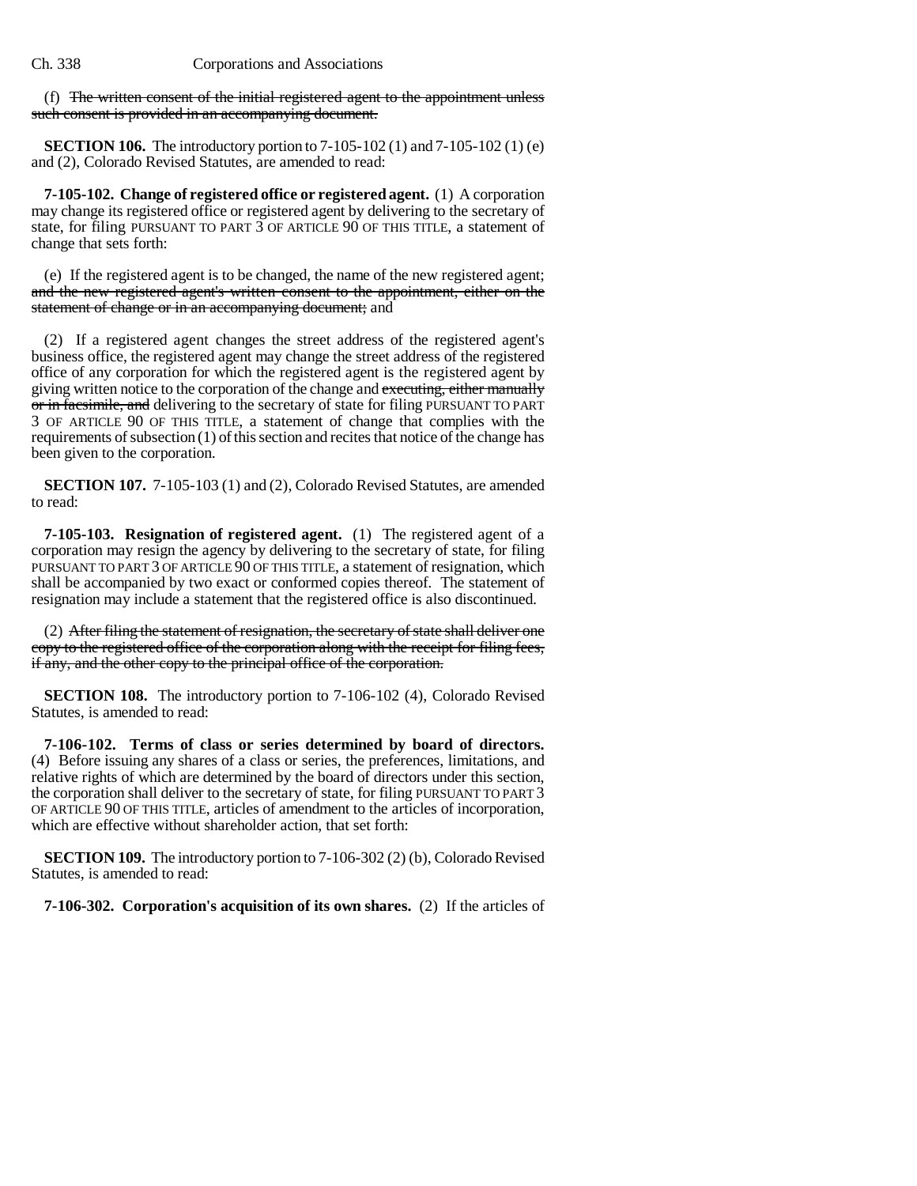(f) ~~The written consent of the initial registered agent to the appointment unless such consent is provided in an accompanying document.~~

**SECTION 106.** The introductory portion to 7-105-102 (1) and 7-105-102 (1) (e) and (2), Colorado Revised Statutes, are amended to read:

**7-105-102. Change of registered office or registered agent.** (1) A corporation may change its registered office or registered agent by delivering to the secretary of state, for filing PURSUANT TO PART 3 OF ARTICLE 90 OF THIS TITLE, a statement of change that sets forth:

(e) If the registered agent is to be changed, the name of the new registered agent; ~~and the new registered agent's written consent to the appointment, either on the statement of change or in an accompanying document;~~ and

(2) If a registered agent changes the street address of the registered agent's business office, the registered agent may change the street address of the registered office of any corporation for which the registered agent is the registered agent by giving written notice to the corporation of the change and ~~executing, either manually or in facsimile, and~~ delivering to the secretary of state for filing PURSUANT TO PART 3 OF ARTICLE 90 OF THIS TITLE, a statement of change that complies with the requirements of subsection (1) of this section and recites that notice of the change has been given to the corporation.

**SECTION 107.** 7-105-103 (1) and (2), Colorado Revised Statutes, are amended to read:

**7-105-103. Resignation of registered agent.** (1) The registered agent of a corporation may resign the agency by delivering to the secretary of state, for filing PURSUANT TO PART 3 OF ARTICLE 90 OF THIS TITLE, a statement of resignation, which shall be accompanied by two exact or conformed copies thereof. The statement of resignation may include a statement that the registered office is also discontinued.

(2) ~~After filing the statement of resignation, the secretary of state shall deliver one copy to the registered office of the corporation along with the receipt for filing fees, if any, and the other copy to the principal office of the corporation.~~

**SECTION 108.** The introductory portion to 7-106-102 (4), Colorado Revised Statutes, is amended to read:

**7-106-102. Terms of class or series determined by board of directors.** (4) Before issuing any shares of a class or series, the preferences, limitations, and relative rights of which are determined by the board of directors under this section, the corporation shall deliver to the secretary of state, for filing PURSUANT TO PART 3 OF ARTICLE 90 OF THIS TITLE, articles of amendment to the articles of incorporation, which are effective without shareholder action, that set forth:

**SECTION 109.** The introductory portion to 7-106-302 (2) (b), Colorado Revised Statutes, is amended to read:

**7-106-302. Corporation's acquisition of its own shares.** (2) If the articles of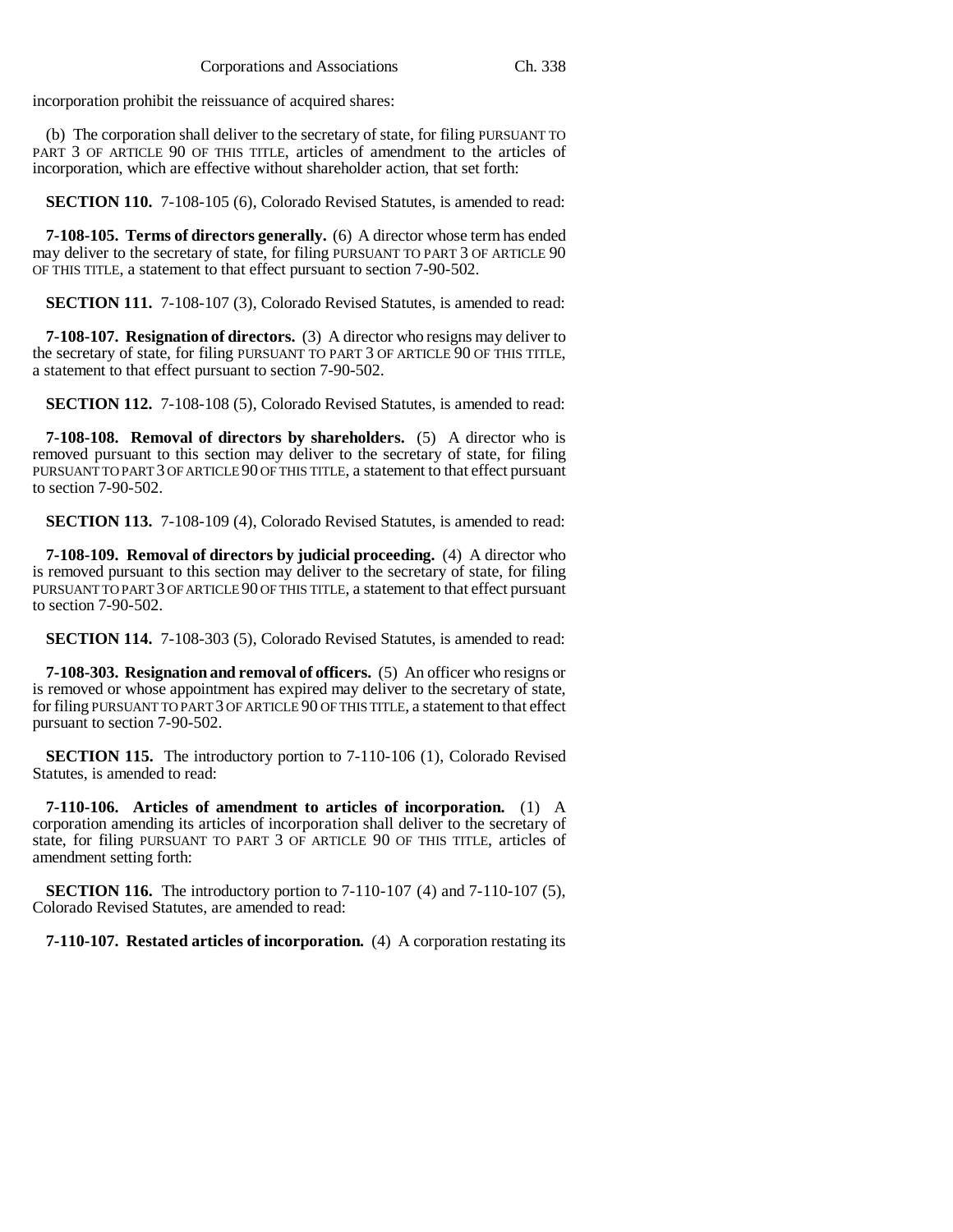incorporation prohibit the reissuance of acquired shares:

(b) The corporation shall deliver to the secretary of state, for filing PURSUANT TO PART 3 OF ARTICLE 90 OF THIS TITLE, articles of amendment to the articles of incorporation, which are effective without shareholder action, that set forth:

**SECTION 110.** 7-108-105 (6), Colorado Revised Statutes, is amended to read:

**7-108-105. Terms of directors generally.** (6) A director whose term has ended may deliver to the secretary of state, for filing PURSUANT TO PART 3 OF ARTICLE 90 OF THIS TITLE, a statement to that effect pursuant to section 7-90-502.

**SECTION 111.** 7-108-107 (3), Colorado Revised Statutes, is amended to read:

**7-108-107. Resignation of directors.** (3) A director who resigns may deliver to the secretary of state, for filing PURSUANT TO PART 3 OF ARTICLE 90 OF THIS TITLE, a statement to that effect pursuant to section 7-90-502.

**SECTION 112.** 7-108-108 (5), Colorado Revised Statutes, is amended to read:

**7-108-108. Removal of directors by shareholders.** (5) A director who is removed pursuant to this section may deliver to the secretary of state, for filing PURSUANT TO PART 3 OF ARTICLE 90 OF THIS TITLE, a statement to that effect pursuant to section 7-90-502.

**SECTION 113.** 7-108-109 (4), Colorado Revised Statutes, is amended to read:

**7-108-109. Removal of directors by judicial proceeding.** (4) A director who is removed pursuant to this section may deliver to the secretary of state, for filing PURSUANT TO PART 3 OF ARTICLE 90 OF THIS TITLE, a statement to that effect pursuant to section 7-90-502.

**SECTION 114.** 7-108-303 (5), Colorado Revised Statutes, is amended to read:

**7-108-303. Resignation and removal of officers.** (5) An officer who resigns or is removed or whose appointment has expired may deliver to the secretary of state, for filing PURSUANT TO PART 3 OF ARTICLE 90 OF THIS TITLE, a statement to that effect pursuant to section 7-90-502.

**SECTION 115.** The introductory portion to 7-110-106 (1), Colorado Revised Statutes, is amended to read:

**7-110-106. Articles of amendment to articles of incorporation.** (1) A corporation amending its articles of incorporation shall deliver to the secretary of state, for filing PURSUANT TO PART 3 OF ARTICLE 90 OF THIS TITLE, articles of amendment setting forth:

**SECTION 116.** The introductory portion to 7-110-107 (4) and 7-110-107 (5), Colorado Revised Statutes, are amended to read:

**7-110-107. Restated articles of incorporation.** (4) A corporation restating its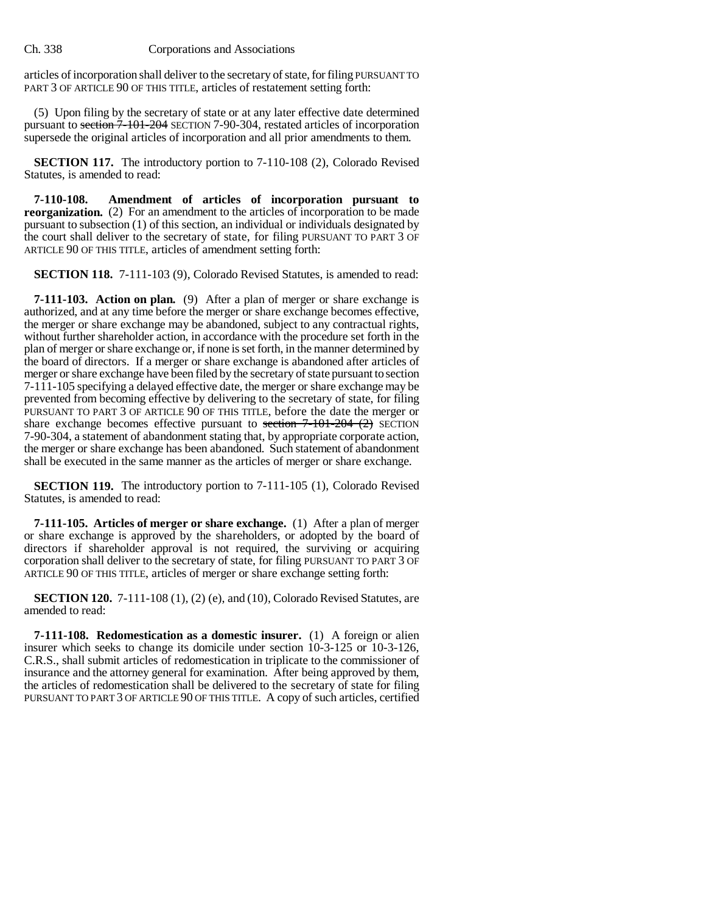articles of incorporation shall deliver to the secretary of state, for filing PURSUANT TO PART 3 OF ARTICLE 90 OF THIS TITLE, articles of restatement setting forth:

(5) Upon filing by the secretary of state or at any later effective date determined pursuant to ~~section 7-101-204~~ SECTION 7-90-304, restated articles of incorporation supersede the original articles of incorporation and all prior amendments to them.

**SECTION 117.** The introductory portion to 7-110-108 (2), Colorado Revised Statutes, is amended to read:

**7-110-108. Amendment of articles of incorporation pursuant to reorganization.** (2) For an amendment to the articles of incorporation to be made pursuant to subsection (1) of this section, an individual or individuals designated by the court shall deliver to the secretary of state, for filing PURSUANT TO PART 3 OF ARTICLE 90 OF THIS TITLE, articles of amendment setting forth:

**SECTION 118.** 7-111-103 (9), Colorado Revised Statutes, is amended to read:

**7-111-103. Action on plan.** (9) After a plan of merger or share exchange is authorized, and at any time before the merger or share exchange becomes effective, the merger or share exchange may be abandoned, subject to any contractual rights, without further shareholder action, in accordance with the procedure set forth in the plan of merger or share exchange or, if none is set forth, in the manner determined by the board of directors. If a merger or share exchange is abandoned after articles of merger or share exchange have been filed by the secretary of state pursuant to section 7-111-105 specifying a delayed effective date, the merger or share exchange may be prevented from becoming effective by delivering to the secretary of state, for filing PURSUANT TO PART 3 OF ARTICLE 90 OF THIS TITLE, before the date the merger or share exchange becomes effective pursuant to ~~section 7-101-204 (2)~~ SECTION 7-90-304, a statement of abandonment stating that, by appropriate corporate action, the merger or share exchange has been abandoned. Such statement of abandonment shall be executed in the same manner as the articles of merger or share exchange.

**SECTION 119.** The introductory portion to 7-111-105 (1), Colorado Revised Statutes, is amended to read:

**7-111-105. Articles of merger or share exchange.** (1) After a plan of merger or share exchange is approved by the shareholders, or adopted by the board of directors if shareholder approval is not required, the surviving or acquiring corporation shall deliver to the secretary of state, for filing PURSUANT TO PART 3 OF ARTICLE 90 OF THIS TITLE, articles of merger or share exchange setting forth:

**SECTION 120.** 7-111-108 (1), (2) (e), and (10), Colorado Revised Statutes, are amended to read:

**7-111-108. Redomestication as a domestic insurer.** (1) A foreign or alien insurer which seeks to change its domicile under section 10-3-125 or 10-3-126, C.R.S., shall submit articles of redomestication in triplicate to the commissioner of insurance and the attorney general for examination. After being approved by them, the articles of redomestication shall be delivered to the secretary of state for filing PURSUANT TO PART 3 OF ARTICLE 90 OF THIS TITLE. A copy of such articles, certified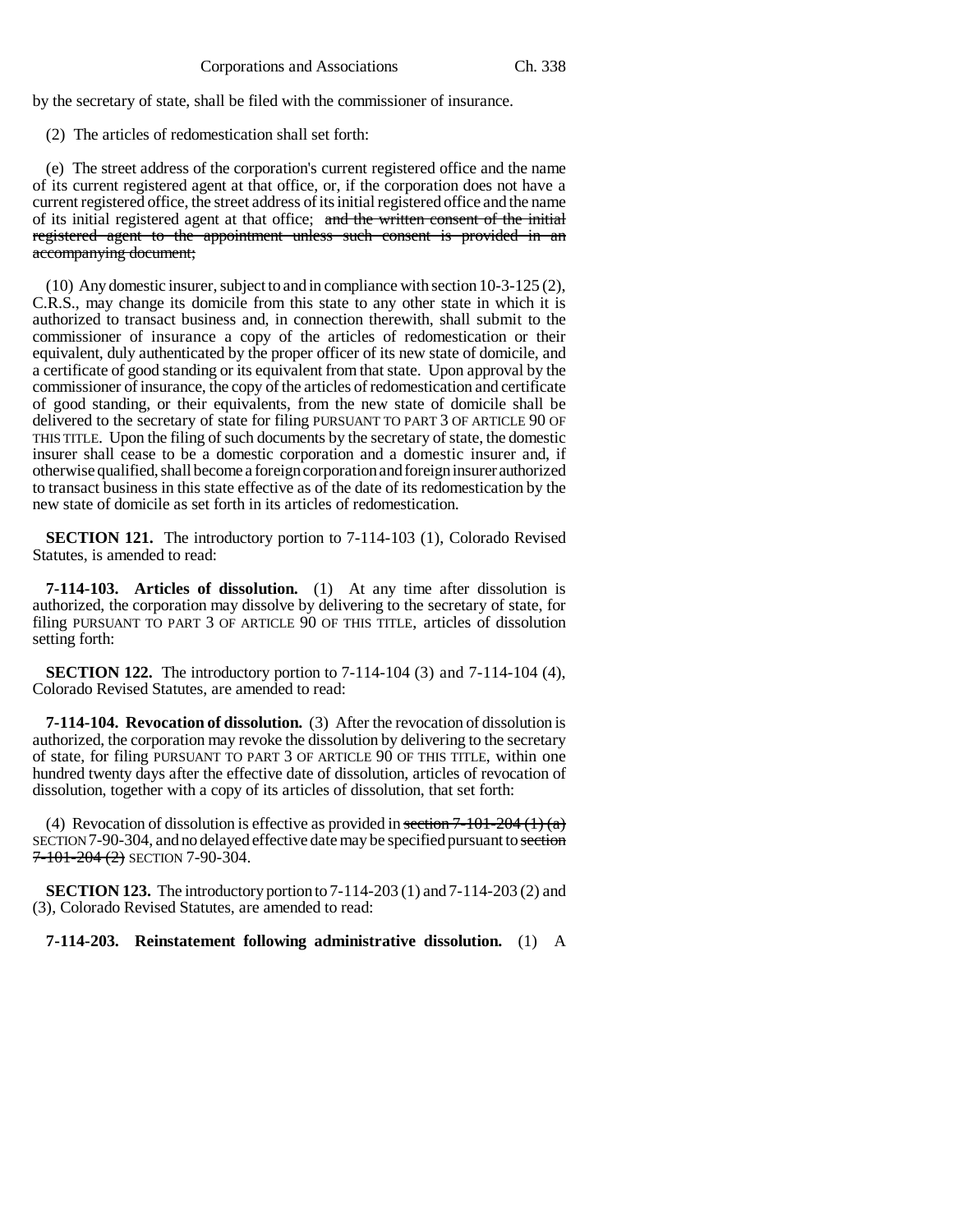by the secretary of state, shall be filed with the commissioner of insurance.

(2) The articles of redomestication shall set forth:

(e) The street address of the corporation's current registered office and the name of its current registered agent at that office, or, if the corporation does not have a current registered office, the street address of its initial registered office and the name of its initial registered agent at that office; ~~and the written consent of the initial registered agent to the appointment unless such consent is provided in an accompanying document;~~

(10) Any domestic insurer, subject to and in compliance with section 10-3-125 (2), C.R.S., may change its domicile from this state to any other state in which it is authorized to transact business and, in connection therewith, shall submit to the commissioner of insurance a copy of the articles of redomestication or their equivalent, duly authenticated by the proper officer of its new state of domicile, and a certificate of good standing or its equivalent from that state. Upon approval by the commissioner of insurance, the copy of the articles of redomestication and certificate of good standing, or their equivalents, from the new state of domicile shall be delivered to the secretary of state for filing PURSUANT TO PART 3 OF ARTICLE 90 OF THIS TITLE. Upon the filing of such documents by the secretary of state, the domestic insurer shall cease to be a domestic corporation and a domestic insurer and, if otherwise qualified, shall become a foreign corporation and foreign insurer authorized to transact business in this state effective as of the date of its redomestication by the new state of domicile as set forth in its articles of redomestication.

**SECTION 121.** The introductory portion to 7-114-103 (1), Colorado Revised Statutes, is amended to read:

**7-114-103. Articles of dissolution.** (1) At any time after dissolution is authorized, the corporation may dissolve by delivering to the secretary of state, for filing PURSUANT TO PART 3 OF ARTICLE 90 OF THIS TITLE, articles of dissolution setting forth:

**SECTION 122.** The introductory portion to 7-114-104 (3) and 7-114-104 (4), Colorado Revised Statutes, are amended to read:

**7-114-104. Revocation of dissolution.** (3) After the revocation of dissolution is authorized, the corporation may revoke the dissolution by delivering to the secretary of state, for filing PURSUANT TO PART 3 OF ARTICLE 90 OF THIS TITLE, within one hundred twenty days after the effective date of dissolution, articles of revocation of dissolution, together with a copy of its articles of dissolution, that set forth:

(4) Revocation of dissolution is effective as provided in ~~section 7-101-204 (1) (a)~~ SECTION 7-90-304, and no delayed effective date may be specified pursuant to ~~section 7-101-204 (2)~~ SECTION 7-90-304.

**SECTION 123.** The introductory portion to 7-114-203 (1) and 7-114-203 (2) and (3), Colorado Revised Statutes, are amended to read:

**7-114-203. Reinstatement following administrative dissolution.** (1) A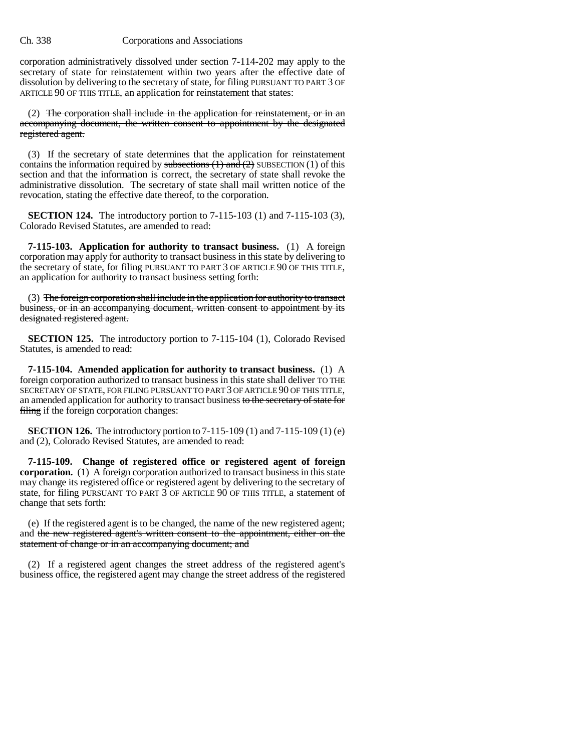corporation administratively dissolved under section 7-114-202 may apply to the secretary of state for reinstatement within two years after the effective date of dissolution by delivering to the secretary of state, for filing PURSUANT TO PART 3 OF ARTICLE 90 OF THIS TITLE, an application for reinstatement that states:

(2) ~~The corporation shall include in the application for reinstatement, or in an accompanying document, the written consent to appointment by the designated registered agent.~~

(3) If the secretary of state determines that the application for reinstatement contains the information required by ~~subsections (1) and (2)~~ SUBSECTION (1) of this section and that the information is correct, the secretary of state shall revoke the administrative dissolution. The secretary of state shall mail written notice of the revocation, stating the effective date thereof, to the corporation.

**SECTION 124.** The introductory portion to 7-115-103 (1) and 7-115-103 (3), Colorado Revised Statutes, are amended to read:

**7-115-103. Application for authority to transact business.** (1) A foreign corporation may apply for authority to transact business in this state by delivering to the secretary of state, for filing PURSUANT TO PART 3 OF ARTICLE 90 OF THIS TITLE, an application for authority to transact business setting forth:

(3) ~~The foreign corporation shall include in the application for authority to transact business, or in an accompanying document, written consent to appointment by its designated registered agent.~~

**SECTION 125.** The introductory portion to 7-115-104 (1), Colorado Revised Statutes, is amended to read:

**7-115-104. Amended application for authority to transact business.** (1) A foreign corporation authorized to transact business in this state shall deliver TO THE SECRETARY OF STATE, FOR FILING PURSUANT TO PART 3 OF ARTICLE 90 OF THIS TITLE, an amended application for authority to transact business ~~to the secretary of state for filing~~ if the foreign corporation changes:

**SECTION 126.** The introductory portion to 7-115-109 (1) and 7-115-109 (1) (e) and (2), Colorado Revised Statutes, are amended to read:

**7-115-109. Change of registered office or registered agent of foreign corporation.** (1) A foreign corporation authorized to transact business in this state may change its registered office or registered agent by delivering to the secretary of state, for filing PURSUANT TO PART 3 OF ARTICLE 90 OF THIS TITLE, a statement of change that sets forth:

(e) If the registered agent is to be changed, the name of the new registered agent; and ~~the new registered agent's written consent to the appointment, either on the statement of change or in an accompanying document; and~~

(2) If a registered agent changes the street address of the registered agent's business office, the registered agent may change the street address of the registered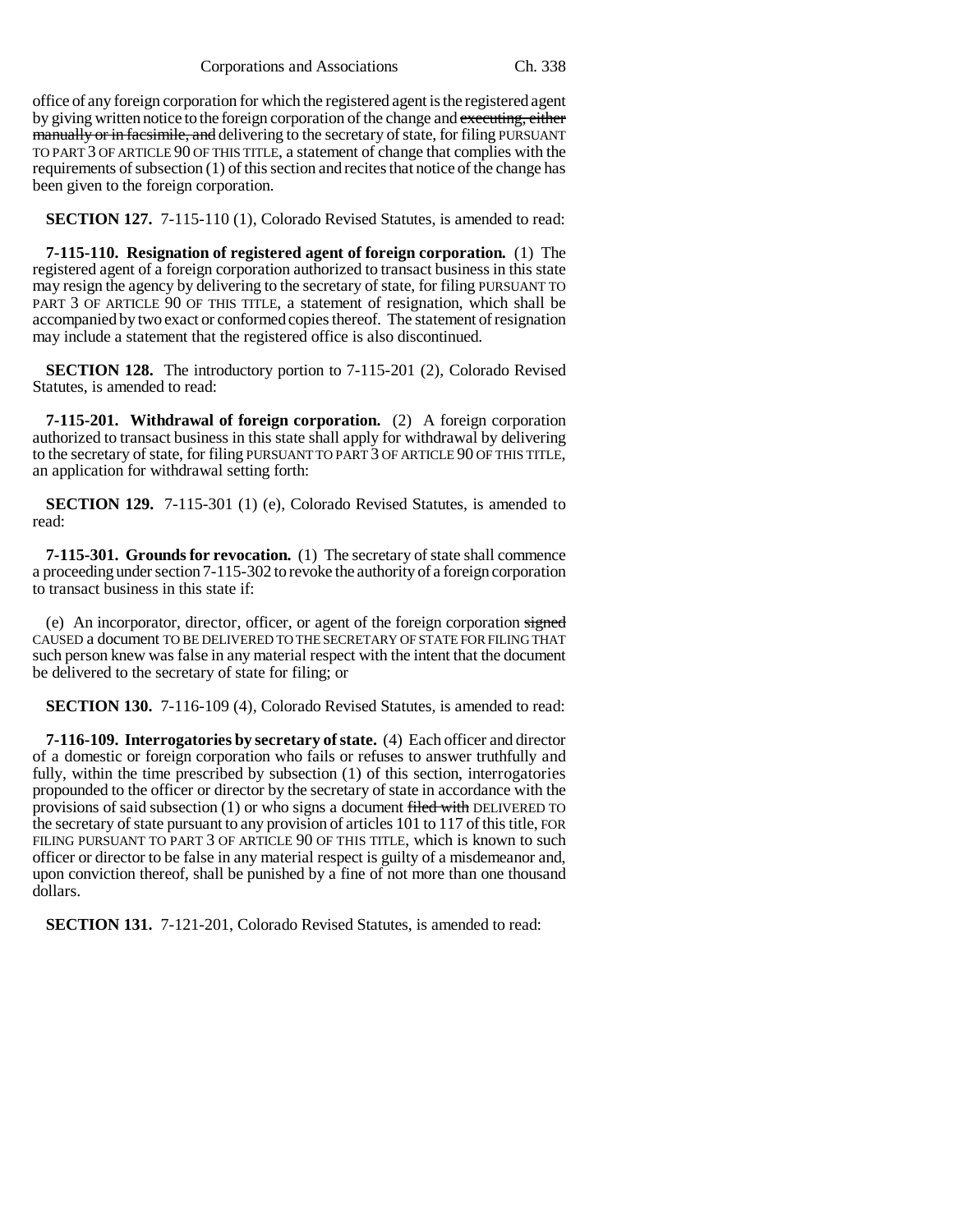office of any foreign corporation for which the registered agent is the registered agent by giving written notice to the foreign corporation of the change and ~~executing, either manually or in facsimile, and~~ delivering to the secretary of state, for filing PURSUANT TO PART 3 OF ARTICLE 90 OF THIS TITLE, a statement of change that complies with the requirements of subsection (1) of this section and recites that notice of the change has been given to the foreign corporation.

**SECTION 127.** 7-115-110 (1), Colorado Revised Statutes, is amended to read:

**7-115-110. Resignation of registered agent of foreign corporation.** (1) The registered agent of a foreign corporation authorized to transact business in this state may resign the agency by delivering to the secretary of state, for filing PURSUANT TO PART 3 OF ARTICLE 90 OF THIS TITLE, a statement of resignation, which shall be accompanied by two exact or conformed copies thereof. The statement of resignation may include a statement that the registered office is also discontinued.

**SECTION 128.** The introductory portion to 7-115-201 (2), Colorado Revised Statutes, is amended to read:

**7-115-201. Withdrawal of foreign corporation.** (2) A foreign corporation authorized to transact business in this state shall apply for withdrawal by delivering to the secretary of state, for filing PURSUANT TO PART 3 OF ARTICLE 90 OF THIS TITLE, an application for withdrawal setting forth:

**SECTION 129.** 7-115-301 (1) (e), Colorado Revised Statutes, is amended to read:

**7-115-301. Grounds for revocation.** (1) The secretary of state shall commence a proceeding under section 7-115-302 to revoke the authority of a foreign corporation to transact business in this state if:

(e) An incorporator, director, officer, or agent of the foreign corporation ~~signed~~ CAUSED a document TO BE DELIVERED TO THE SECRETARY OF STATE FOR FILING THAT such person knew was false in any material respect with the intent that the document be delivered to the secretary of state for filing; or

**SECTION 130.** 7-116-109 (4), Colorado Revised Statutes, is amended to read:

**7-116-109. Interrogatories by secretary of state.** (4) Each officer and director of a domestic or foreign corporation who fails or refuses to answer truthfully and fully, within the time prescribed by subsection (1) of this section, interrogatories propounded to the officer or director by the secretary of state in accordance with the provisions of said subsection (1) or who signs a document ~~filed with~~ DELIVERED TO the secretary of state pursuant to any provision of articles 101 to 117 of this title, FOR FILING PURSUANT TO PART 3 OF ARTICLE 90 OF THIS TITLE, which is known to such officer or director to be false in any material respect is guilty of a misdemeanor and, upon conviction thereof, shall be punished by a fine of not more than one thousand dollars.

**SECTION 131.** 7-121-201, Colorado Revised Statutes, is amended to read: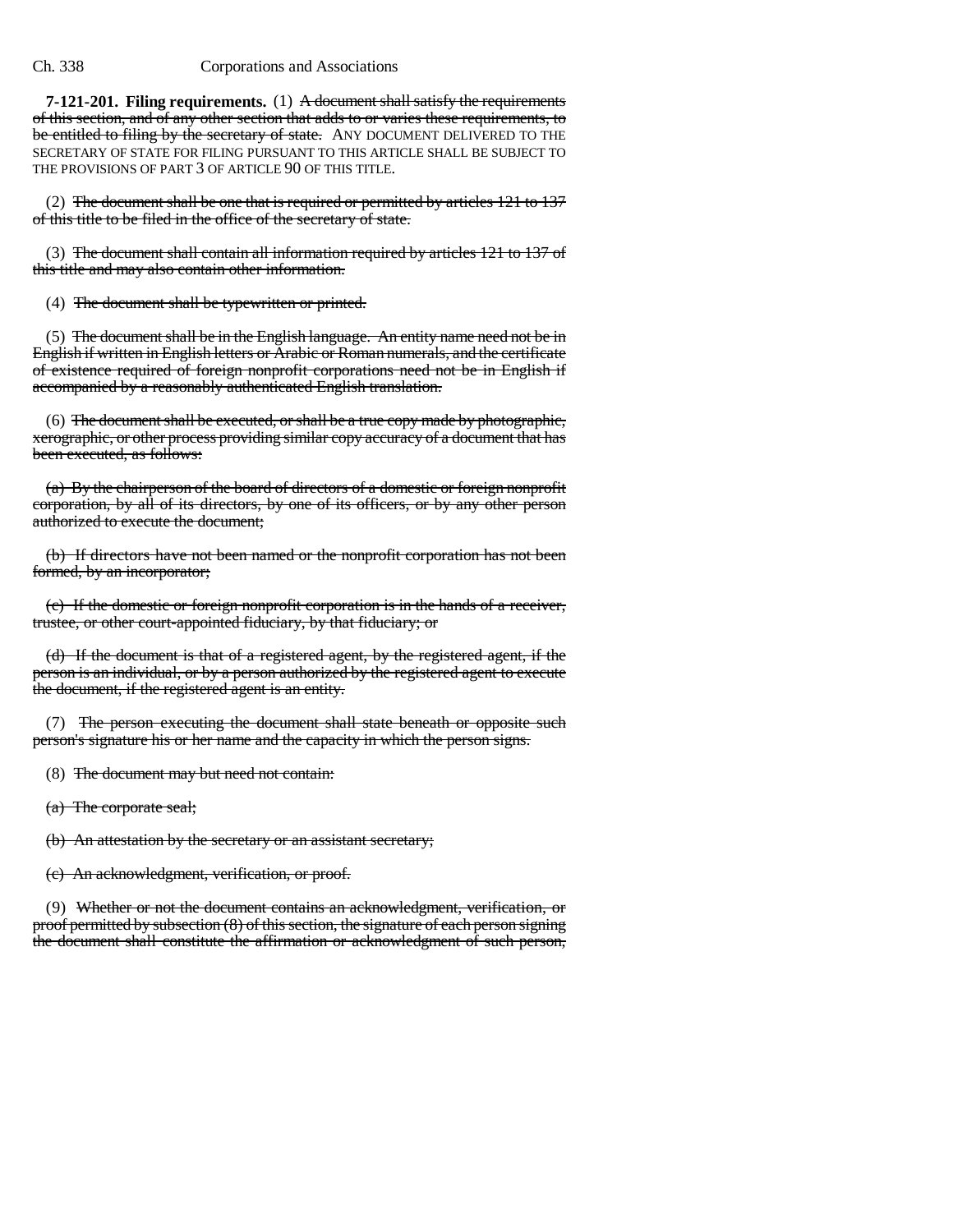**7-121-201. Filing requirements.** (1) ~~A document shall satisfy the requirements of this section, and of any other section that adds to or varies these requirements, to be entitled to filing by the secretary of state.~~ ANY DOCUMENT DELIVERED TO THE SECRETARY OF STATE FOR FILING PURSUANT TO THIS ARTICLE SHALL BE SUBJECT TO THE PROVISIONS OF PART 3 OF ARTICLE 90 OF THIS TITLE.

(2) ~~The document shall be one that is required or permitted by articles 121 to 137 of this title to be filed in the office of the secretary of state.~~

(3) ~~The document shall contain all information required by articles 121 to 137 of this title and may also contain other information.~~

(4) ~~The document shall be typewritten or printed.~~

(5) ~~The document shall be in the English language. An entity name need not be in English if written in English letters or Arabic or Roman numerals, and the certificate of existence required of foreign nonprofit corporations need not be in English if accompanied by a reasonably authenticated English translation.~~

(6) ~~The document shall be executed, or shall be a true copy made by photographic, xerographic, or other process providing similar copy accuracy of a document that has been executed, as follows:~~

~~(a) By the chairperson of the board of directors of a domestic or foreign nonprofit corporation, by all of its directors, by one of its officers, or by any other person authorized to execute the document;~~

~~(b) If directors have not been named or the nonprofit corporation has not been formed, by an incorporator;~~

~~(c) If the domestic or foreign nonprofit corporation is in the hands of a receiver, trustee, or other court-appointed fiduciary, by that fiduciary; or~~

~~(d) If the document is that of a registered agent, by the registered agent, if the person is an individual, or by a person authorized by the registered agent to execute the document, if the registered agent is an entity.~~

(7) ~~The person executing the document shall state beneath or opposite such person's signature his or her name and the capacity in which the person signs.~~

(8) ~~The document may but need not contain:~~

~~(a) The corporate seal;~~

~~(b) An attestation by the secretary or an assistant secretary;~~

~~(c) An acknowledgment, verification, or proof.~~

(9) ~~Whether or not the document contains an acknowledgment, verification, or proof permitted by subsection (8) of this section, the signature of each person signing the document shall constitute the affirmation or acknowledgment of such person,~~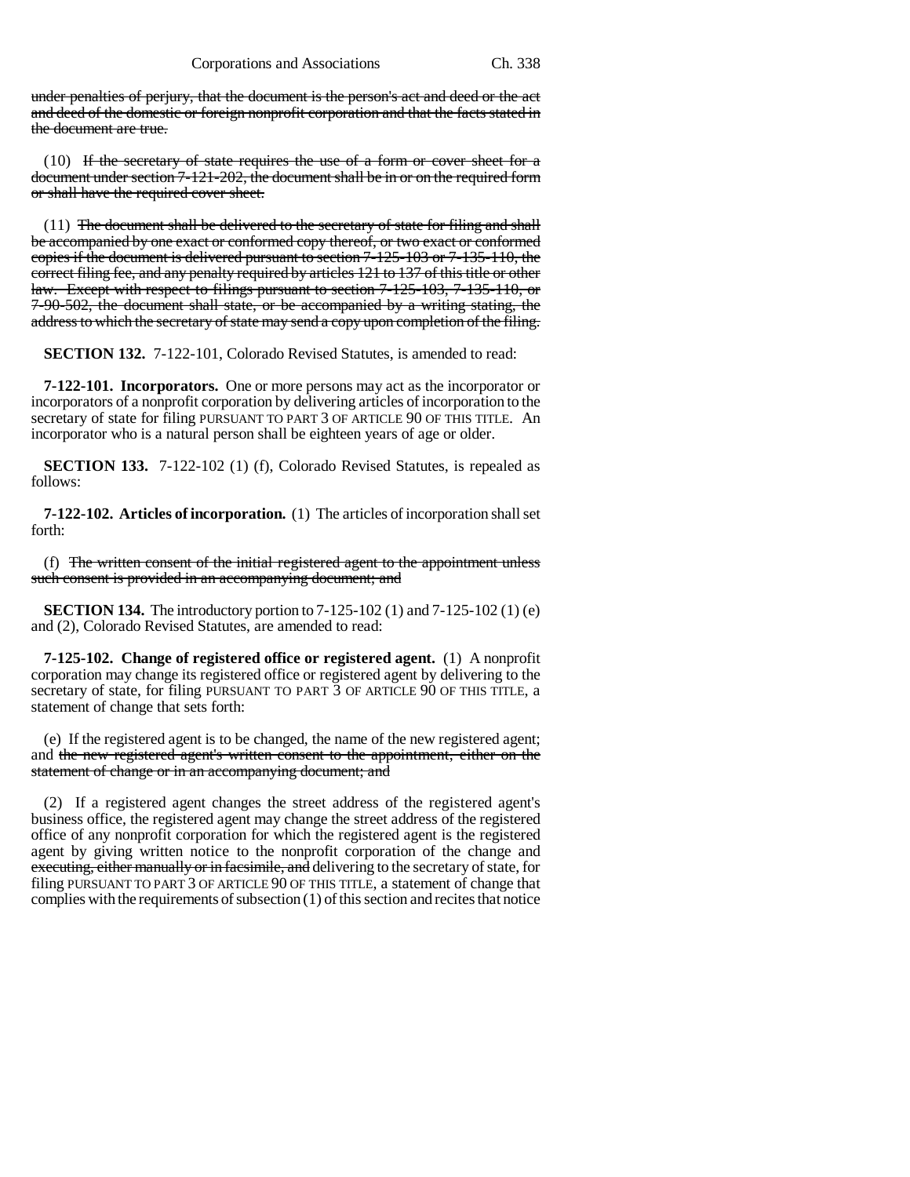under penalties of perjury, that the document is the person's act and deed or the act and deed of the domestic or foreign nonprofit corporation and that the facts stated in the document are true.

(10) If the secretary of state requires the use of a form or cover sheet for a document under section 7-121-202, the document shall be in or on the required form or shall have the required cover sheet.

(11) The document shall be delivered to the secretary of state for filing and shall be accompanied by one exact or conformed copy thereof, or two exact or conformed copies if the document is delivered pursuant to section 7-125-103 or 7-135-110, the correct filing fee, and any penalty required by articles 121 to 137 of this title or other law. Except with respect to filings pursuant to section 7-125-103, 7-135-110, or 7-90-502, the document shall state, or be accompanied by a writing stating, the address to which the secretary of state may send a copy upon completion of the filing.

**SECTION 132.** 7-122-101, Colorado Revised Statutes, is amended to read:

**7-122-101. Incorporators.** One or more persons may act as the incorporator or incorporators of a nonprofit corporation by delivering articles of incorporation to the secretary of state for filing PURSUANT TO PART 3 OF ARTICLE 90 OF THIS TITLE. An incorporator who is a natural person shall be eighteen years of age or older.

**SECTION 133.** 7-122-102 (1) (f), Colorado Revised Statutes, is repealed as follows:

**7-122-102. Articles of incorporation.** (1) The articles of incorporation shall set forth:

(f) The written consent of the initial registered agent to the appointment unless such consent is provided in an accompanying document; and

**SECTION 134.** The introductory portion to 7-125-102 (1) and 7-125-102 (1) (e) and (2), Colorado Revised Statutes, are amended to read:

**7-125-102. Change of registered office or registered agent.** (1) A nonprofit corporation may change its registered office or registered agent by delivering to the secretary of state, for filing PURSUANT TO PART 3 OF ARTICLE 90 OF THIS TITLE, a statement of change that sets forth:

(e) If the registered agent is to be changed, the name of the new registered agent; and the new registered agent's written consent to the appointment, either on the statement of change or in an accompanying document; and

(2) If a registered agent changes the street address of the registered agent's business office, the registered agent may change the street address of the registered office of any nonprofit corporation for which the registered agent is the registered agent by giving written notice to the nonprofit corporation of the change and executing, either manually or in facsimile, and delivering to the secretary of state, for filing PURSUANT TO PART 3 OF ARTICLE 90 OF THIS TITLE, a statement of change that complies with the requirements of subsection (1) of this section and recites that notice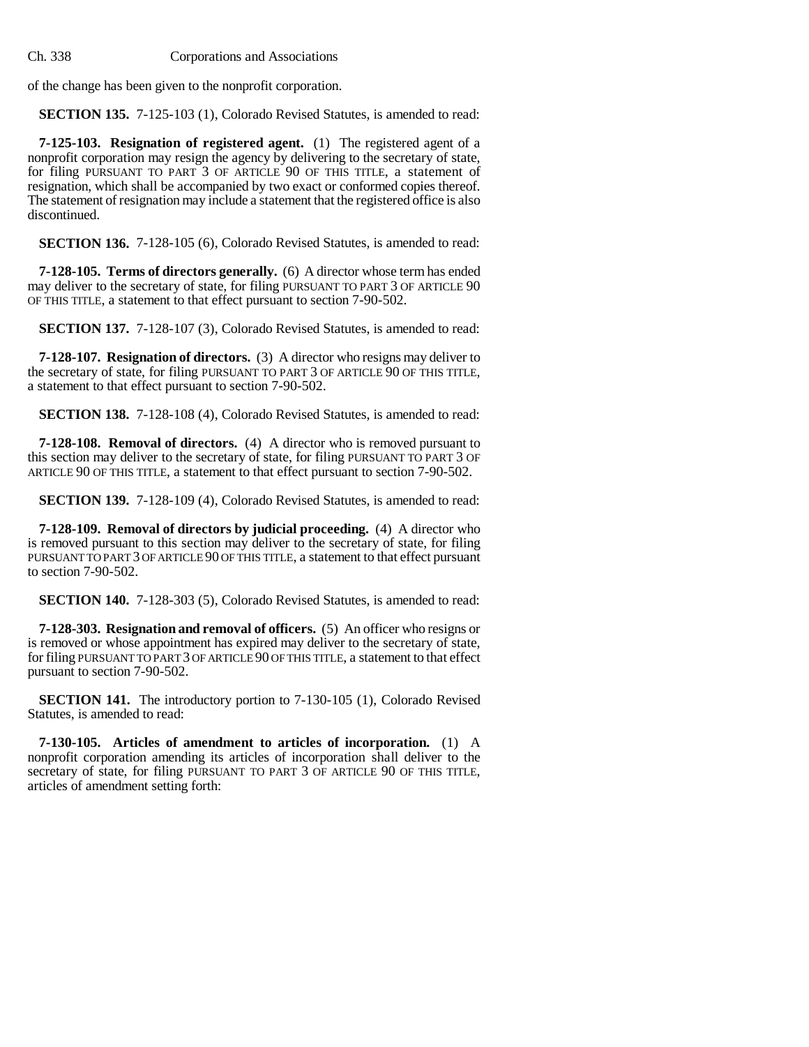of the change has been given to the nonprofit corporation.

**SECTION 135.** 7-125-103 (1), Colorado Revised Statutes, is amended to read:

**7-125-103. Resignation of registered agent.** (1) The registered agent of a nonprofit corporation may resign the agency by delivering to the secretary of state, for filing PURSUANT TO PART 3 OF ARTICLE 90 OF THIS TITLE, a statement of resignation, which shall be accompanied by two exact or conformed copies thereof. The statement of resignation may include a statement that the registered office is also discontinued.

**SECTION 136.** 7-128-105 (6), Colorado Revised Statutes, is amended to read:

**7-128-105. Terms of directors generally.** (6) A director whose term has ended may deliver to the secretary of state, for filing PURSUANT TO PART 3 OF ARTICLE 90 OF THIS TITLE, a statement to that effect pursuant to section 7-90-502.

**SECTION 137.** 7-128-107 (3), Colorado Revised Statutes, is amended to read:

**7-128-107. Resignation of directors.** (3) A director who resigns may deliver to the secretary of state, for filing PURSUANT TO PART 3 OF ARTICLE 90 OF THIS TITLE, a statement to that effect pursuant to section 7-90-502.

**SECTION 138.** 7-128-108 (4), Colorado Revised Statutes, is amended to read:

**7-128-108. Removal of directors.** (4) A director who is removed pursuant to this section may deliver to the secretary of state, for filing PURSUANT TO PART 3 OF ARTICLE 90 OF THIS TITLE, a statement to that effect pursuant to section 7-90-502.

**SECTION 139.** 7-128-109 (4), Colorado Revised Statutes, is amended to read:

**7-128-109. Removal of directors by judicial proceeding.** (4) A director who is removed pursuant to this section may deliver to the secretary of state, for filing PURSUANT TO PART 3 OF ARTICLE 90 OF THIS TITLE, a statement to that effect pursuant to section 7-90-502.

**SECTION 140.** 7-128-303 (5), Colorado Revised Statutes, is amended to read:

**7-128-303. Resignation and removal of officers.** (5) An officer who resigns or is removed or whose appointment has expired may deliver to the secretary of state, for filing PURSUANT TO PART 3 OF ARTICLE 90 OF THIS TITLE, a statement to that effect pursuant to section 7-90-502.

**SECTION 141.** The introductory portion to 7-130-105 (1), Colorado Revised Statutes, is amended to read:

**7-130-105. Articles of amendment to articles of incorporation.** (1) A nonprofit corporation amending its articles of incorporation shall deliver to the secretary of state, for filing PURSUANT TO PART 3 OF ARTICLE 90 OF THIS TITLE, articles of amendment setting forth: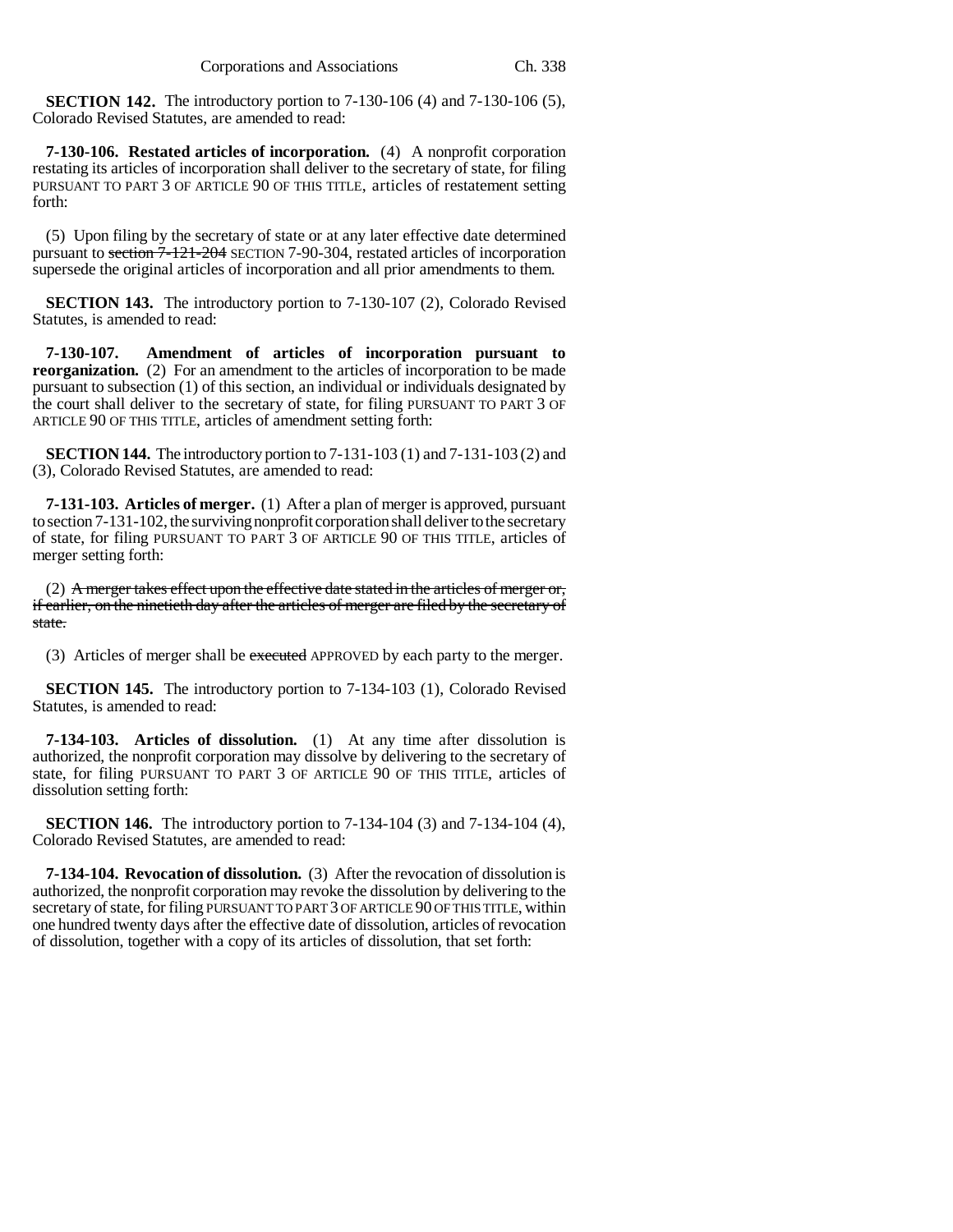**SECTION 142.** The introductory portion to 7-130-106 (4) and 7-130-106 (5), Colorado Revised Statutes, are amended to read:

**7-130-106. Restated articles of incorporation.** (4) A nonprofit corporation restating its articles of incorporation shall deliver to the secretary of state, for filing PURSUANT TO PART 3 OF ARTICLE 90 OF THIS TITLE, articles of restatement setting forth:

(5) Upon filing by the secretary of state or at any later effective date determined pursuant to ~~section 7-121-204~~ SECTION 7-90-304, restated articles of incorporation supersede the original articles of incorporation and all prior amendments to them.

**SECTION 143.** The introductory portion to 7-130-107 (2), Colorado Revised Statutes, is amended to read:

**7-130-107. Amendment of articles of incorporation pursuant to reorganization.** (2) For an amendment to the articles of incorporation to be made pursuant to subsection (1) of this section, an individual or individuals designated by the court shall deliver to the secretary of state, for filing PURSUANT TO PART 3 OF ARTICLE 90 OF THIS TITLE, articles of amendment setting forth:

**SECTION 144.** The introductory portion to 7-131-103 (1) and 7-131-103 (2) and (3), Colorado Revised Statutes, are amended to read:

**7-131-103. Articles of merger.** (1) After a plan of merger is approved, pursuant to section 7-131-102, the surviving nonprofit corporation shall deliver to the secretary of state, for filing PURSUANT TO PART 3 OF ARTICLE 90 OF THIS TITLE, articles of merger setting forth:

(2) ~~A merger takes effect upon the effective date stated in the articles of merger or, if earlier, on the ninetieth day after the articles of merger are filed by the secretary of state.~~

(3) Articles of merger shall be ~~executed~~ APPROVED by each party to the merger.

**SECTION 145.** The introductory portion to 7-134-103 (1), Colorado Revised Statutes, is amended to read:

**7-134-103. Articles of dissolution.** (1) At any time after dissolution is authorized, the nonprofit corporation may dissolve by delivering to the secretary of state, for filing PURSUANT TO PART 3 OF ARTICLE 90 OF THIS TITLE, articles of dissolution setting forth:

**SECTION 146.** The introductory portion to 7-134-104 (3) and 7-134-104 (4), Colorado Revised Statutes, are amended to read:

**7-134-104. Revocation of dissolution.** (3) After the revocation of dissolution is authorized, the nonprofit corporation may revoke the dissolution by delivering to the secretary of state, for filing PURSUANT TO PART 3 OF ARTICLE 90 OF THIS TITLE, within one hundred twenty days after the effective date of dissolution, articles of revocation of dissolution, together with a copy of its articles of dissolution, that set forth: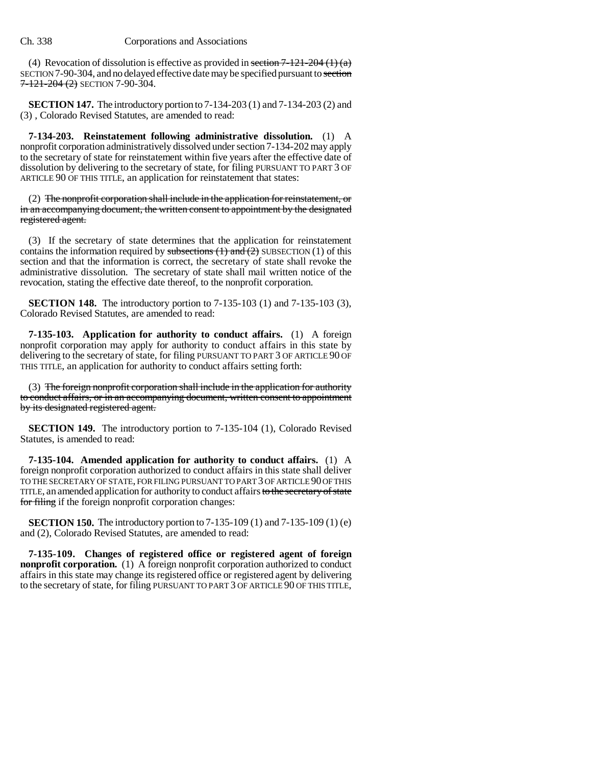(4) Revocation of dissolution is effective as provided in ~~section 7-121-204 (1) (a)~~ SECTION 7-90-304, and no delayed effective date may be specified pursuant to ~~section 7-121-204 (2)~~ SECTION 7-90-304.

**SECTION 147.** The introductory portion to 7-134-203 (1) and 7-134-203 (2) and (3) , Colorado Revised Statutes, are amended to read:

**7-134-203. Reinstatement following administrative dissolution.** (1) A nonprofit corporation administratively dissolved under section 7-134-202 may apply to the secretary of state for reinstatement within five years after the effective date of dissolution by delivering to the secretary of state, for filing PURSUANT TO PART 3 OF ARTICLE 90 OF THIS TITLE, an application for reinstatement that states:

(2) ~~The nonprofit corporation shall include in the application for reinstatement, or in an accompanying document, the written consent to appointment by the designated registered agent.~~

(3) If the secretary of state determines that the application for reinstatement contains the information required by ~~subsections (1) and (2)~~ SUBSECTION (1) of this section and that the information is correct, the secretary of state shall revoke the administrative dissolution. The secretary of state shall mail written notice of the revocation, stating the effective date thereof, to the nonprofit corporation.

**SECTION 148.** The introductory portion to 7-135-103 (1) and 7-135-103 (3), Colorado Revised Statutes, are amended to read:

**7-135-103. Application for authority to conduct affairs.** (1) A foreign nonprofit corporation may apply for authority to conduct affairs in this state by delivering to the secretary of state, for filing PURSUANT TO PART 3 OF ARTICLE 90 OF THIS TITLE, an application for authority to conduct affairs setting forth:

(3) ~~The foreign nonprofit corporation shall include in the application for authority to conduct affairs, or in an accompanying document, written consent to appointment by its designated registered agent.~~

**SECTION 149.** The introductory portion to 7-135-104 (1), Colorado Revised Statutes, is amended to read:

**7-135-104. Amended application for authority to conduct affairs.** (1) A foreign nonprofit corporation authorized to conduct affairs in this state shall deliver TO THE SECRETARY OF STATE, FOR FILING PURSUANT TO PART 3 OF ARTICLE 90 OF THIS TITLE, an amended application for authority to conduct affairs ~~to the secretary of state for filing~~ if the foreign nonprofit corporation changes:

**SECTION 150.** The introductory portion to 7-135-109 (1) and 7-135-109 (1) (e) and (2), Colorado Revised Statutes, are amended to read:

**7-135-109. Changes of registered office or registered agent of foreign nonprofit corporation.** (1) A foreign nonprofit corporation authorized to conduct affairs in this state may change its registered office or registered agent by delivering to the secretary of state, for filing PURSUANT TO PART 3 OF ARTICLE 90 OF THIS TITLE,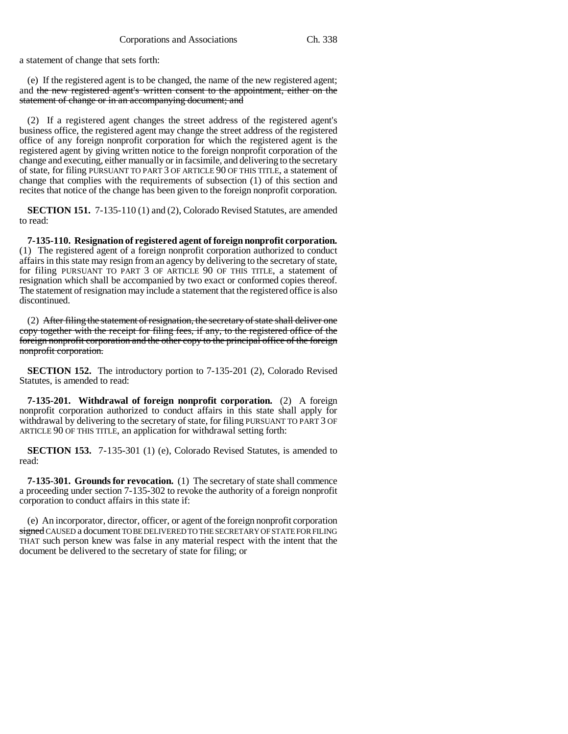a statement of change that sets forth:

(e) If the registered agent is to be changed, the name of the new registered agent; and ~~the new registered agent's written consent to the appointment, either on the statement of change or in an accompanying document; and~~

(2) If a registered agent changes the street address of the registered agent's business office, the registered agent may change the street address of the registered office of any foreign nonprofit corporation for which the registered agent is the registered agent by giving written notice to the foreign nonprofit corporation of the change and executing, either manually or in facsimile, and delivering to the secretary of state, for filing PURSUANT TO PART 3 OF ARTICLE 90 OF THIS TITLE, a statement of change that complies with the requirements of subsection (1) of this section and recites that notice of the change has been given to the foreign nonprofit corporation.

**SECTION 151.** 7-135-110 (1) and (2), Colorado Revised Statutes, are amended to read:

**7-135-110. Resignation of registered agent of foreign nonprofit corporation.** (1) The registered agent of a foreign nonprofit corporation authorized to conduct affairs in this state may resign from an agency by delivering to the secretary of state, for filing PURSUANT TO PART 3 OF ARTICLE 90 OF THIS TITLE, a statement of resignation which shall be accompanied by two exact or conformed copies thereof. The statement of resignation may include a statement that the registered office is also discontinued.

(2) ~~After filing the statement of resignation, the secretary of state shall deliver one copy together with the receipt for filing fees, if any, to the registered office of the foreign nonprofit corporation and the other copy to the principal office of the foreign nonprofit corporation.~~

**SECTION 152.** The introductory portion to 7-135-201 (2), Colorado Revised Statutes, is amended to read:

**7-135-201. Withdrawal of foreign nonprofit corporation.** (2) A foreign nonprofit corporation authorized to conduct affairs in this state shall apply for withdrawal by delivering to the secretary of state, for filing PURSUANT TO PART 3 OF ARTICLE 90 OF THIS TITLE, an application for withdrawal setting forth:

**SECTION 153.** 7-135-301 (1) (e), Colorado Revised Statutes, is amended to read:

**7-135-301. Grounds for revocation.** (1) The secretary of state shall commence a proceeding under section 7-135-302 to revoke the authority of a foreign nonprofit corporation to conduct affairs in this state if:

(e) An incorporator, director, officer, or agent of the foreign nonprofit corporation ~~signed~~ CAUSED a document TO BE DELIVERED TO THE SECRETARY OF STATE FOR FILING THAT such person knew was false in any material respect with the intent that the document be delivered to the secretary of state for filing; or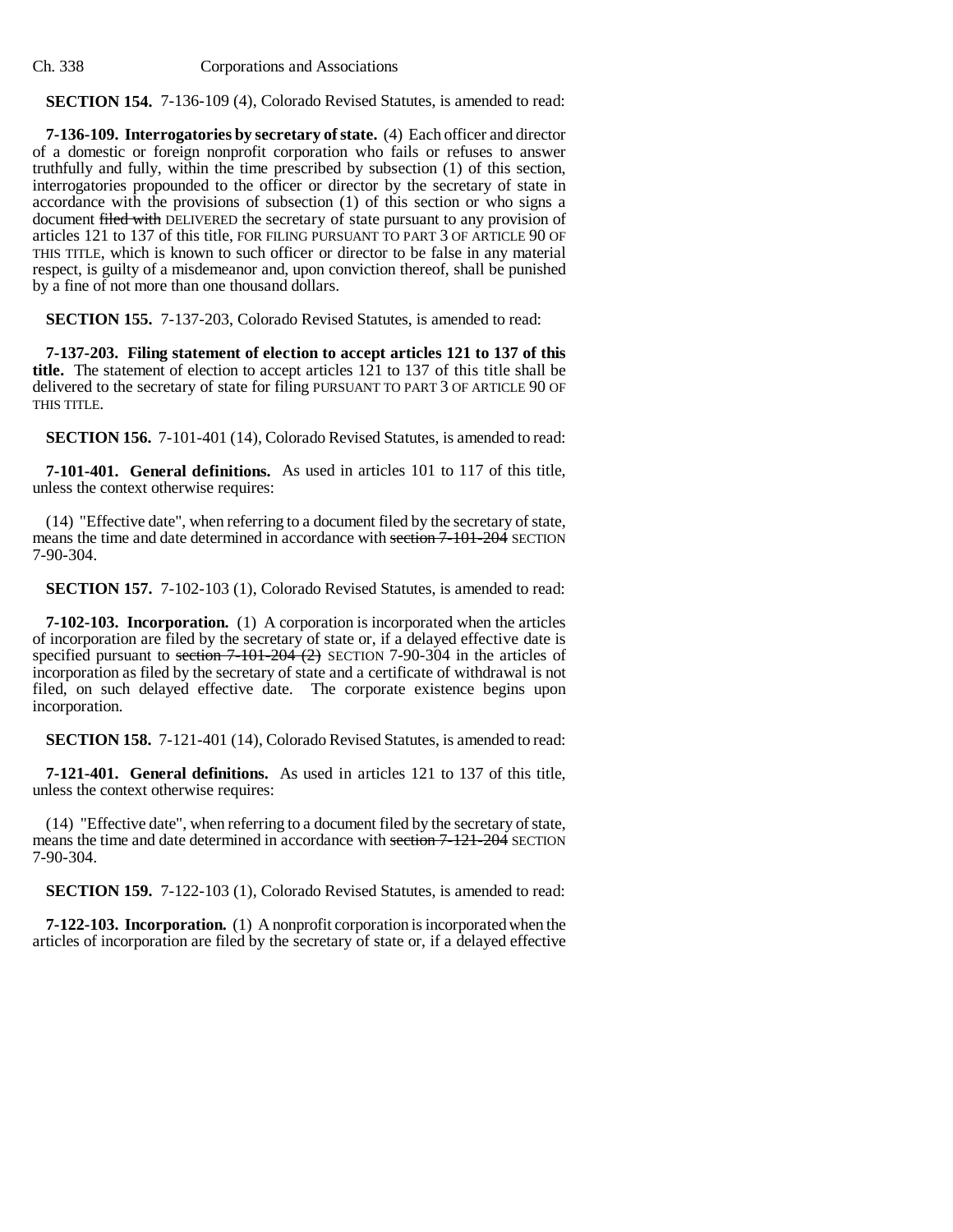**SECTION 154.** 7-136-109 (4), Colorado Revised Statutes, is amended to read:

**7-136-109. Interrogatories by secretary of state.** (4) Each officer and director of a domestic or foreign nonprofit corporation who fails or refuses to answer truthfully and fully, within the time prescribed by subsection (1) of this section, interrogatories propounded to the officer or director by the secretary of state in accordance with the provisions of subsection (1) of this section or who signs a document ~~filed with~~ DELIVERED the secretary of state pursuant to any provision of articles 121 to 137 of this title, FOR FILING PURSUANT TO PART 3 OF ARTICLE 90 OF THIS TITLE, which is known to such officer or director to be false in any material respect, is guilty of a misdemeanor and, upon conviction thereof, shall be punished by a fine of not more than one thousand dollars.

**SECTION 155.** 7-137-203, Colorado Revised Statutes, is amended to read:

**7-137-203. Filing statement of election to accept articles 121 to 137 of this title.** The statement of election to accept articles 121 to 137 of this title shall be delivered to the secretary of state for filing PURSUANT TO PART 3 OF ARTICLE 90 OF THIS TITLE.

**SECTION 156.** 7-101-401 (14), Colorado Revised Statutes, is amended to read:

**7-101-401. General definitions.** As used in articles 101 to 117 of this title, unless the context otherwise requires:

(14) "Effective date", when referring to a document filed by the secretary of state, means the time and date determined in accordance with ~~section 7-101-204~~ SECTION 7-90-304.

**SECTION 157.** 7-102-103 (1), Colorado Revised Statutes, is amended to read:

**7-102-103. Incorporation.** (1) A corporation is incorporated when the articles of incorporation are filed by the secretary of state or, if a delayed effective date is specified pursuant to ~~section 7-101-204 (2)~~ SECTION 7-90-304 in the articles of incorporation as filed by the secretary of state and a certificate of withdrawal is not filed, on such delayed effective date. The corporate existence begins upon incorporation.

**SECTION 158.** 7-121-401 (14), Colorado Revised Statutes, is amended to read:

**7-121-401. General definitions.** As used in articles 121 to 137 of this title, unless the context otherwise requires:

(14) "Effective date", when referring to a document filed by the secretary of state, means the time and date determined in accordance with ~~section 7-121-204~~ SECTION 7-90-304.

**SECTION 159.** 7-122-103 (1), Colorado Revised Statutes, is amended to read:

**7-122-103. Incorporation.** (1) A nonprofit corporation is incorporated when the articles of incorporation are filed by the secretary of state or, if a delayed effective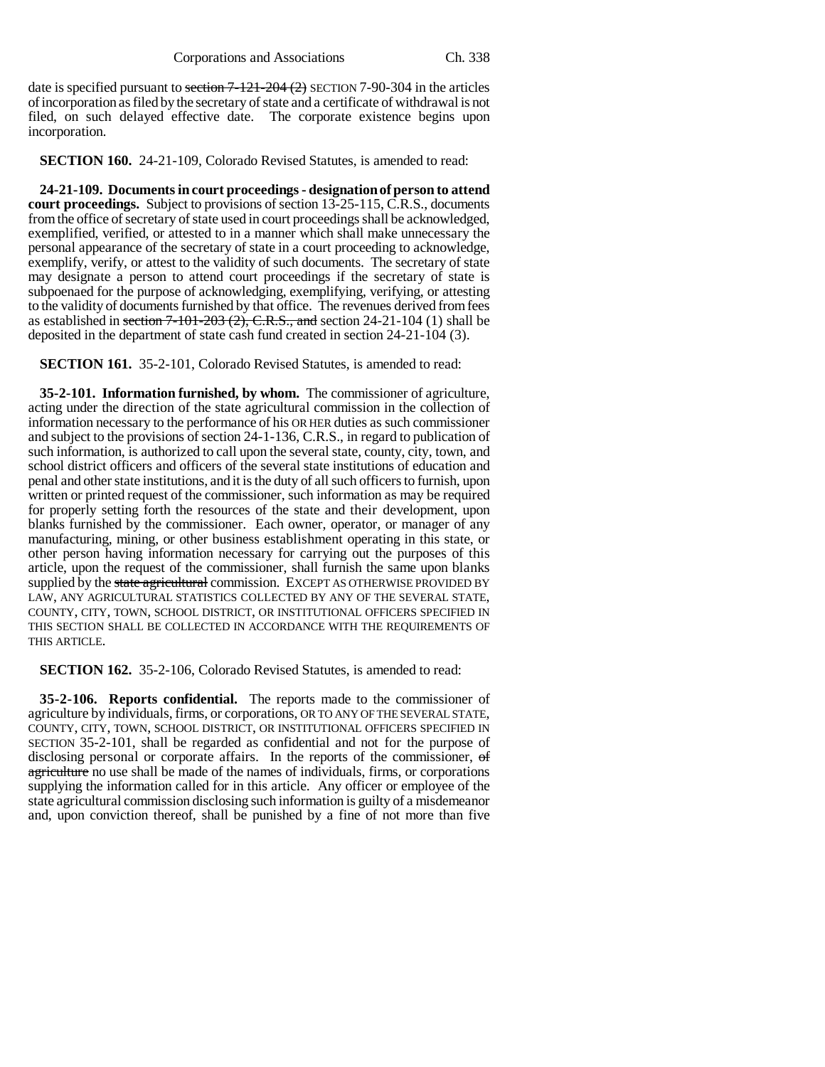date is specified pursuant to ~~section 7-121-204 (2)~~ SECTION 7-90-304 in the articles of incorporation as filed by the secretary of state and a certificate of withdrawal is not filed, on such delayed effective date. The corporate existence begins upon incorporation.

**SECTION 160.** 24-21-109, Colorado Revised Statutes, is amended to read:

**24-21-109. Documents in court proceedings - designation of person to attend court proceedings.** Subject to provisions of section 13-25-115, C.R.S., documents from the office of secretary of state used in court proceedings shall be acknowledged, exemplified, verified, or attested to in a manner which shall make unnecessary the personal appearance of the secretary of state in a court proceeding to acknowledge, exemplify, verify, or attest to the validity of such documents. The secretary of state may designate a person to attend court proceedings if the secretary of state is subpoenaed for the purpose of acknowledging, exemplifying, verifying, or attesting to the validity of documents furnished by that office. The revenues derived from fees as established in ~~section 7-101-203 (2), C.R.S., and~~ section 24-21-104 (1) shall be deposited in the department of state cash fund created in section 24-21-104 (3).

**SECTION 161.** 35-2-101, Colorado Revised Statutes, is amended to read:

**35-2-101. Information furnished, by whom.** The commissioner of agriculture, acting under the direction of the state agricultural commission in the collection of information necessary to the performance of his OR HER duties as such commissioner and subject to the provisions of section 24-1-136, C.R.S., in regard to publication of such information, is authorized to call upon the several state, county, city, town, and school district officers and officers of the several state institutions of education and penal and other state institutions, and it is the duty of all such officers to furnish, upon written or printed request of the commissioner, such information as may be required for properly setting forth the resources of the state and their development, upon blanks furnished by the commissioner. Each owner, operator, or manager of any manufacturing, mining, or other business establishment operating in this state, or other person having information necessary for carrying out the purposes of this article, upon the request of the commissioner, shall furnish the same upon blanks supplied by the ~~state agricultural~~ commission. EXCEPT AS OTHERWISE PROVIDED BY LAW, ANY AGRICULTURAL STATISTICS COLLECTED BY ANY OF THE SEVERAL STATE, COUNTY, CITY, TOWN, SCHOOL DISTRICT, OR INSTITUTIONAL OFFICERS SPECIFIED IN THIS SECTION SHALL BE COLLECTED IN ACCORDANCE WITH THE REQUIREMENTS OF THIS ARTICLE.

**SECTION 162.** 35-2-106, Colorado Revised Statutes, is amended to read:

**35-2-106. Reports confidential.** The reports made to the commissioner of agriculture by individuals, firms, or corporations, OR TO ANY OF THE SEVERAL STATE, COUNTY, CITY, TOWN, SCHOOL DISTRICT, OR INSTITUTIONAL OFFICERS SPECIFIED IN SECTION 35-2-101, shall be regarded as confidential and not for the purpose of disclosing personal or corporate affairs. In the reports of the commissioner, ~~of agriculture~~ no use shall be made of the names of individuals, firms, or corporations supplying the information called for in this article. Any officer or employee of the state agricultural commission disclosing such information is guilty of a misdemeanor and, upon conviction thereof, shall be punished by a fine of not more than five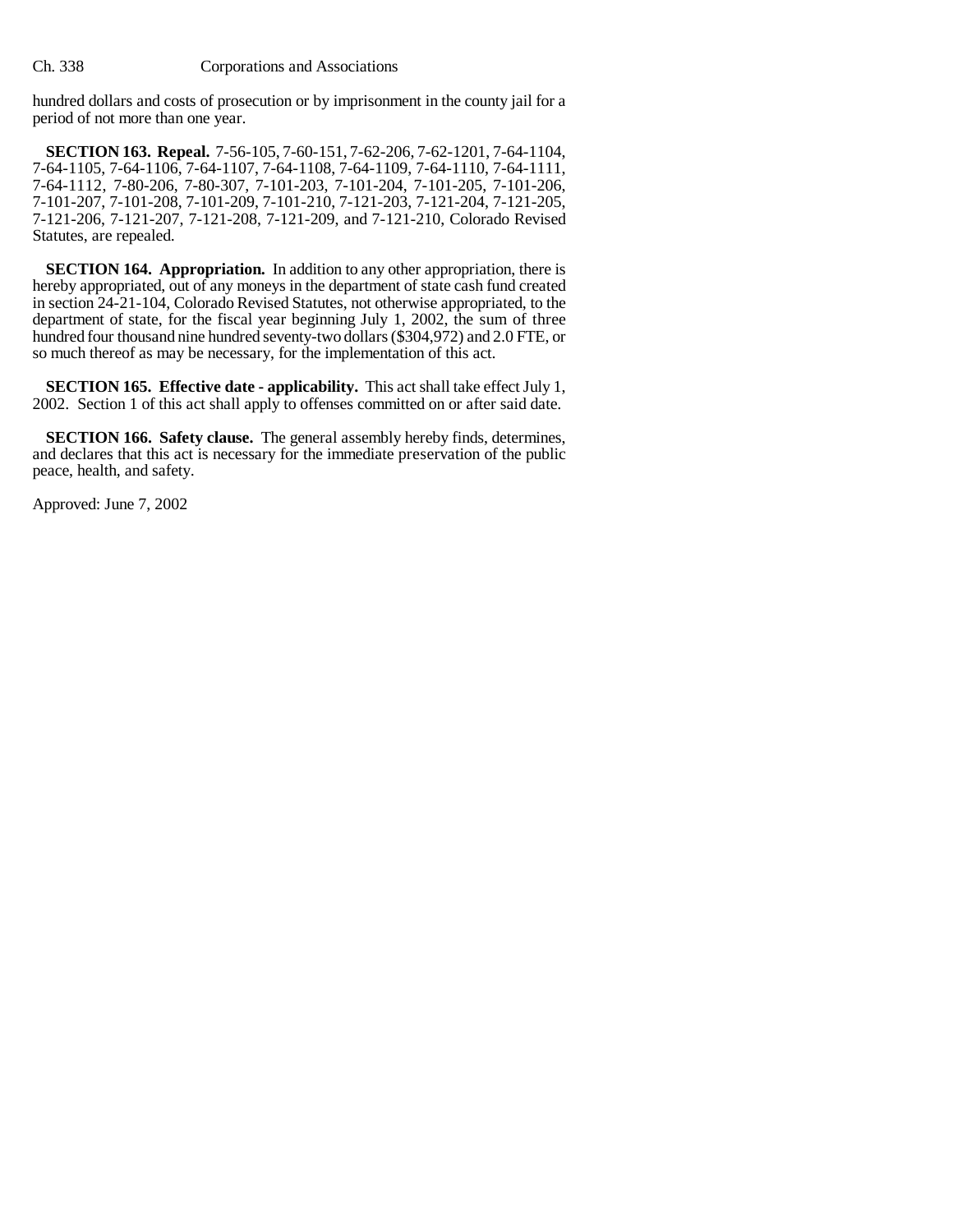hundred dollars and costs of prosecution or by imprisonment in the county jail for a period of not more than one year.

**SECTION 163. Repeal.** 7-56-105, 7-60-151, 7-62-206, 7-62-1201, 7-64-1104, 7-64-1105, 7-64-1106, 7-64-1107, 7-64-1108, 7-64-1109, 7-64-1110, 7-64-1111, 7-64-1112, 7-80-206, 7-80-307, 7-101-203, 7-101-204, 7-101-205, 7-101-206, 7-101-207, 7-101-208, 7-101-209, 7-101-210, 7-121-203, 7-121-204, 7-121-205, 7-121-206, 7-121-207, 7-121-208, 7-121-209, and 7-121-210, Colorado Revised Statutes, are repealed.

**SECTION 164. Appropriation.** In addition to any other appropriation, there is hereby appropriated, out of any moneys in the department of state cash fund created in section 24-21-104, Colorado Revised Statutes, not otherwise appropriated, to the department of state, for the fiscal year beginning July 1, 2002, the sum of three hundred four thousand nine hundred seventy-two dollars ($304,972) and 2.0 FTE, or so much thereof as may be necessary, for the implementation of this act.

**SECTION 165. Effective date - applicability.** This act shall take effect July 1, 2002. Section 1 of this act shall apply to offenses committed on or after said date.

**SECTION 166. Safety clause.** The general assembly hereby finds, determines, and declares that this act is necessary for the immediate preservation of the public peace, health, and safety.

Approved: June 7, 2002